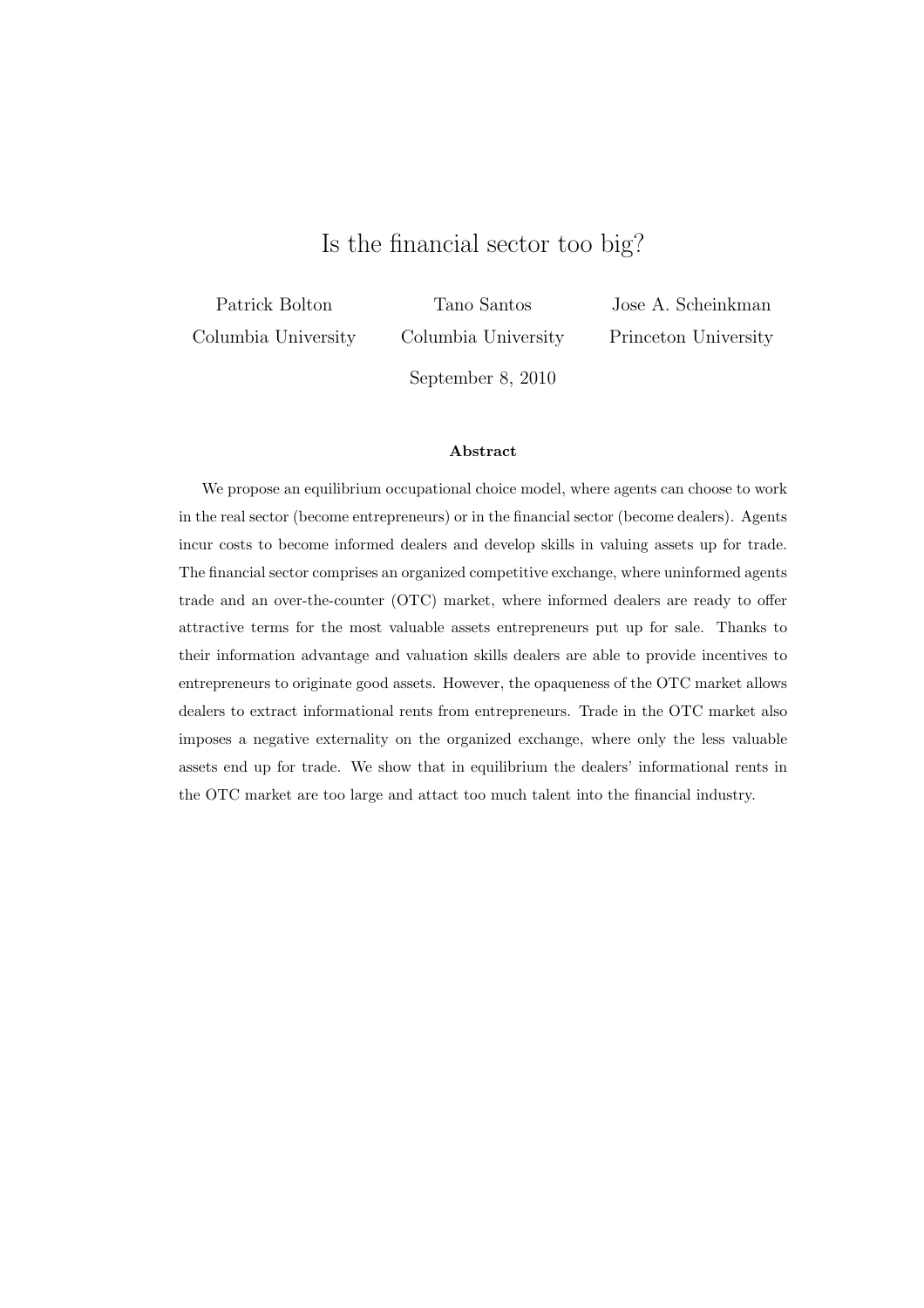# Is the financial sector too big?

| Patrick Bolton | Tano Santos | Jose A. Scheinkman |
|---|---|---|
| Columbia University | Columbia University | Princeton University |

September 8, 2010

**Abstract**

We propose an equilibrium occupational choice model, where agents can choose to work in the real sector (become entrepreneurs) or in the financial sector (become dealers). Agents incur costs to become informed dealers and develop skills in valuing assets up for trade. The financial sector comprises an organized competitive exchange, where uninformed agents trade and an over-the-counter (OTC) market, where informed dealers are ready to offer attractive terms for the most valuable assets entrepreneurs put up for sale. Thanks to their information advantage and valuation skills dealers are able to provide incentives to entrepreneurs to originate good assets. However, the opaqueness of the OTC market allows dealers to extract informational rents from entrepreneurs. Trade in the OTC market also imposes a negative externality on the organized exchange, where only the less valuable assets end up for trade. We show that in equilibrium the dealers' informational rents in the OTC market are too large and attact too much talent into the financial industry.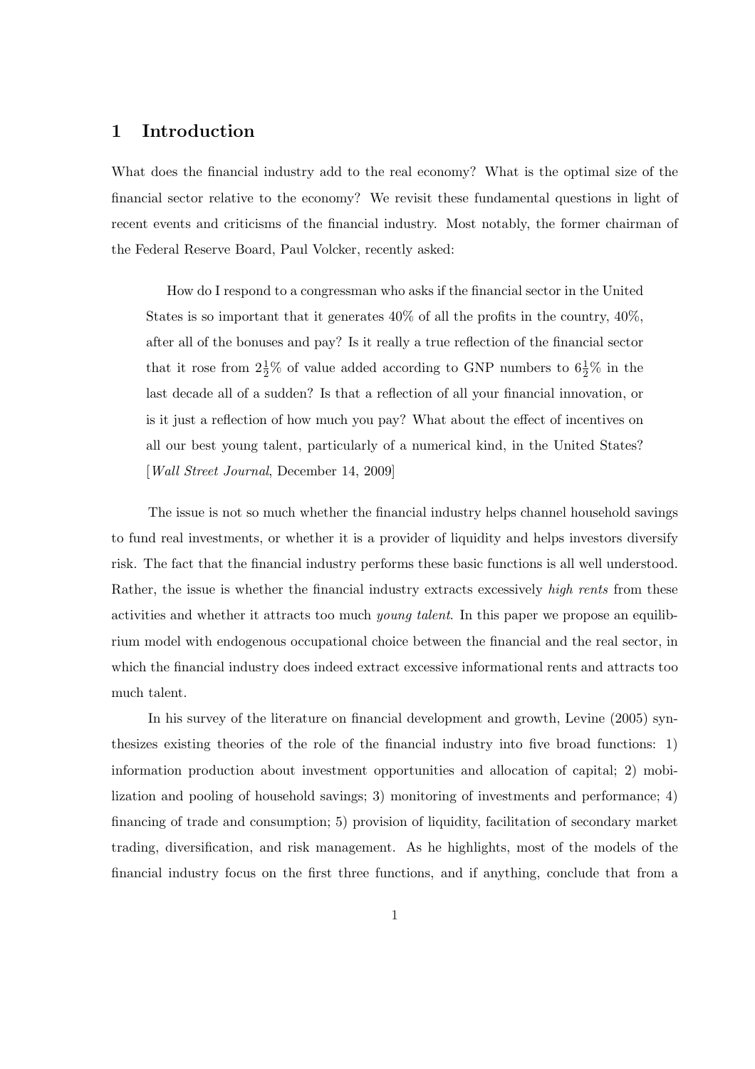# 1 Introduction

What does the financial industry add to the real economy? What is the optimal size of the financial sector relative to the economy? We revisit these fundamental questions in light of recent events and criticisms of the financial industry. Most notably, the former chairman of the Federal Reserve Board, Paul Volcker, recently asked:

> How do I respond to a congressman who asks if the financial sector in the United States is so important that it generates 40% of all the profits in the country, 40%, after all of the bonuses and pay? Is it really a true reflection of the financial sector that it rose from $2\frac{1}{2}$% of value added according to GNP numbers to $6\frac{1}{2}$% in the last decade all of a sudden? Is that a reflection of all your financial innovation, or is it just a reflection of how much you pay? What about the effect of incentives on all our best young talent, particularly of a numerical kind, in the United States? [*Wall Street Journal*, December 14, 2009]

The issue is not so much whether the financial industry helps channel household savings to fund real investments, or whether it is a provider of liquidity and helps investors diversify risk. The fact that the financial industry performs these basic functions is all well understood. Rather, the issue is whether the financial industry extracts excessively *high rents* from these activities and whether it attracts too much *young talent*. In this paper we propose an equilibrium model with endogenous occupational choice between the financial and the real sector, in which the financial industry does indeed extract excessive informational rents and attracts too much talent.

In his survey of the literature on financial development and growth, Levine (2005) synthesizes existing theories of the role of the financial industry into five broad functions: 1) information production about investment opportunities and allocation of capital; 2) mobilization and pooling of household savings; 3) monitoring of investments and performance; 4) financing of trade and consumption; 5) provision of liquidity, facilitation of secondary market trading, diversification, and risk management. As he highlights, most of the models of the financial industry focus on the first three functions, and if anything, conclude that from a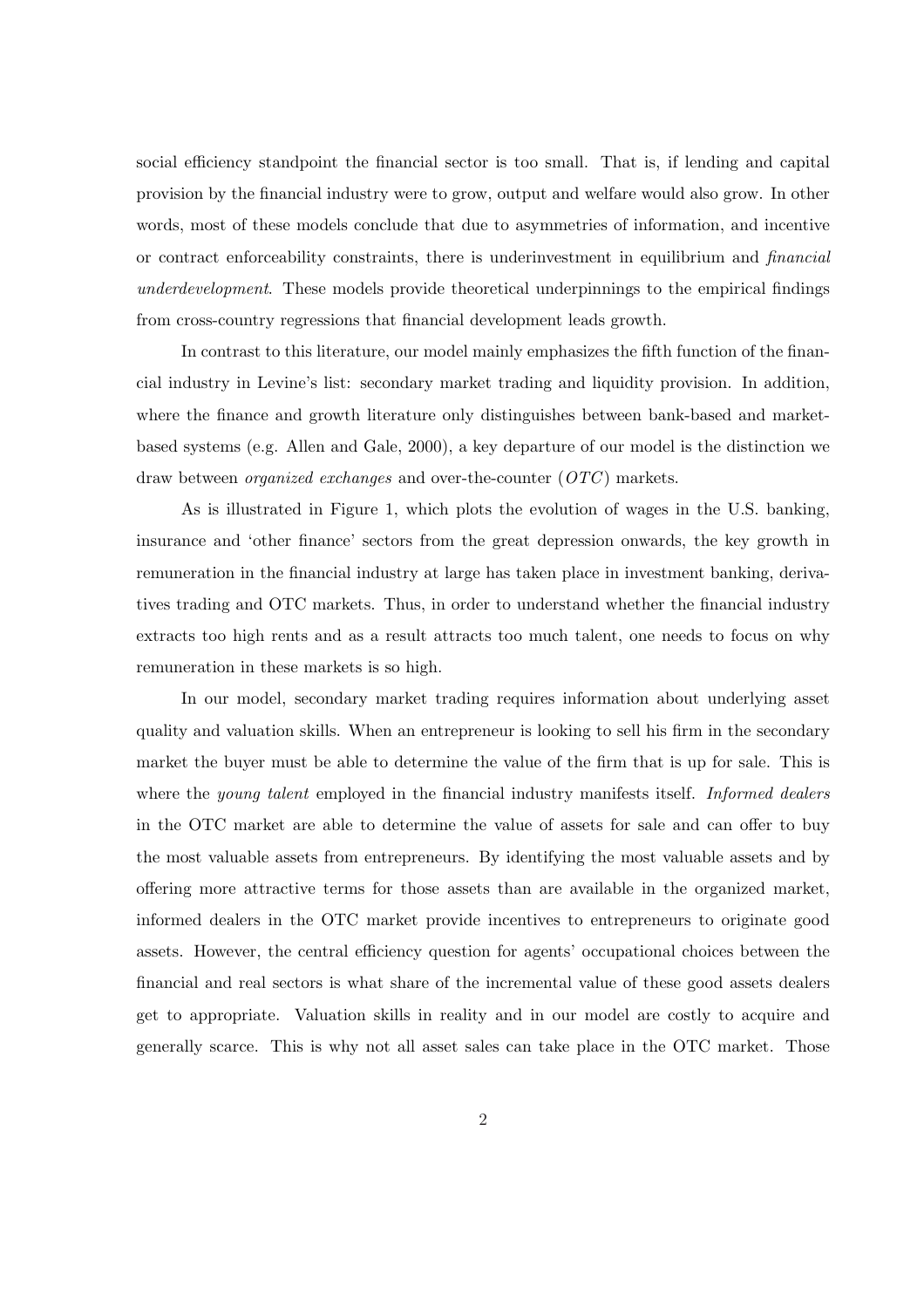social efficiency standpoint the financial sector is too small. That is, if lending and capital provision by the financial industry were to grow, output and welfare would also grow. In other words, most of these models conclude that due to asymmetries of information, and incentive or contract enforceability constraints, there is underinvestment in equilibrium and *financial underdevelopment*. These models provide theoretical underpinnings to the empirical findings from cross-country regressions that financial development leads growth.

In contrast to this literature, our model mainly emphasizes the fifth function of the financial industry in Levine's list: secondary market trading and liquidity provision. In addition, where the finance and growth literature only distinguishes between bank-based and market-based systems (e.g. Allen and Gale, 2000), a key departure of our model is the distinction we draw between *organized exchanges* and over-the-counter (*OTC*) markets.

As is illustrated in Figure 1, which plots the evolution of wages in the U.S. banking, insurance and 'other finance' sectors from the great depression onwards, the key growth in remuneration in the financial industry at large has taken place in investment banking, derivatives trading and OTC markets. Thus, in order to understand whether the financial industry extracts too high rents and as a result attracts too much talent, one needs to focus on why remuneration in these markets is so high.

In our model, secondary market trading requires information about underlying asset quality and valuation skills. When an entrepreneur is looking to sell his firm in the secondary market the buyer must be able to determine the value of the firm that is up for sale. This is where the *young talent* employed in the financial industry manifests itself. *Informed dealers* in the OTC market are able to determine the value of assets for sale and can offer to buy the most valuable assets from entrepreneurs. By identifying the most valuable assets and by offering more attractive terms for those assets than are available in the organized market, informed dealers in the OTC market provide incentives to entrepreneurs to originate good assets. However, the central efficiency question for agents' occupational choices between the financial and real sectors is what share of the incremental value of these good assets dealers get to appropriate. Valuation skills in reality and in our model are costly to acquire and generally scarce. This is why not all asset sales can take place in the OTC market. Those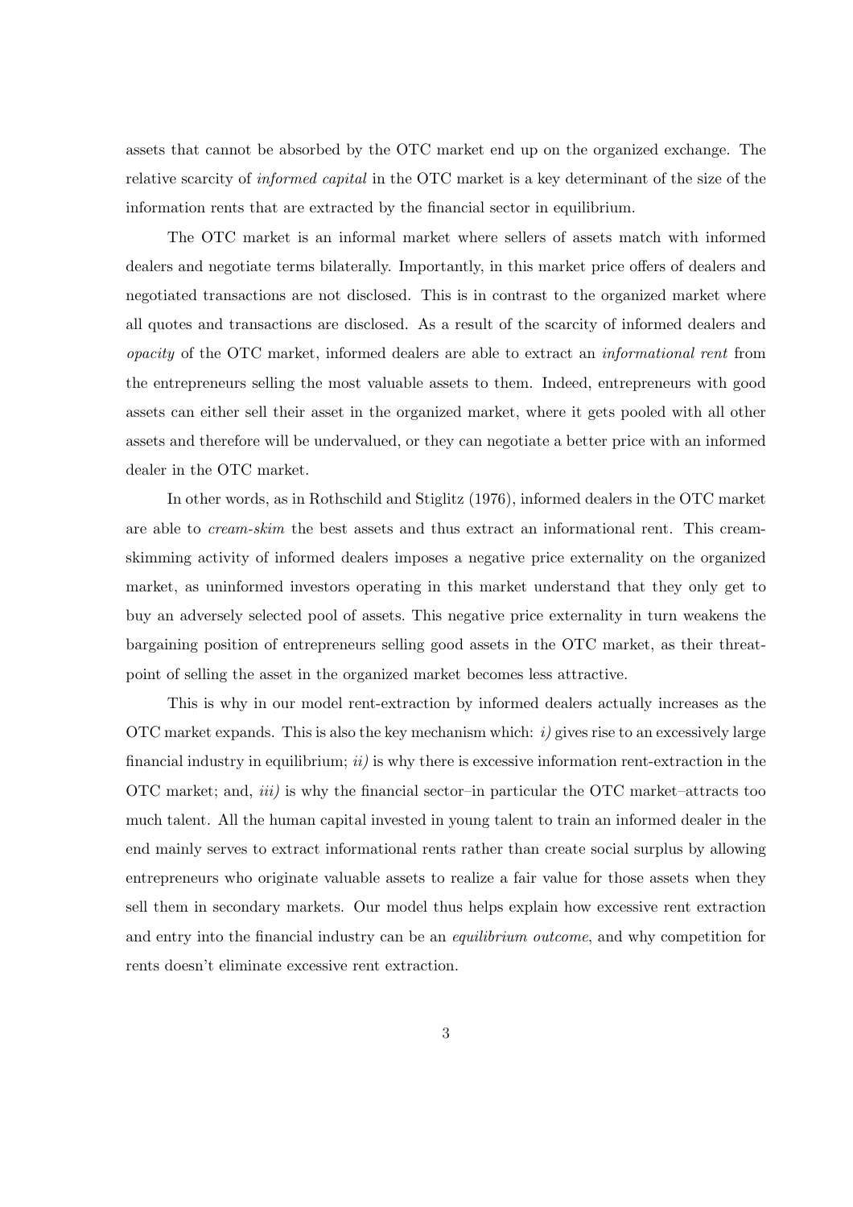assets that cannot be absorbed by the OTC market end up on the organized exchange. The relative scarcity of *informed capital* in the OTC market is a key determinant of the size of the information rents that are extracted by the financial sector in equilibrium.

The OTC market is an informal market where sellers of assets match with informed dealers and negotiate terms bilaterally. Importantly, in this market price offers of dealers and negotiated transactions are not disclosed. This is in contrast to the organized market where all quotes and transactions are disclosed. As a result of the scarcity of informed dealers and *opacity* of the OTC market, informed dealers are able to extract an *informational rent* from the entrepreneurs selling the most valuable assets to them. Indeed, entrepreneurs with good assets can either sell their asset in the organized market, where it gets pooled with all other assets and therefore will be undervalued, or they can negotiate a better price with an informed dealer in the OTC market.

In other words, as in Rothschild and Stiglitz (1976), informed dealers in the OTC market are able to *cream-skim* the best assets and thus extract an informational rent. This cream-skimming activity of informed dealers imposes a negative price externality on the organized market, as uninformed investors operating in this market understand that they only get to buy an adversely selected pool of assets. This negative price externality in turn weakens the bargaining position of entrepreneurs selling good assets in the OTC market, as their threat-point of selling the asset in the organized market becomes less attractive.

This is why in our model rent-extraction by informed dealers actually increases as the OTC market expands. This is also the key mechanism which: *i)* gives rise to an excessively large financial industry in equilibrium; *ii)* is why there is excessive information rent-extraction in the OTC market; and, *iii)* is why the financial sector–in particular the OTC market–attracts too much talent. All the human capital invested in young talent to train an informed dealer in the end mainly serves to extract informational rents rather than create social surplus by allowing entrepreneurs who originate valuable assets to realize a fair value for those assets when they sell them in secondary markets. Our model thus helps explain how excessive rent extraction and entry into the financial industry can be an *equilibrium outcome*, and why competition for rents doesn't eliminate excessive rent extraction.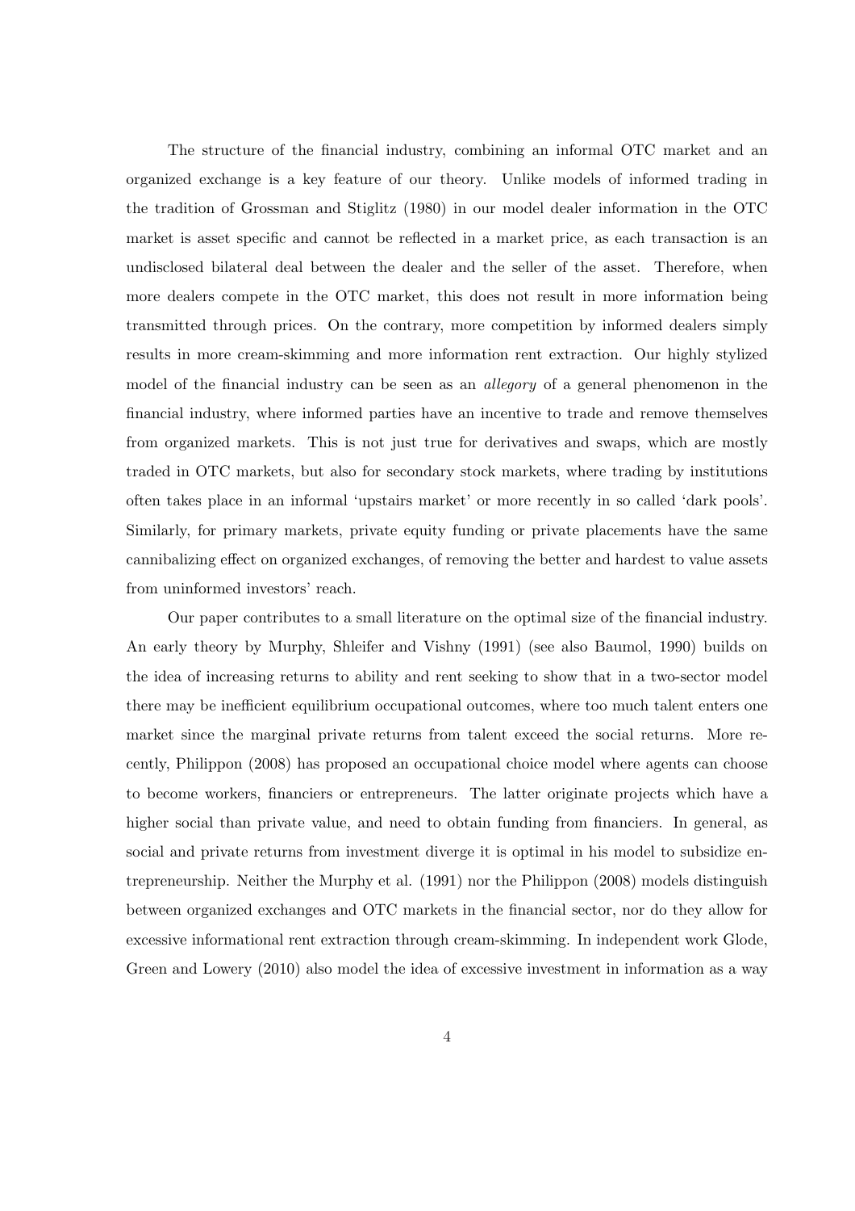The structure of the financial industry, combining an informal OTC market and an organized exchange is a key feature of our theory. Unlike models of informed trading in the tradition of Grossman and Stiglitz (1980) in our model dealer information in the OTC market is asset specific and cannot be reflected in a market price, as each transaction is an undisclosed bilateral deal between the dealer and the seller of the asset. Therefore, when more dealers compete in the OTC market, this does not result in more information being transmitted through prices. On the contrary, more competition by informed dealers simply results in more cream-skimming and more information rent extraction. Our highly stylized model of the financial industry can be seen as an *allegory* of a general phenomenon in the financial industry, where informed parties have an incentive to trade and remove themselves from organized markets. This is not just true for derivatives and swaps, which are mostly traded in OTC markets, but also for secondary stock markets, where trading by institutions often takes place in an informal 'upstairs market' or more recently in so called 'dark pools'. Similarly, for primary markets, private equity funding or private placements have the same cannibalizing effect on organized exchanges, of removing the better and hardest to value assets from uninformed investors' reach.

Our paper contributes to a small literature on the optimal size of the financial industry. An early theory by Murphy, Shleifer and Vishny (1991) (see also Baumol, 1990) builds on the idea of increasing returns to ability and rent seeking to show that in a two-sector model there may be inefficient equilibrium occupational outcomes, where too much talent enters one market since the marginal private returns from talent exceed the social returns. More recently, Philippon (2008) has proposed an occupational choice model where agents can choose to become workers, financiers or entrepreneurs. The latter originate projects which have a higher social than private value, and need to obtain funding from financiers. In general, as social and private returns from investment diverge it is optimal in his model to subsidize entrepreneurship. Neither the Murphy et al. (1991) nor the Philippon (2008) models distinguish between organized exchanges and OTC markets in the financial sector, nor do they allow for excessive informational rent extraction through cream-skimming. In independent work Glode, Green and Lowery (2010) also model the idea of excessive investment in information as a way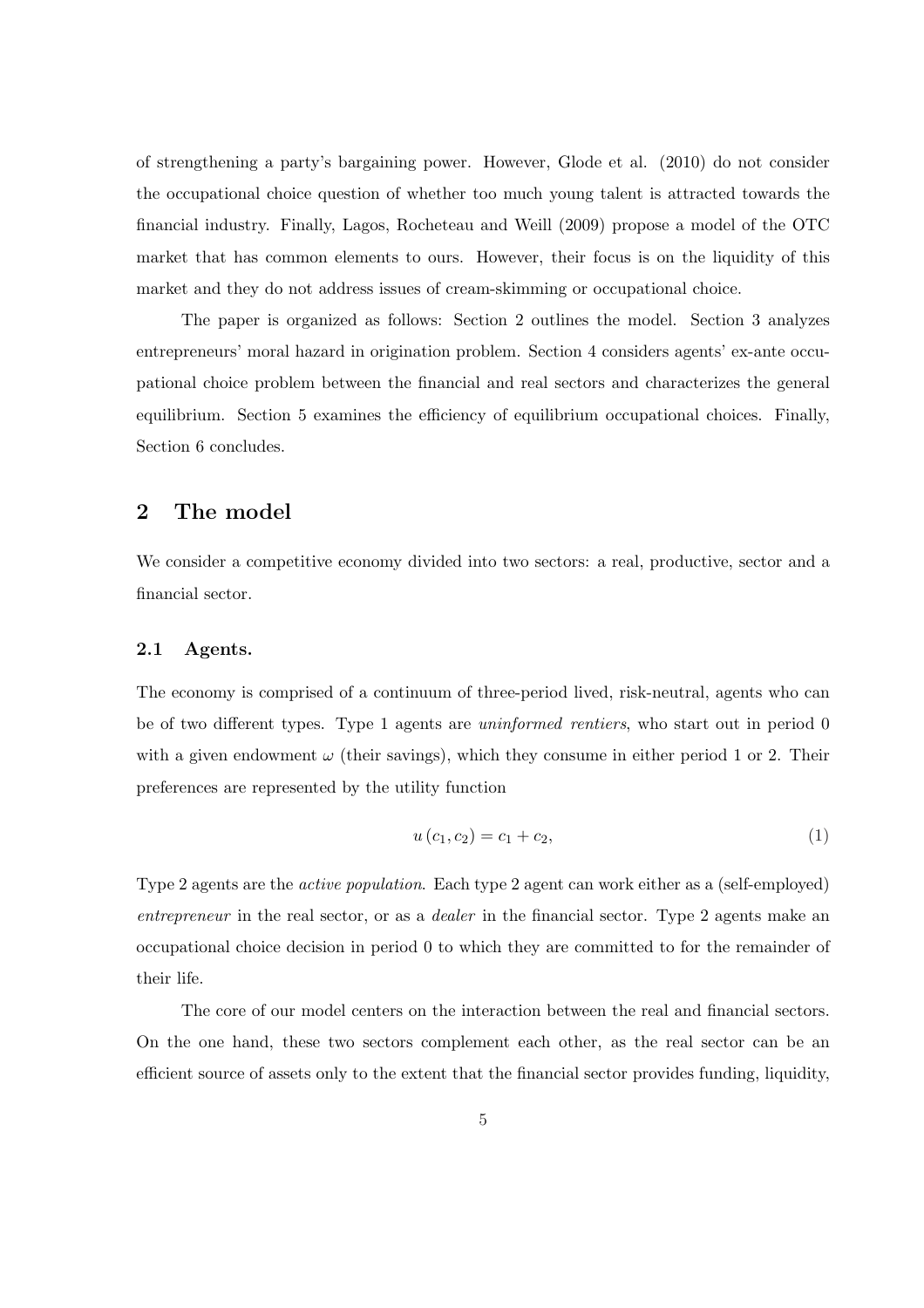of strengthening a party's bargaining power. However, Glode et al. (2010) do not consider the occupational choice question of whether too much young talent is attracted towards the financial industry. Finally, Lagos, Rocheteau and Weill (2009) propose a model of the OTC market that has common elements to ours. However, their focus is on the liquidity of this market and they do not address issues of cream-skimming or occupational choice.

The paper is organized as follows: Section 2 outlines the model. Section 3 analyzes entrepreneurs' moral hazard in origination problem. Section 4 considers agents' ex-ante occupational choice problem between the financial and real sectors and characterizes the general equilibrium. Section 5 examines the efficiency of equilibrium occupational choices. Finally, Section 6 concludes.

## 2 The model

We consider a competitive economy divided into two sectors: a real, productive, sector and a financial sector.

### 2.1 Agents.

The economy is comprised of a continuum of three-period lived, risk-neutral, agents who can be of two different types. Type 1 agents are *uninformed rentiers*, who start out in period 0 with a given endowment $\omega$ (their savings), which they consume in either period 1 or 2. Their preferences are represented by the utility function

$$u(c_1, c_2) = c_1 + c_2, \tag{1}$$

Type 2 agents are the *active population*. Each type 2 agent can work either as a (self-employed) *entrepreneur* in the real sector, or as a *dealer* in the financial sector. Type 2 agents make an occupational choice decision in period 0 to which they are committed to for the remainder of their life.

The core of our model centers on the interaction between the real and financial sectors. On the one hand, these two sectors complement each other, as the real sector can be an efficient source of assets only to the extent that the financial sector provides funding, liquidity,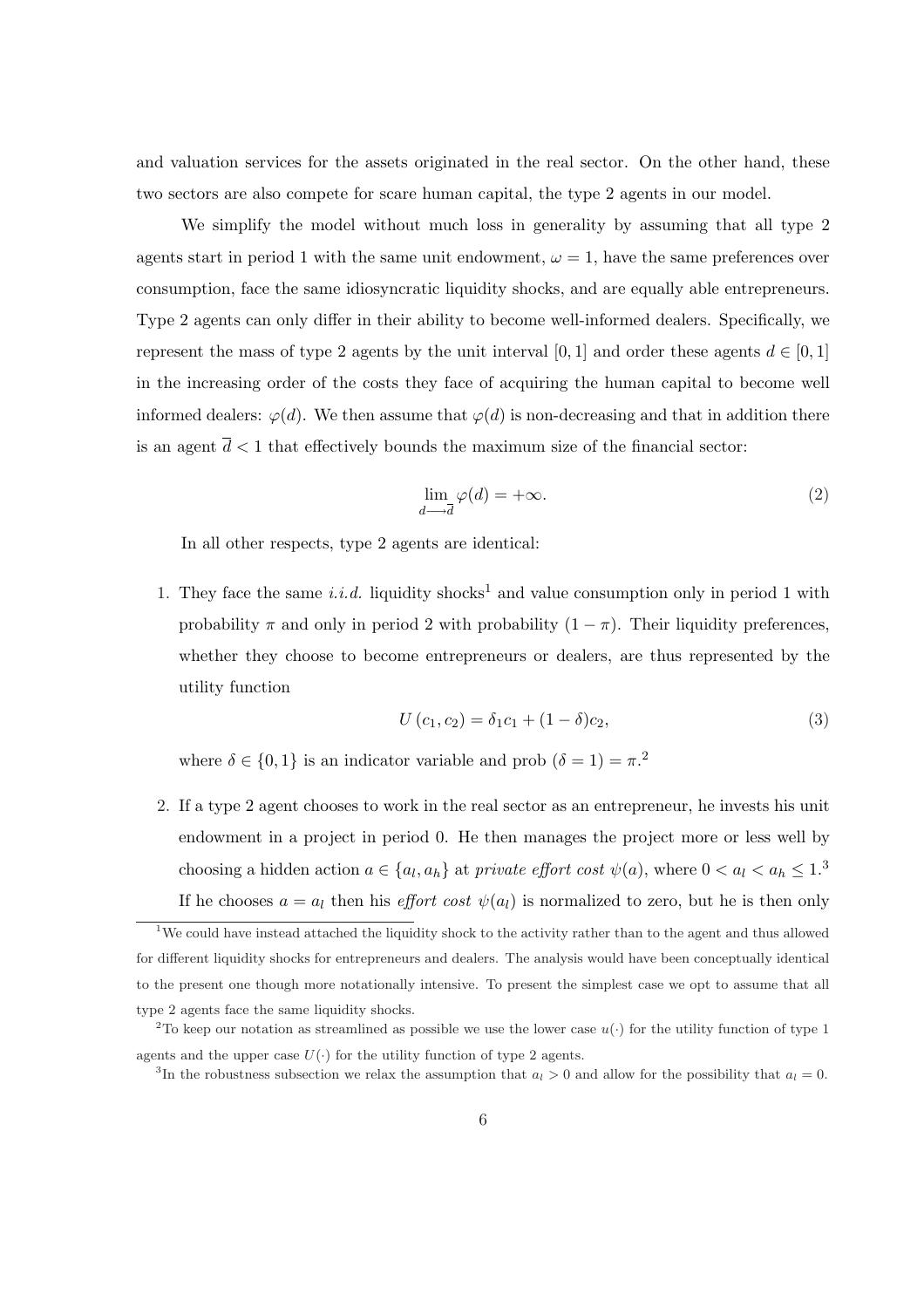and valuation services for the assets originated in the real sector. On the other hand, these two sectors are also compete for scare human capital, the type 2 agents in our model.

We simplify the model without much loss in generality by assuming that all type 2 agents start in period 1 with the same unit endowment, $\omega = 1$, have the same preferences over consumption, face the same idiosyncratic liquidity shocks, and are equally able entrepreneurs. Type 2 agents can only differ in their ability to become well-informed dealers. Specifically, we represent the mass of type 2 agents by the unit interval $[0, 1]$ and order these agents $d \in [0, 1]$ in the increasing order of the costs they face of acquiring the human capital to become well informed dealers: $\varphi(d)$. We then assume that $\varphi(d)$ is non-decreasing and that in addition there is an agent $\overline{d} < 1$ that effectively bounds the maximum size of the financial sector:

$$\lim_{d \longrightarrow \overline{d}} \varphi(d) = +\infty. \tag{2}$$

In all other respects, type 2 agents are identical:

1. They face the same *i.i.d.* liquidity shocks[1] and value consumption only in period 1 with probability $\pi$ and only in period 2 with probability $(1 - \pi)$. Their liquidity preferences, whether they choose to become entrepreneurs or dealers, are thus represented by the utility function

$$U(c_1, c_2) = \delta_1 c_1 + (1 - \delta)c_2, \tag{3}$$

where $\delta \in \{0, 1\}$ is an indicator variable and prob $(\delta = 1) = \pi$.[2]

2. If a type 2 agent chooses to work in the real sector as an entrepreneur, he invests his unit endowment in a project in period 0. He then manages the project more or less well by choosing a hidden action $a \in \{a_l, a_h\}$ at *private effort cost* $\psi(a)$, where $0 < a_l < a_h \leq 1$.[3] If he chooses $a = a_l$ then his *effort cost* $\psi(a_l)$ is normalized to zero, but he is then only

---

[1] We could have instead attached the liquidity shock to the activity rather than to the agent and thus allowed for different liquidity shocks for entrepreneurs and dealers. The analysis would have been conceptually identical to the present one though more notationally intensive. To present the simplest case we opt to assume that all type 2 agents face the same liquidity shocks.

[2] To keep our notation as streamlined as possible we use the lower case $u(\cdot)$ for the utility function of type 1 agents and the upper case $U(\cdot)$ for the utility function of type 2 agents.

[3] In the robustness subsection we relax the assumption that $a_l > 0$ and allow for the possibility that $a_l = 0$.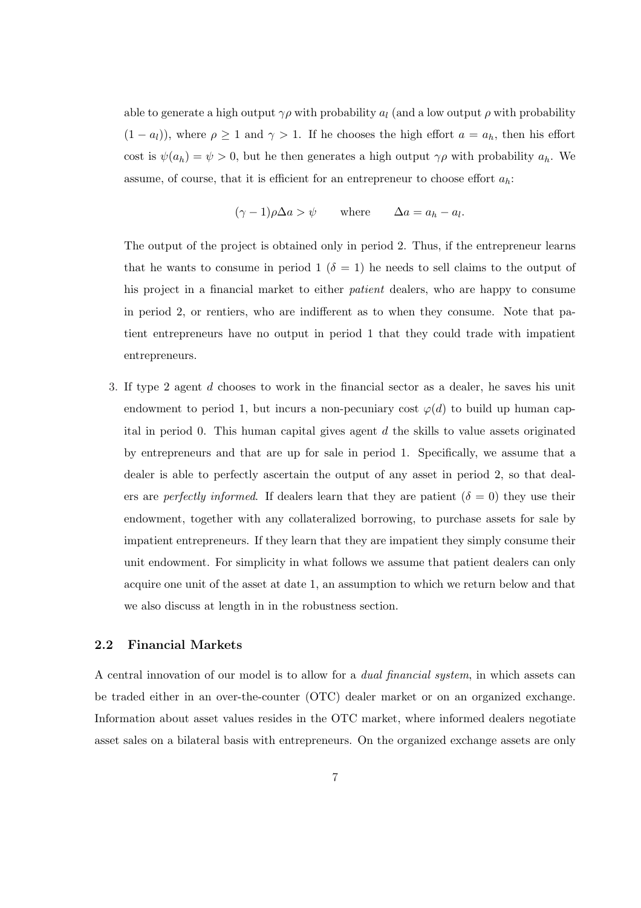able to generate a high output $\gamma\rho$ with probability $a_l$ (and a low output $\rho$ with probability $(1 - a_l)$), where $\rho \geq 1$ and $\gamma > 1$. If he chooses the high effort $a = a_h$, then his effort cost is $\psi(a_h) = \psi > 0$, but he then generates a high output $\gamma\rho$ with probability $a_h$. We assume, of course, that it is efficient for an entrepreneur to choose effort $a_h$:

$$(\gamma - 1)\rho\Delta a > \psi \qquad \text{where} \qquad \Delta a = a_h - a_l.$$

The output of the project is obtained only in period 2. Thus, if the entrepreneur learns that he wants to consume in period 1 ($\delta = 1$) he needs to sell claims to the output of his project in a financial market to either *patient* dealers, who are happy to consume in period 2, or rentiers, who are indifferent as to when they consume. Note that patient entrepreneurs have no output in period 1 that they could trade with impatient entrepreneurs.

3. If type 2 agent $d$ chooses to work in the financial sector as a dealer, he saves his unit endowment to period 1, but incurs a non-pecuniary cost $\varphi(d)$ to build up human capital in period 0. This human capital gives agent $d$ the skills to value assets originated by entrepreneurs and that are up for sale in period 1. Specifically, we assume that a dealer is able to perfectly ascertain the output of any asset in period 2, so that dealers are *perfectly informed*. If dealers learn that they are patient ($\delta = 0$) they use their endowment, together with any collateralized borrowing, to purchase assets for sale by impatient entrepreneurs. If they learn that they are impatient they simply consume their unit endowment. For simplicity in what follows we assume that patient dealers can only acquire one unit of the asset at date 1, an assumption to which we return below and that we also discuss at length in in the robustness section.

## 2.2 Financial Markets

A central innovation of our model is to allow for a *dual financial system*, in which assets can be traded either in an over-the-counter (OTC) dealer market or on an organized exchange. Information about asset values resides in the OTC market, where informed dealers negotiate asset sales on a bilateral basis with entrepreneurs. On the organized exchange assets are only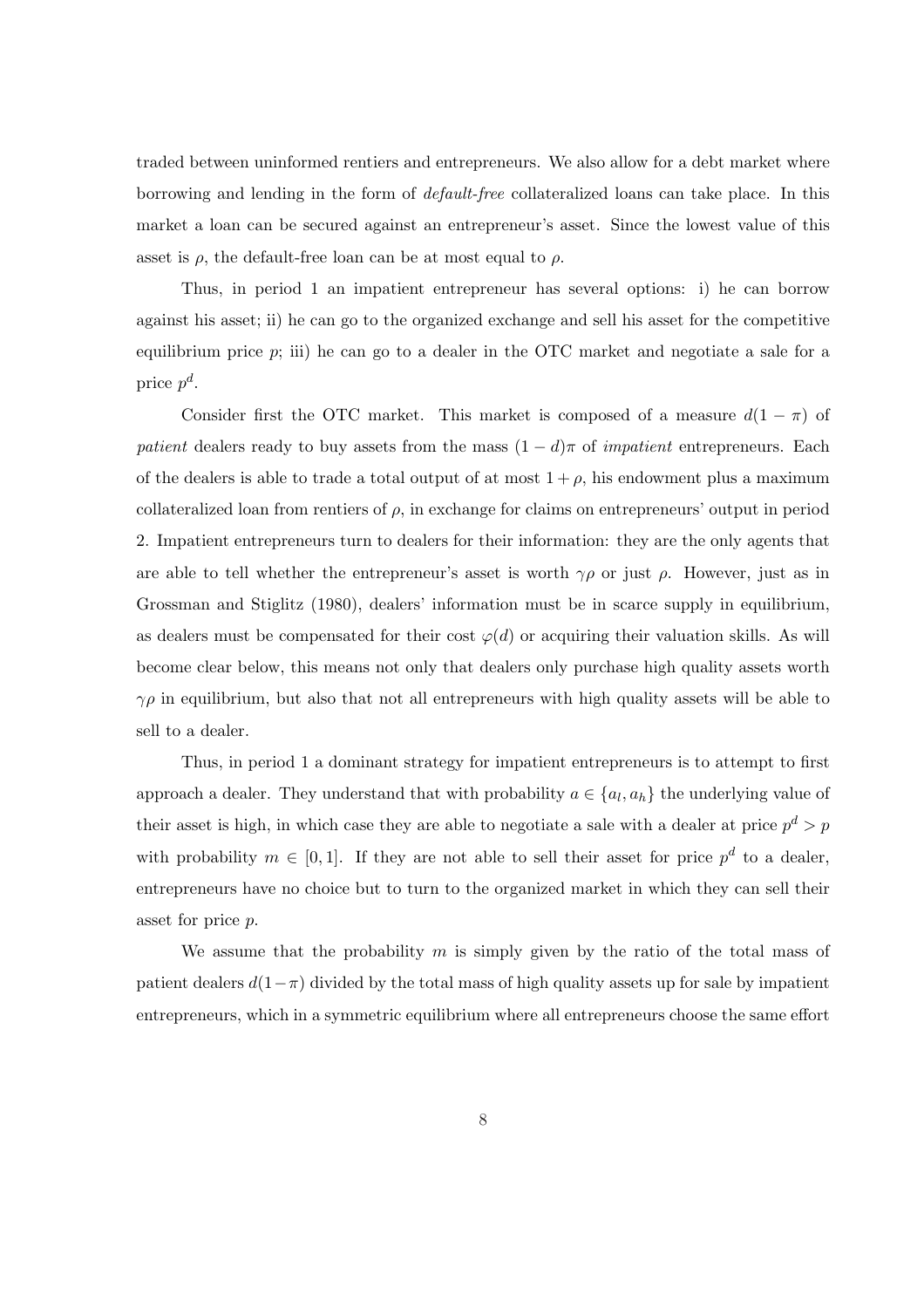traded between uninformed rentiers and entrepreneurs. We also allow for a debt market where borrowing and lending in the form of *default-free* collateralized loans can take place. In this market a loan can be secured against an entrepreneur's asset. Since the lowest value of this asset is $\rho$, the default-free loan can be at most equal to $\rho$.

Thus, in period 1 an impatient entrepreneur has several options: i) he can borrow against his asset; ii) he can go to the organized exchange and sell his asset for the competitive equilibrium price $p$; iii) he can go to a dealer in the OTC market and negotiate a sale for a price $p^d$.

Consider first the OTC market. This market is composed of a measure $d(1-\pi)$ of *patient* dealers ready to buy assets from the mass $(1-d)\pi$ of *impatient* entrepreneurs. Each of the dealers is able to trade a total output of at most $1+\rho$, his endowment plus a maximum collateralized loan from rentiers of $\rho$, in exchange for claims on entrepreneurs' output in period 2. Impatient entrepreneurs turn to dealers for their information: they are the only agents that are able to tell whether the entrepreneur's asset is worth $\gamma\rho$ or just $\rho$. However, just as in Grossman and Stiglitz (1980), dealers' information must be in scarce supply in equilibrium, as dealers must be compensated for their cost $\varphi(d)$ or acquiring their valuation skills. As will become clear below, this means not only that dealers only purchase high quality assets worth $\gamma\rho$ in equilibrium, but also that not all entrepreneurs with high quality assets will be able to sell to a dealer.

Thus, in period 1 a dominant strategy for impatient entrepreneurs is to attempt to first approach a dealer. They understand that with probability $a \in \{a_l, a_h\}$ the underlying value of their asset is high, in which case they are able to negotiate a sale with a dealer at price $p^d > p$ with probability $m \in [0,1]$. If they are not able to sell their asset for price $p^d$ to a dealer, entrepreneurs have no choice but to turn to the organized market in which they can sell their asset for price $p$.

We assume that the probability $m$ is simply given by the ratio of the total mass of patient dealers $d(1-\pi)$ divided by the total mass of high quality assets up for sale by impatient entrepreneurs, which in a symmetric equilibrium where all entrepreneurs choose the same effort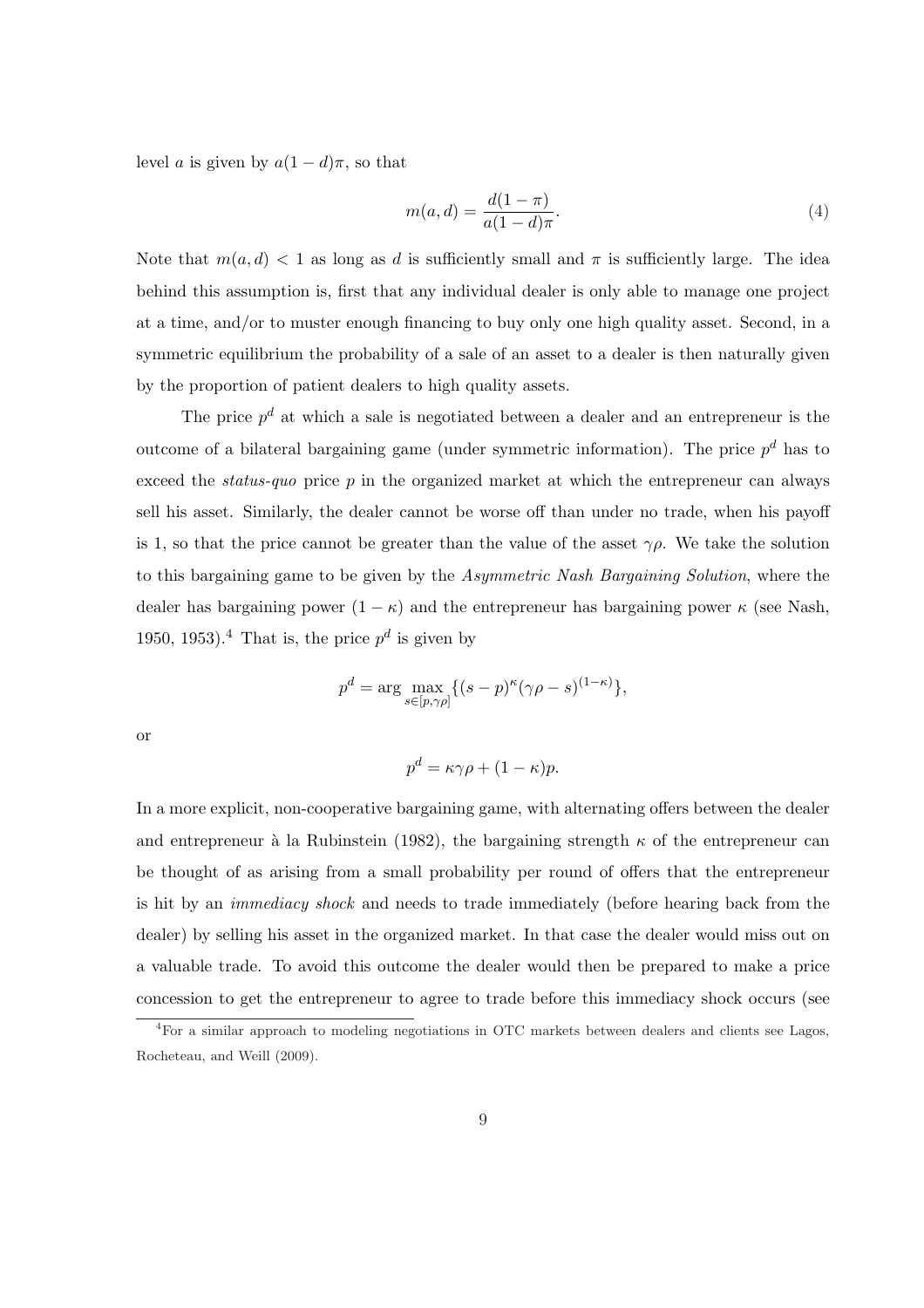level $a$ is given by $a(1-d)\pi$, so that

$$m(a,d) = \frac{d(1-\pi)}{a(1-d)\pi}. \tag{4}$$

Note that $m(a,d) < 1$ as long as $d$ is sufficiently small and $\pi$ is sufficiently large. The idea behind this assumption is, first that any individual dealer is only able to manage one project at a time, and/or to muster enough financing to buy only one high quality asset. Second, in a symmetric equilibrium the probability of a sale of an asset to a dealer is then naturally given by the proportion of patient dealers to high quality assets.

The price $p^d$ at which a sale is negotiated between a dealer and an entrepreneur is the outcome of a bilateral bargaining game (under symmetric information). The price $p^d$ has to exceed the *status-quo* price $p$ in the organized market at which the entrepreneur can always sell his asset. Similarly, the dealer cannot be worse off than under no trade, when his payoff is 1, so that the price cannot be greater than the value of the asset $\gamma\rho$. We take the solution to this bargaining game to be given by the *Asymmetric Nash Bargaining Solution*, where the dealer has bargaining power $(1-\kappa)$ and the entrepreneur has bargaining power $\kappa$ (see Nash, 1950, 1953).[4] That is, the price $p^d$ is given by

$$p^d = \arg\max_{s\in[p,\gamma\rho]} \{(s-p)^{\kappa}(\gamma\rho - s)^{(1-\kappa)}\},$$

or

$$p^d = \kappa\gamma\rho + (1-\kappa)p.$$

In a more explicit, non-cooperative bargaining game, with alternating offers between the dealer and entrepreneur à la Rubinstein (1982), the bargaining strength $\kappa$ of the entrepreneur can be thought of as arising from a small probability per round of offers that the entrepreneur is hit by an *immediacy shock* and needs to trade immediately (before hearing back from the dealer) by selling his asset in the organized market. In that case the dealer would miss out on a valuable trade. To avoid this outcome the dealer would then be prepared to make a price concession to get the entrepreneur to agree to trade before this immediacy shock occurs (see

[4] For a similar approach to modeling negotiations in OTC markets between dealers and clients see Lagos, Rocheteau, and Weill (2009).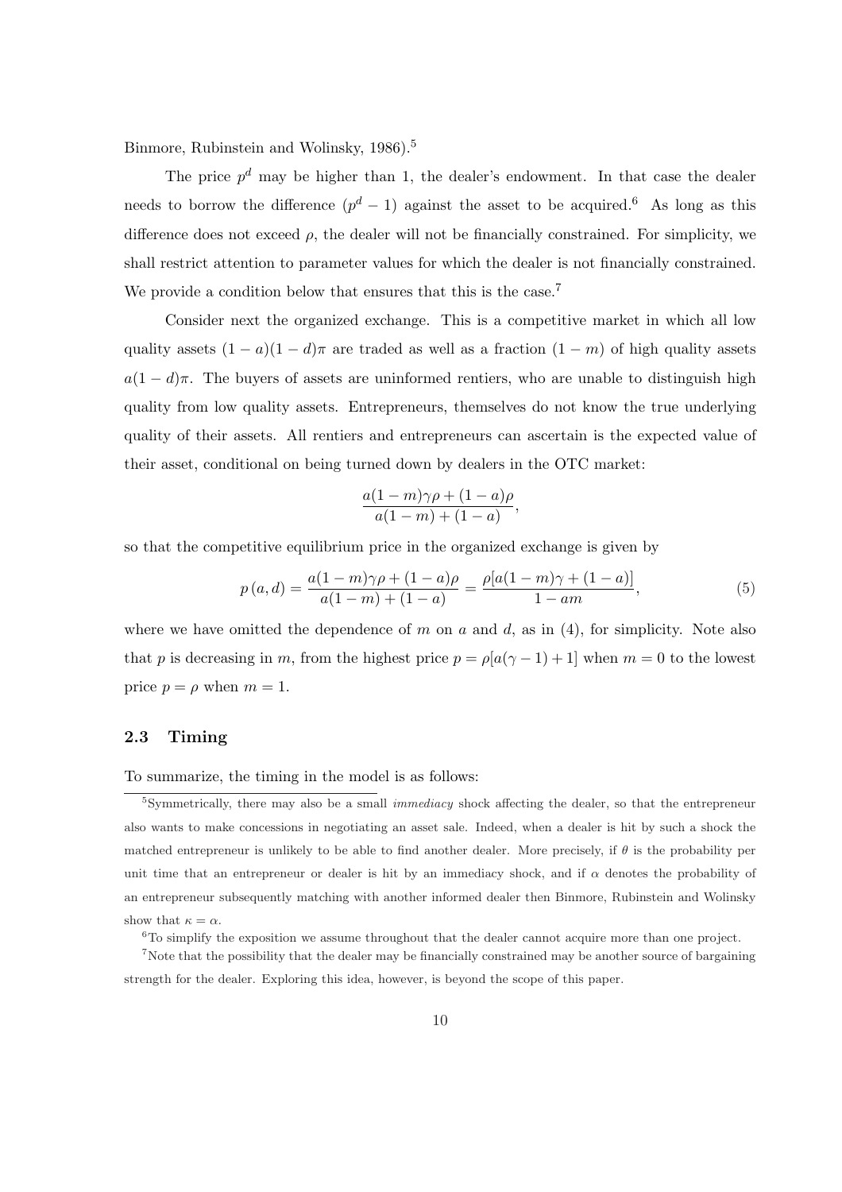Binmore, Rubinstein and Wolinsky, 1986).[5]

The price $p^d$ may be higher than 1, the dealer's endowment. In that case the dealer needs to borrow the difference $(p^d - 1)$ against the asset to be acquired.[6] As long as this difference does not exceed $\rho$, the dealer will not be financially constrained. For simplicity, we shall restrict attention to parameter values for which the dealer is not financially constrained. We provide a condition below that ensures that this is the case.[7]

Consider next the organized exchange. This is a competitive market in which all low quality assets $(1-a)(1-d)\pi$ are traded as well as a fraction $(1-m)$ of high quality assets $a(1-d)\pi$. The buyers of assets are uninformed rentiers, who are unable to distinguish high quality from low quality assets. Entrepreneurs, themselves do not know the true underlying quality of their assets. All rentiers and entrepreneurs can ascertain is the expected value of their asset, conditional on being turned down by dealers in the OTC market:

$$\frac{a(1-m)\gamma\rho + (1-a)\rho}{a(1-m) + (1-a)},$$

so that the competitive equilibrium price in the organized exchange is given by

$$p(a,d) = \frac{a(1-m)\gamma\rho + (1-a)\rho}{a(1-m) + (1-a)} = \frac{\rho[a(1-m)\gamma + (1-a)]}{1-am}, \tag{5}$$

where we have omitted the dependence of $m$ on $a$ and $d$, as in (4), for simplicity. Note also that $p$ is decreasing in $m$, from the highest price $p = \rho[a(\gamma-1)+1]$ when $m=0$ to the lowest price $p = \rho$ when $m = 1$.

### 2.3 Timing

To summarize, the timing in the model is as follows:

[5] Symmetrically, there may also be a small *immediacy* shock affecting the dealer, so that the entrepreneur also wants to make concessions in negotiating an asset sale. Indeed, when a dealer is hit by such a shock the matched entrepreneur is unlikely to be able to find another dealer. More precisely, if $\theta$ is the probability per unit time that an entrepreneur or dealer is hit by an immediacy shock, and if $\alpha$ denotes the probability of an entrepreneur subsequently matching with another informed dealer then Binmore, Rubinstein and Wolinsky show that $\kappa = \alpha$.

[6] To simplify the exposition we assume throughout that the dealer cannot acquire more than one project.

[7] Note that the possibility that the dealer may be financially constrained may be another source of bargaining strength for the dealer. Exploring this idea, however, is beyond the scope of this paper.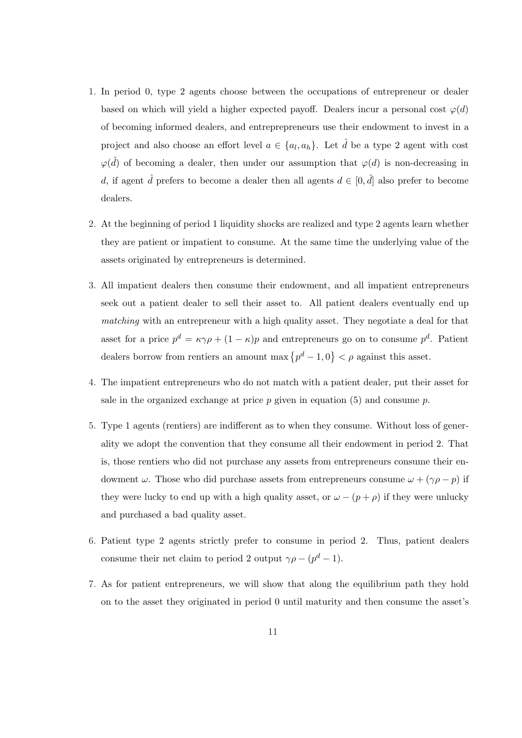1. In period 0, type 2 agents choose between the occupations of entrepreneur or dealer based on which will yield a higher expected payoff. Dealers incur a personal cost $\varphi(d)$ of becoming informed dealers, and entreprepreneurs use their endowment to invest in a project and also choose an effort level $a \in \{a_l, a_h\}$. Let $\hat{d}$ be a type 2 agent with cost $\varphi(\hat{d})$ of becoming a dealer, then under our assumption that $\varphi(d)$ is non-decreasing in $d$, if agent $\hat{d}$ prefers to become a dealer then all agents $d \in [0, \hat{d}]$ also prefer to become dealers.

2. At the beginning of period 1 liquidity shocks are realized and type 2 agents learn whether they are patient or impatient to consume. At the same time the underlying value of the assets originated by entrepreneurs is determined.

3. All impatient dealers then consume their endowment, and all impatient entrepreneurs seek out a patient dealer to sell their asset to. All patient dealers eventually end up *matching* with an entrepreneur with a high quality asset. They negotiate a deal for that asset for a price $p^d = \kappa\gamma\rho + (1-\kappa)p$ and entrepreneurs go on to consume $p^d$. Patient dealers borrow from rentiers an amount $\max\{p^d - 1, 0\} < \rho$ against this asset.

4. The impatient entrepreneurs who do not match with a patient dealer, put their asset for sale in the organized exchange at price $p$ given in equation (5) and consume $p$.

5. Type 1 agents (rentiers) are indifferent as to when they consume. Without loss of generality we adopt the convention that they consume all their endowment in period 2. That is, those rentiers who did not purchase any assets from entrepreneurs consume their endowment $\omega$. Those who did purchase assets from entrepreneurs consume $\omega + (\gamma\rho - p)$ if they were lucky to end up with a high quality asset, or $\omega - (p + \rho)$ if they were unlucky and purchased a bad quality asset.

6. Patient type 2 agents strictly prefer to consume in period 2. Thus, patient dealers consume their net claim to period 2 output $\gamma\rho - (p^d - 1)$.

7. As for patient entrepreneurs, we will show that along the equilibrium path they hold on to the asset they originated in period 0 until maturity and then consume the asset's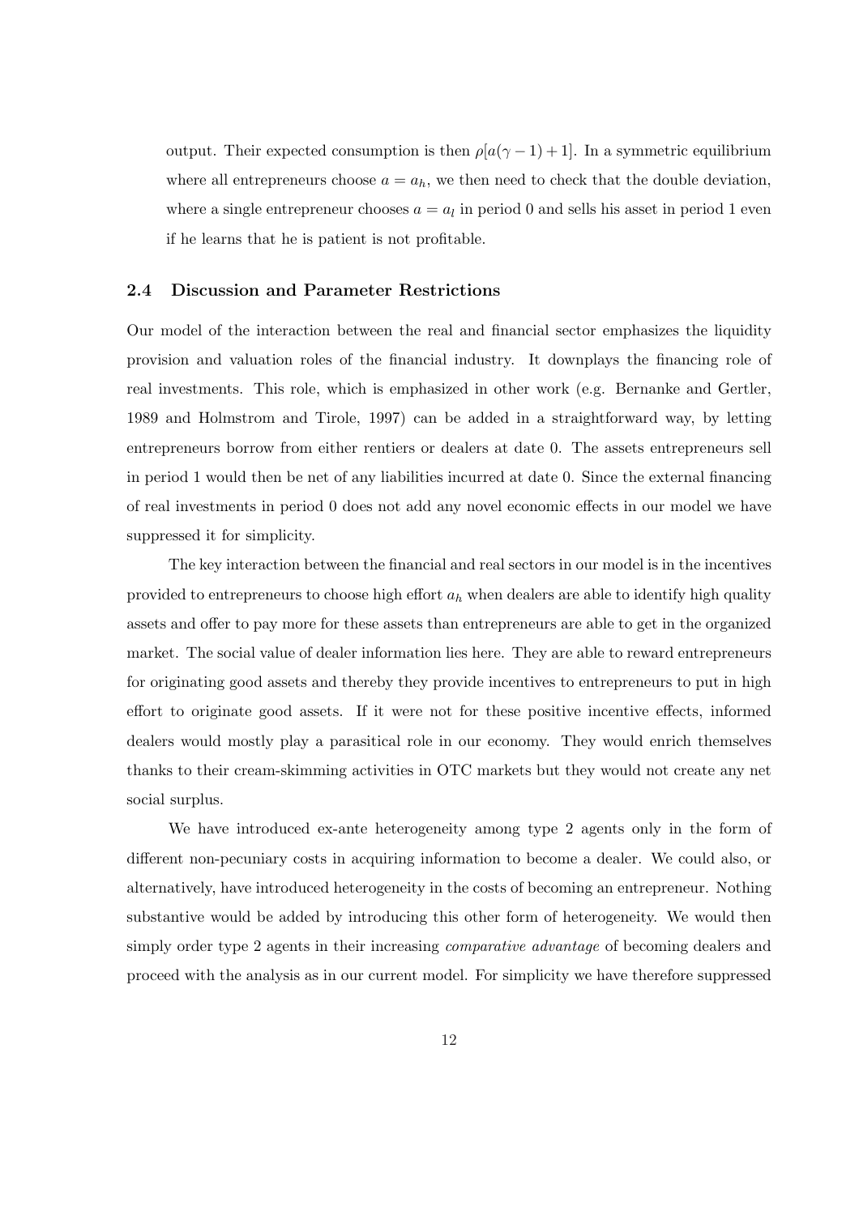output. Their expected consumption is then $\rho[a(\gamma - 1) + 1]$. In a symmetric equilibrium where all entrepreneurs choose $a = a_h$, we then need to check that the double deviation, where a single entrepreneur chooses $a = a_l$ in period 0 and sells his asset in period 1 even if he learns that he is patient is not profitable.

### 2.4 Discussion and Parameter Restrictions

Our model of the interaction between the real and financial sector emphasizes the liquidity provision and valuation roles of the financial industry. It downplays the financing role of real investments. This role, which is emphasized in other work (e.g. Bernanke and Gertler, 1989 and Holmstrom and Tirole, 1997) can be added in a straightforward way, by letting entrepreneurs borrow from either rentiers or dealers at date 0. The assets entrepreneurs sell in period 1 would then be net of any liabilities incurred at date 0. Since the external financing of real investments in period 0 does not add any novel economic effects in our model we have suppressed it for simplicity.

The key interaction between the financial and real sectors in our model is in the incentives provided to entrepreneurs to choose high effort $a_h$ when dealers are able to identify high quality assets and offer to pay more for these assets than entrepreneurs are able to get in the organized market. The social value of dealer information lies here. They are able to reward entrepreneurs for originating good assets and thereby they provide incentives to entrepreneurs to put in high effort to originate good assets. If it were not for these positive incentive effects, informed dealers would mostly play a parasitical role in our economy. They would enrich themselves thanks to their cream-skimming activities in OTC markets but they would not create any net social surplus.

We have introduced ex-ante heterogeneity among type 2 agents only in the form of different non-pecuniary costs in acquiring information to become a dealer. We could also, or alternatively, have introduced heterogeneity in the costs of becoming an entrepreneur. Nothing substantive would be added by introducing this other form of heterogeneity. We would then simply order type 2 agents in their increasing *comparative advantage* of becoming dealers and proceed with the analysis as in our current model. For simplicity we have therefore suppressed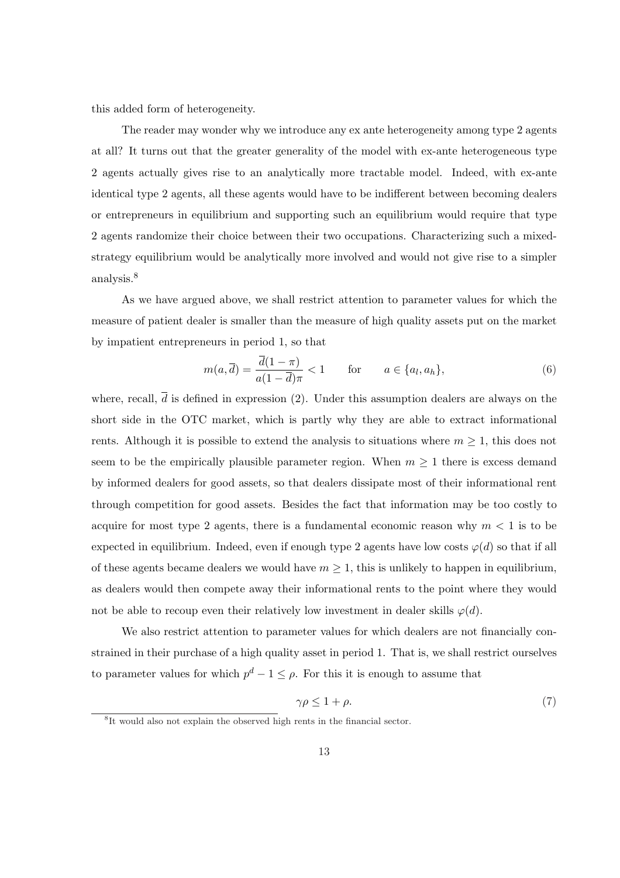this added form of heterogeneity.

The reader may wonder why we introduce any ex ante heterogeneity among type 2 agents at all? It turns out that the greater generality of the model with ex-ante heterogeneous type 2 agents actually gives rise to an analytically more tractable model. Indeed, with ex-ante identical type 2 agents, all these agents would have to be indifferent between becoming dealers or entrepreneurs in equilibrium and supporting such an equilibrium would require that type 2 agents randomize their choice between their two occupations. Characterizing such a mixed-strategy equilibrium would be analytically more involved and would not give rise to a simpler analysis.[8]

As we have argued above, we shall restrict attention to parameter values for which the measure of patient dealer is smaller than the measure of high quality assets put on the market by impatient entrepreneurs in period 1, so that

$$m(a, \overline{d}) = \frac{\overline{d}(1-\pi)}{a(1-\overline{d})\pi} < 1 \qquad \text{for} \qquad a \in \{a_l, a_h\}, \tag{6}$$

where, recall, $\overline{d}$ is defined in expression (2). Under this assumption dealers are always on the short side in the OTC market, which is partly why they are able to extract informational rents. Although it is possible to extend the analysis to situations where $m \geq 1$, this does not seem to be the empirically plausible parameter region. When $m \geq 1$ there is excess demand by informed dealers for good assets, so that dealers dissipate most of their informational rent through competition for good assets. Besides the fact that information may be too costly to acquire for most type 2 agents, there is a fundamental economic reason why $m < 1$ is to be expected in equilibrium. Indeed, even if enough type 2 agents have low costs $\varphi(d)$ so that if all of these agents became dealers we would have $m \geq 1$, this is unlikely to happen in equilibrium, as dealers would then compete away their informational rents to the point where they would not be able to recoup even their relatively low investment in dealer skills $\varphi(d)$.

We also restrict attention to parameter values for which dealers are not financially constrained in their purchase of a high quality asset in period 1. That is, we shall restrict ourselves to parameter values for which $p^d - 1 \leq \rho$. For this it is enough to assume that

$$\gamma\rho \leq 1 + \rho. \tag{7}$$

[8] It would also not explain the observed high rents in the financial sector.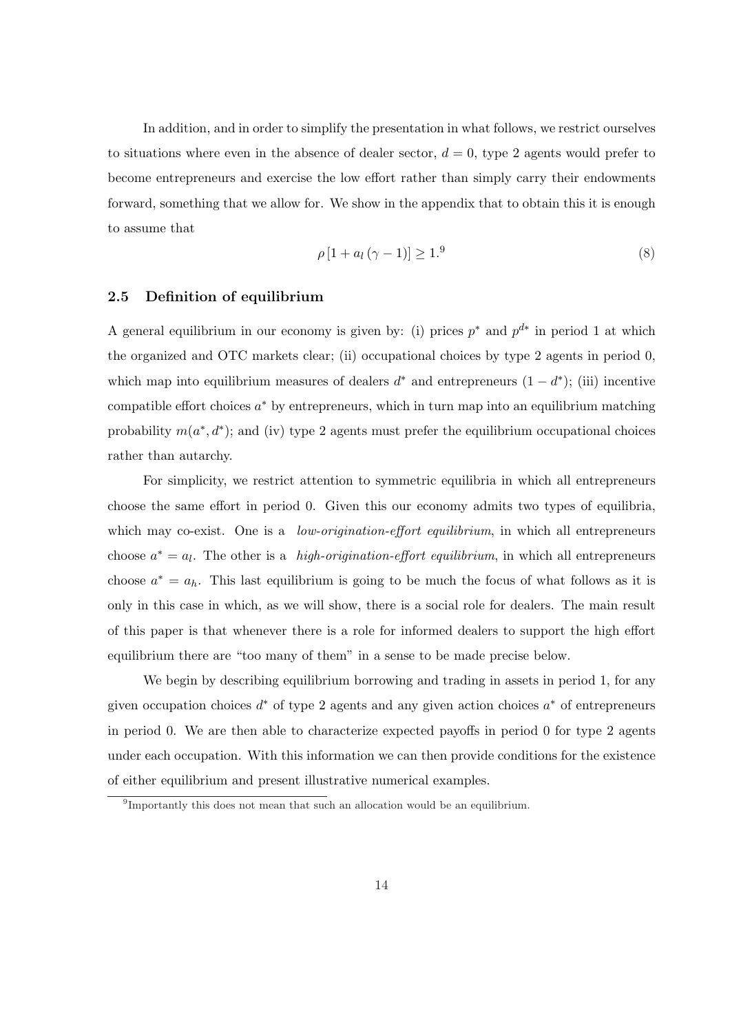In addition, and in order to simplify the presentation in what follows, we restrict ourselves to situations where even in the absence of dealer sector, $d = 0$, type 2 agents would prefer to become entrepreneurs and exercise the low effort rather than simply carry their endowments forward, something that we allow for. We show in the appendix that to obtain this it is enough to assume that

$$\rho \left[1 + a_l (\gamma - 1)\right] \geq 1.^{9} \tag{8}$$

## 2.5 Definition of equilibrium

A general equilibrium in our economy is given by: (i) prices $p^*$ and $p^{d*}$ in period 1 at which the organized and OTC markets clear; (ii) occupational choices by type 2 agents in period 0, which map into equilibrium measures of dealers $d^*$ and entrepreneurs $(1 - d^*)$; (iii) incentive compatible effort choices $a^*$ by entrepreneurs, which in turn map into an equilibrium matching probability $m(a^*, d^*)$; and (iv) type 2 agents must prefer the equilibrium occupational choices rather than autarchy.

For simplicity, we restrict attention to symmetric equilibria in which all entrepreneurs choose the same effort in period 0. Given this our economy admits two types of equilibria, which may co-exist. One is a *low-origination-effort equilibrium*, in which all entrepreneurs choose $a^* = a_l$. The other is a *high-origination-effort equilibrium*, in which all entrepreneurs choose $a^* = a_h$. This last equilibrium is going to be much the focus of what follows as it is only in this case in which, as we will show, there is a social role for dealers. The main result of this paper is that whenever there is a role for informed dealers to support the high effort equilibrium there are "too many of them" in a sense to be made precise below.

We begin by describing equilibrium borrowing and trading in assets in period 1, for any given occupation choices $d^*$ of type 2 agents and any given action choices $a^*$ of entrepreneurs in period 0. We are then able to characterize expected payoffs in period 0 for type 2 agents under each occupation. With this information we can then provide conditions for the existence of either equilibrium and present illustrative numerical examples.

[9] Importantly this does not mean that such an allocation would be an equilibrium.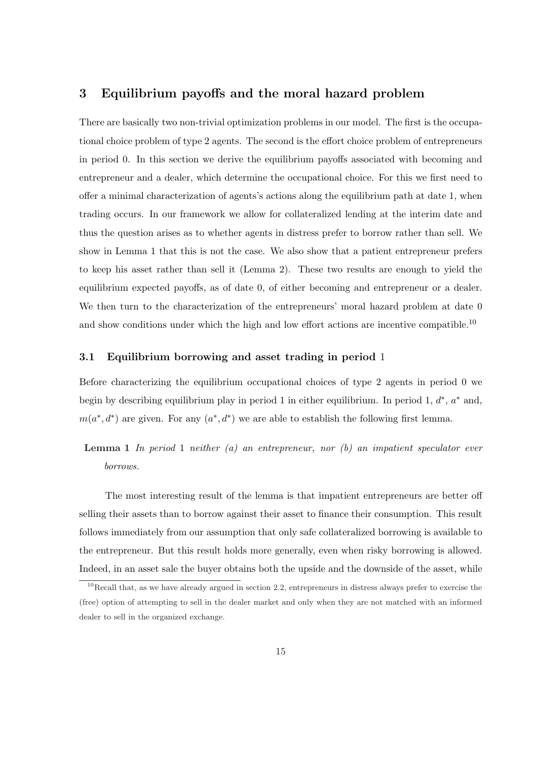## 3 Equilibrium payoffs and the moral hazard problem

There are basically two non-trivial optimization problems in our model. The first is the occupational choice problem of type 2 agents. The second is the effort choice problem of entrepreneurs in period 0. In this section we derive the equilibrium payoffs associated with becoming and entrepreneur and a dealer, which determine the occupational choice. For this we first need to offer a minimal characterization of agents's actions along the equilibrium path at date 1, when trading occurs. In our framework we allow for collateralized lending at the interim date and thus the question arises as to whether agents in distress prefer to borrow rather than sell. We show in Lemma 1 that this is not the case. We also show that a patient entrepreneur prefers to keep his asset rather than sell it (Lemma 2). These two results are enough to yield the equilibrium expected payoffs, as of date 0, of either becoming and entrepreneur or a dealer. We then turn to the characterization of the entrepreneurs' moral hazard problem at date 0 and show conditions under which the high and low effort actions are incentive compatible.[10]

### 3.1 Equilibrium borrowing and asset trading in period 1

Before characterizing the equilibrium occupational choices of type 2 agents in period 0 we begin by describing equilibrium play in period 1 in either equilibrium. In period 1, $d^*$, $a^*$ and, $m(a^*, d^*)$ are given. For any $(a^*, d^*)$ we are able to establish the following first lemma.

**Lemma 1** *In period* 1 *neither (a) an entrepreneur, nor (b) an impatient speculator ever borrows.*

The most interesting result of the lemma is that impatient entrepreneurs are better off selling their assets than to borrow against their asset to finance their consumption. This result follows immediately from our assumption that only safe collateralized borrowing is available to the entrepreneur. But this result holds more generally, even when risky borrowing is allowed. Indeed, in an asset sale the buyer obtains both the upside and the downside of the asset, while

[10] Recall that, as we have already argued in section 2.2, entrepreneurs in distress always prefer to exercise the (free) option of attempting to sell in the dealer market and only when they are not matched with an informed dealer to sell in the organized exchange.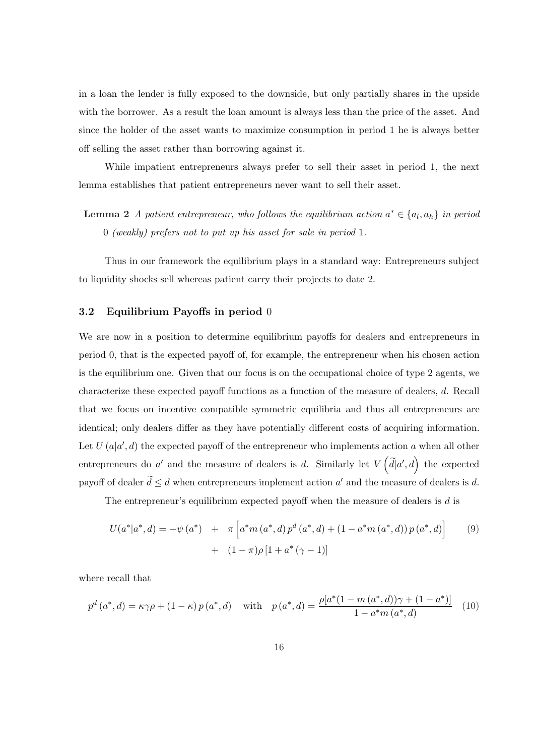in a loan the lender is fully exposed to the downside, but only partially shares in the upside with the borrower. As a result the loan amount is always less than the price of the asset. And since the holder of the asset wants to maximize consumption in period 1 he is always better off selling the asset rather than borrowing against it.

While impatient entrepreneurs always prefer to sell their asset in period 1, the next lemma establishes that patient entrepreneurs never want to sell their asset.

**Lemma 2** *A patient entrepreneur, who follows the equilibrium action $a^* \in \{a_l, a_h\}$ in period 0 (weakly) prefers not to put up his asset for sale in period 1.*

Thus in our framework the equilibrium plays in a standard way: Entrepreneurs subject to liquidity shocks sell whereas patient carry their projects to date 2.

### 3.2 Equilibrium Payoffs in period 0

We are now in a position to determine equilibrium payoffs for dealers and entrepreneurs in period 0, that is the expected payoff of, for example, the entrepreneur when his chosen action is the equilibrium one. Given that our focus is on the occupational choice of type 2 agents, we characterize these expected payoff functions as a function of the measure of dealers, $d$. Recall that we focus on incentive compatible symmetric equilibria and thus all entrepreneurs are identical; only dealers differ as they have potentially different costs of acquiring information. Let $U(a|a', d)$ the expected payoff of the entrepreneur who implements action $a$ when all other entrepreneurs do $a'$ and the measure of dealers is $d$. Similarly let $V\left(\widetilde{d}|a', d\right)$ the expected payoff of dealer $\widetilde{d} \leq d$ when entrepreneurs implement action $a'$ and the measure of dealers is $d$.

The entrepreneur's equilibrium expected payoff when the measure of dealers is $d$ is

$$
\begin{aligned}
U(a^*|a^*, d) = -\psi(a^*) \quad &+ \quad \pi\left[a^* m(a^*, d)\, p^d(a^*, d) + (1 - a^* m(a^*, d))\, p(a^*, d)\right] \\
&+ \quad (1-\pi)\rho\left[1 + a^*(\gamma - 1)\right]
\end{aligned}
\tag{9}
$$

where recall that

$$
p^d(a^*, d) = \kappa\gamma\rho + (1-\kappa)\, p(a^*, d) \quad \text{with} \quad p(a^*, d) = \frac{\rho[a^*(1 - m(a^*, d))\gamma + (1 - a^*)]}{1 - a^* m(a^*, d)} \tag{10}
$$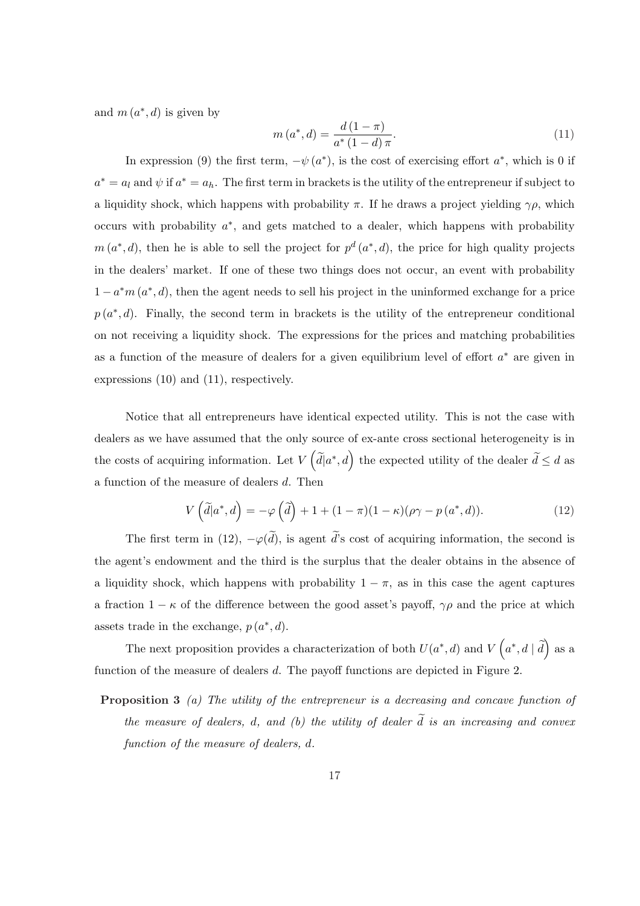and $m(a^*, d)$ is given by

$$m(a^*, d) = \frac{d(1-\pi)}{a^*(1-d)\pi}. \tag{11}$$

In expression (9) the first term, $-\psi(a^*)$, is the cost of exercising effort $a^*$, which is 0 if $a^* = a_l$ and $\psi$ if $a^* = a_h$. The first term in brackets is the utility of the entrepreneur if subject to a liquidity shock, which happens with probability $\pi$. If he draws a project yielding $\gamma\rho$, which occurs with probability $a^*$, and gets matched to a dealer, which happens with probability $m(a^*, d)$, then he is able to sell the project for $p^d(a^*, d)$, the price for high quality projects in the dealers' market. If one of these two things does not occur, an event with probability $1 - a^* m(a^*, d)$, then the agent needs to sell his project in the uninformed exchange for a price $p(a^*, d)$. Finally, the second term in brackets is the utility of the entrepreneur conditional on not receiving a liquidity shock. The expressions for the prices and matching probabilities as a function of the measure of dealers for a given equilibrium level of effort $a^*$ are given in expressions (10) and (11), respectively.

Notice that all entrepreneurs have identical expected utility. This is not the case with dealers as we have assumed that the only source of ex-ante cross sectional heterogeneity is in the costs of acquiring information. Let $V\left(\widetilde{d}|a^*, d\right)$ the expected utility of the dealer $\widetilde{d} \leq d$ as a function of the measure of dealers $d$. Then

$$V\left(\widetilde{d}|a^*, d\right) = -\varphi\left(\widetilde{d}\right) + 1 + (1-\pi)(1-\kappa)(\rho\gamma - p(a^*, d)). \tag{12}$$

The first term in (12), $-\varphi(\widetilde{d})$, is agent $\widetilde{d}$'s cost of acquiring information, the second is the agent's endowment and the third is the surplus that the dealer obtains in the absence of a liquidity shock, which happens with probability $1 - \pi$, as in this case the agent captures a fraction $1 - \kappa$ of the difference between the good asset's payoff, $\gamma\rho$ and the price at which assets trade in the exchange, $p(a^*, d)$.

The next proposition provides a characterization of both $U(a^*, d)$ and $V\left(a^*, d \mid \widetilde{d}\right)$ as a function of the measure of dealers $d$. The payoff functions are depicted in Figure 2.

**Proposition 3** *(a) The utility of the entrepreneur is a decreasing and concave function of the measure of dealers, $d$, and (b) the utility of dealer $\widetilde{d}$ is an increasing and convex function of the measure of dealers, $d$.*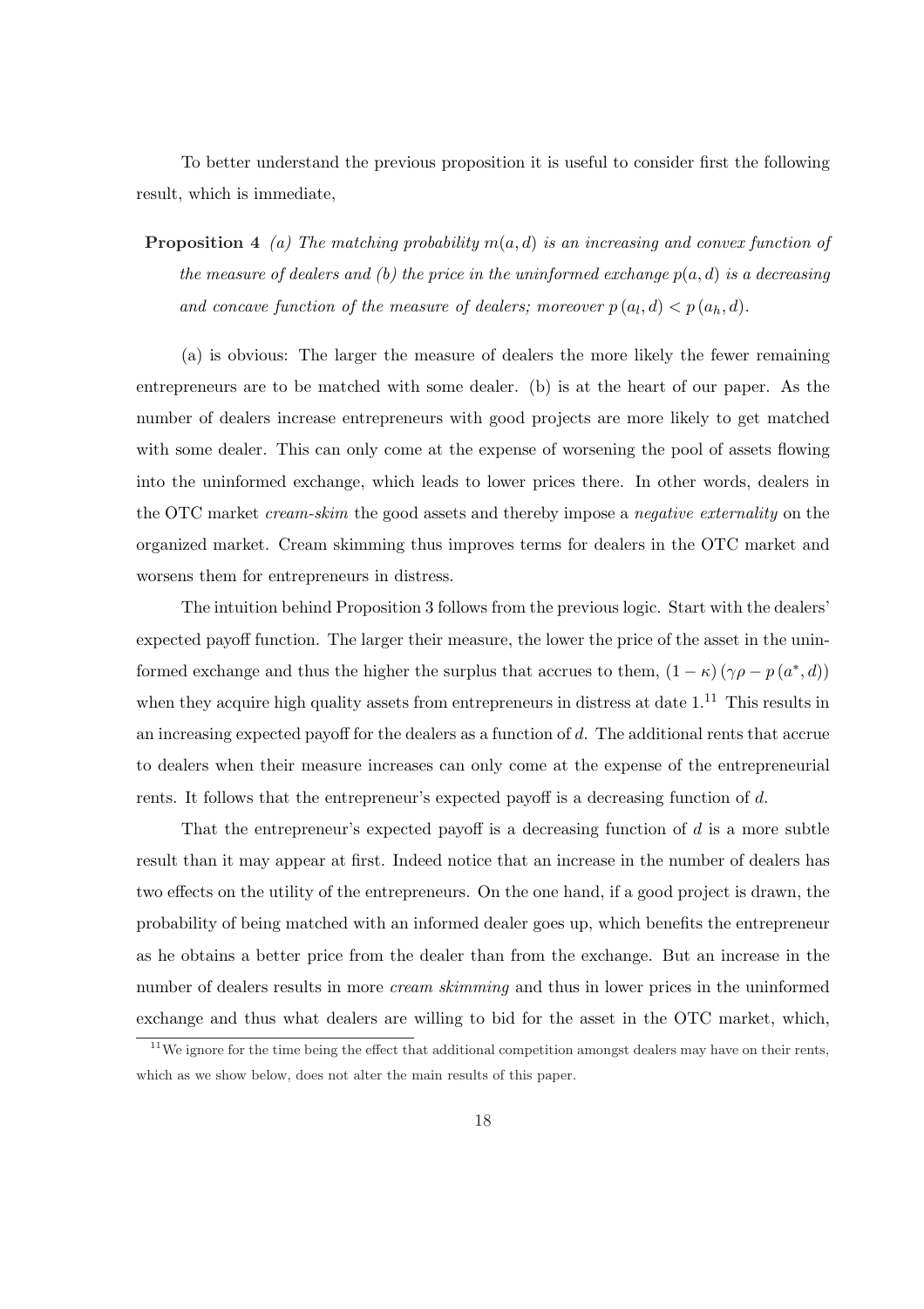To better understand the previous proposition it is useful to consider first the following result, which is immediate,

**Proposition 4** *(a) The matching probability $m(a,d)$ is an increasing and convex function of the measure of dealers and (b) the price in the uninformed exchange $p(a,d)$ is a decreasing and concave function of the measure of dealers; moreover $p(a_l, d) < p(a_h, d)$.*

(a) is obvious: The larger the measure of dealers the more likely the fewer remaining entrepreneurs are to be matched with some dealer. (b) is at the heart of our paper. As the number of dealers increase entrepreneurs with good projects are more likely to get matched with some dealer. This can only come at the expense of worsening the pool of assets flowing into the uninformed exchange, which leads to lower prices there. In other words, dealers in the OTC market *cream-skim* the good assets and thereby impose a *negative externality* on the organized market. Cream skimming thus improves terms for dealers in the OTC market and worsens them for entrepreneurs in distress.

The intuition behind Proposition 3 follows from the previous logic. Start with the dealers' expected payoff function. The larger their measure, the lower the price of the asset in the uninformed exchange and thus the higher the surplus that accrues to them, $(1-\kappa)(\gamma\rho - p(a^*, d))$ when they acquire high quality assets from entrepreneurs in distress at date 1.[11] This results in an increasing expected payoff for the dealers as a function of $d$. The additional rents that accrue to dealers when their measure increases can only come at the expense of the entrepreneurial rents. It follows that the entrepreneur's expected payoff is a decreasing function of $d$.

That the entrepreneur's expected payoff is a decreasing function of $d$ is a more subtle result than it may appear at first. Indeed notice that an increase in the number of dealers has two effects on the utility of the entrepreneurs. On the one hand, if a good project is drawn, the probability of being matched with an informed dealer goes up, which benefits the entrepreneur as he obtains a better price from the dealer than from the exchange. But an increase in the number of dealers results in more *cream skimming* and thus in lower prices in the uninformed exchange and thus what dealers are willing to bid for the asset in the OTC market, which,

[11] We ignore for the time being the effect that additional competition amongst dealers may have on their rents, which as we show below, does not alter the main results of this paper.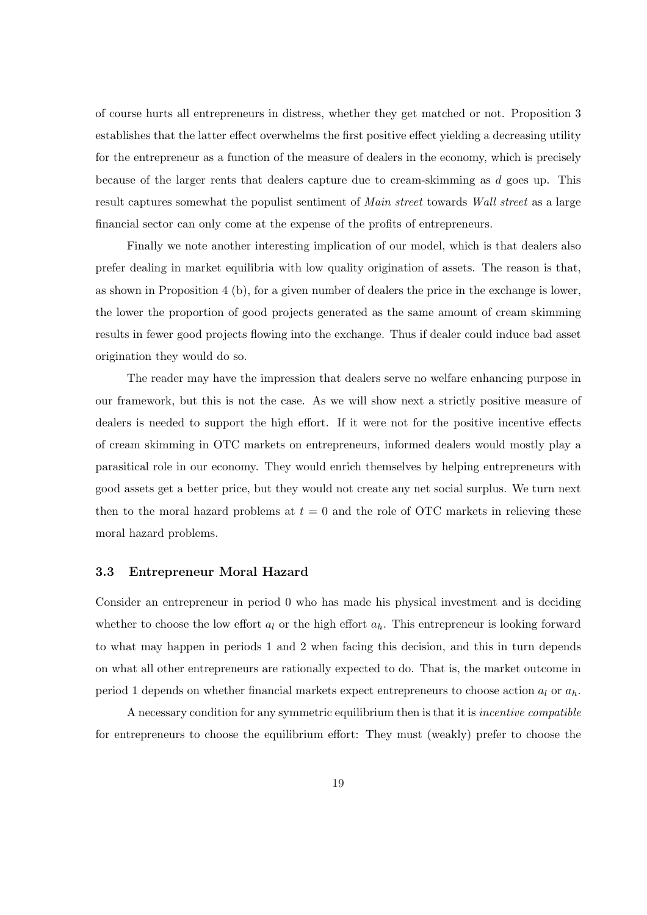of course hurts all entrepreneurs in distress, whether they get matched or not. Proposition 3 establishes that the latter effect overwhelms the first positive effect yielding a decreasing utility for the entrepreneur as a function of the measure of dealers in the economy, which is precisely because of the larger rents that dealers capture due to cream-skimming as $d$ goes up. This result captures somewhat the populist sentiment of *Main street* towards *Wall street* as a large financial sector can only come at the expense of the profits of entrepreneurs.

Finally we note another interesting implication of our model, which is that dealers also prefer dealing in market equilibria with low quality origination of assets. The reason is that, as shown in Proposition 4 (b), for a given number of dealers the price in the exchange is lower, the lower the proportion of good projects generated as the same amount of cream skimming results in fewer good projects flowing into the exchange. Thus if dealer could induce bad asset origination they would do so.

The reader may have the impression that dealers serve no welfare enhancing purpose in our framework, but this is not the case. As we will show next a strictly positive measure of dealers is needed to support the high effort. If it were not for the positive incentive effects of cream skimming in OTC markets on entrepreneurs, informed dealers would mostly play a parasitical role in our economy. They would enrich themselves by helping entrepreneurs with good assets get a better price, but they would not create any net social surplus. We turn next then to the moral hazard problems at $t = 0$ and the role of OTC markets in relieving these moral hazard problems.

### 3.3 Entrepreneur Moral Hazard

Consider an entrepreneur in period 0 who has made his physical investment and is deciding whether to choose the low effort $a_l$ or the high effort $a_h$. This entrepreneur is looking forward to what may happen in periods 1 and 2 when facing this decision, and this in turn depends on what all other entrepreneurs are rationally expected to do. That is, the market outcome in period 1 depends on whether financial markets expect entrepreneurs to choose action $a_l$ or $a_h$.

A necessary condition for any symmetric equilibrium then is that it is *incentive compatible* for entrepreneurs to choose the equilibrium effort: They must (weakly) prefer to choose the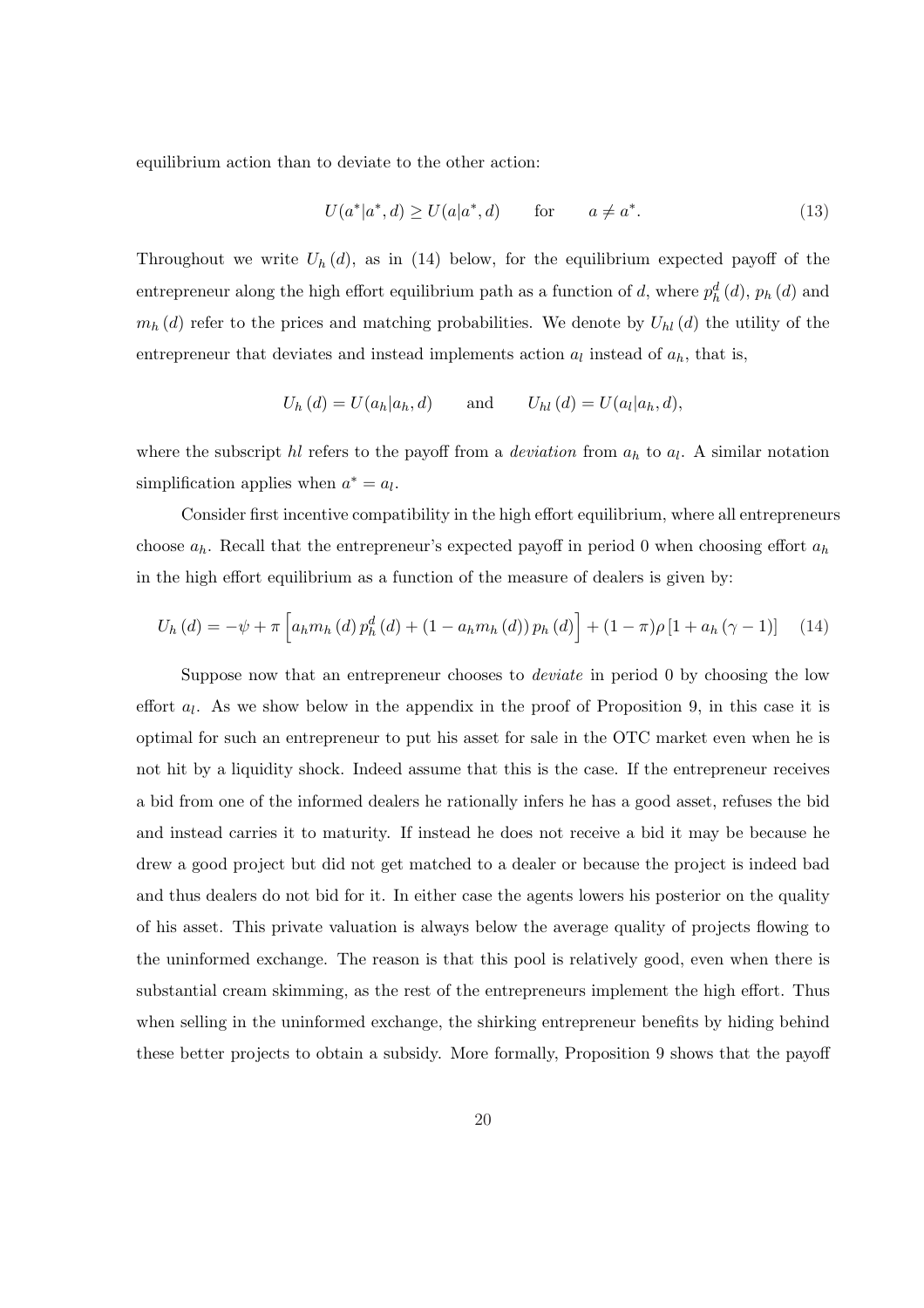equilibrium action than to deviate to the other action:

$$U(a^*|a^*, d) \geq U(a|a^*, d) \qquad \text{for} \qquad a \neq a^*. \tag{13}$$

Throughout we write $U_h(d)$, as in (14) below, for the equilibrium expected payoff of the entrepreneur along the high effort equilibrium path as a function of $d$, where $p_h^d(d)$, $p_h(d)$ and $m_h(d)$ refer to the prices and matching probabilities. We denote by $U_{hl}(d)$ the utility of the entrepreneur that deviates and instead implements action $a_l$ instead of $a_h$, that is,

$$U_h(d) = U(a_h|a_h, d) \qquad \text{and} \qquad U_{hl}(d) = U(a_l|a_h, d),$$

where the subscript $hl$ refers to the payoff from a *deviation* from $a_h$ to $a_l$. A similar notation simplification applies when $a^* = a_l$.

Consider first incentive compatibility in the high effort equilibrium, where all entrepreneurs choose $a_h$. Recall that the entrepreneur's expected payoff in period 0 when choosing effort $a_h$ in the high effort equilibrium as a function of the measure of dealers is given by:

$$U_h(d) = -\psi + \pi\left[a_h m_h(d) p_h^d(d) + (1 - a_h m_h(d)) p_h(d)\right] + (1-\pi)\rho\left[1 + a_h(\gamma - 1)\right] \tag{14}$$

Suppose now that an entrepreneur chooses to *deviate* in period 0 by choosing the low effort $a_l$. As we show below in the appendix in the proof of Proposition 9, in this case it is optimal for such an entrepreneur to put his asset for sale in the OTC market even when he is not hit by a liquidity shock. Indeed assume that this is the case. If the entrepreneur receives a bid from one of the informed dealers he rationally infers he has a good asset, refuses the bid and instead carries it to maturity. If instead he does not receive a bid it may be because he drew a good project but did not get matched to a dealer or because the project is indeed bad and thus dealers do not bid for it. In either case the agents lowers his posterior on the quality of his asset. This private valuation is always below the average quality of projects flowing to the uninformed exchange. The reason is that this pool is relatively good, even when there is substantial cream skimming, as the rest of the entrepreneurs implement the high effort. Thus when selling in the uninformed exchange, the shirking entrepreneur benefits by hiding behind these better projects to obtain a subsidy. More formally, Proposition 9 shows that the payoff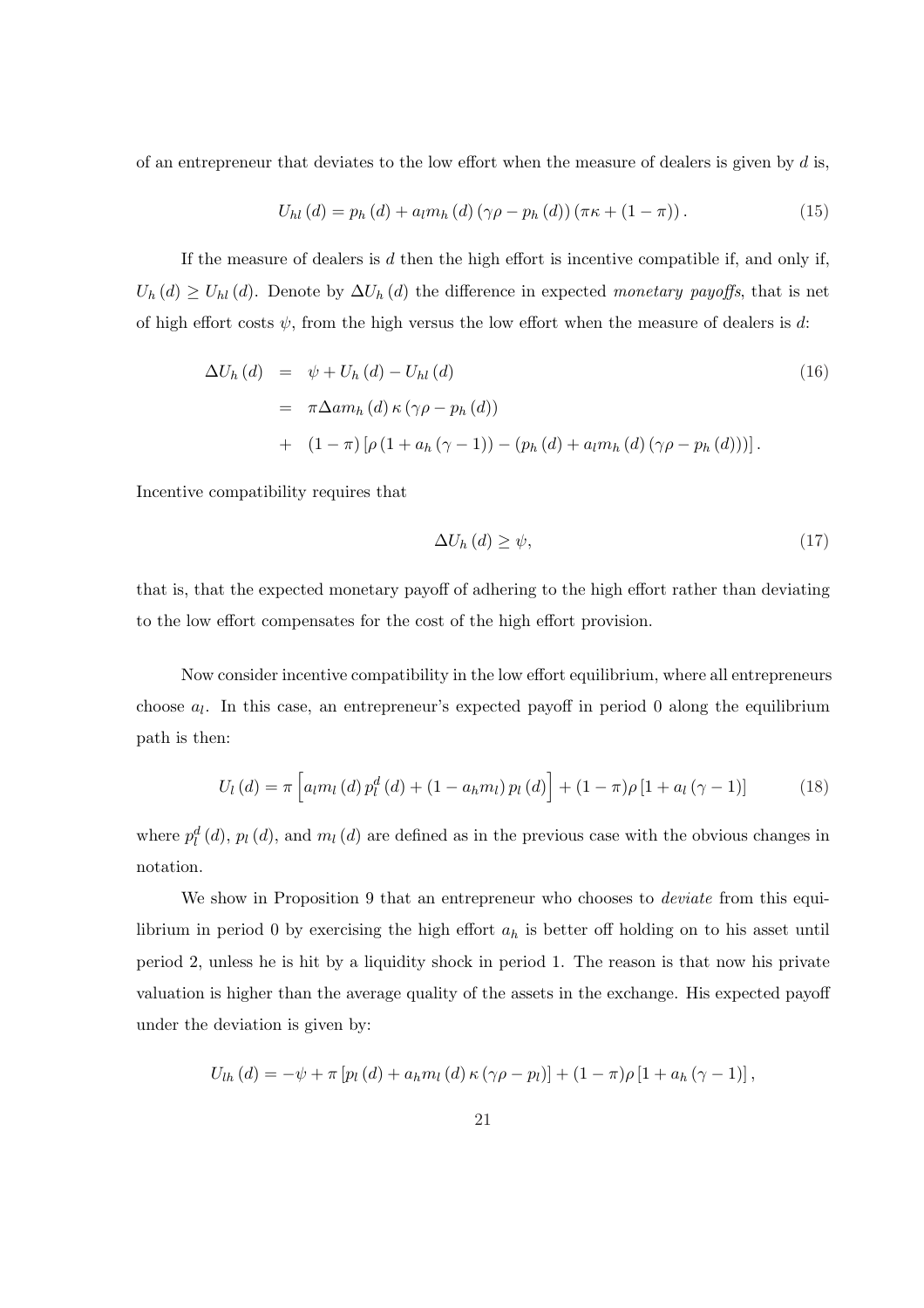of an entrepreneur that deviates to the low effort when the measure of dealers is given by $d$ is,

$$U_{hl}(d) = p_h(d) + a_l m_h(d)(\gamma\rho - p_h(d))(\pi\kappa + (1-\pi)). \tag{15}$$

If the measure of dealers is $d$ then the high effort is incentive compatible if, and only if, $U_h(d) \geq U_{hl}(d)$. Denote by $\Delta U_h(d)$ the difference in expected *monetary payoffs*, that is net of high effort costs $\psi$, from the high versus the low effort when the measure of dealers is $d$:

$$\begin{aligned}
\Delta U_h(d) &= \psi + U_h(d) - U_{hl}(d) \\
&= \pi \Delta a m_h(d)\kappa(\gamma\rho - p_h(d)) \\
&+ (1-\pi)\left[\rho(1 + a_h(\gamma - 1)) - (p_h(d) + a_l m_h(d)(\gamma\rho - p_h(d)))\right].
\end{aligned} \tag{16}$$

Incentive compatibility requires that

$$\Delta U_h(d) \geq \psi, \tag{17}$$

that is, that the expected monetary payoff of adhering to the high effort rather than deviating to the low effort compensates for the cost of the high effort provision.

Now consider incentive compatibility in the low effort equilibrium, where all entrepreneurs choose $a_l$. In this case, an entrepreneur's expected payoff in period 0 along the equilibrium path is then:

$$U_l(d) = \pi\left[a_l m_l(d) p_l^d(d) + (1 - a_h m_l) p_l(d)\right] + (1-\pi)\rho\left[1 + a_l(\gamma - 1)\right] \tag{18}$$

where $p_l^d(d)$, $p_l(d)$, and $m_l(d)$ are defined as in the previous case with the obvious changes in notation.

We show in Proposition 9 that an entrepreneur who chooses to *deviate* from this equilibrium in period 0 by exercising the high effort $a_h$ is better off holding on to his asset until period 2, unless he is hit by a liquidity shock in period 1. The reason is that now his private valuation is higher than the average quality of the assets in the exchange. His expected payoff under the deviation is given by:

$$U_{lh}(d) = -\psi + \pi\left[p_l(d) + a_h m_l(d)\kappa(\gamma\rho - p_l)\right] + (1-\pi)\rho\left[1 + a_h(\gamma - 1)\right],$$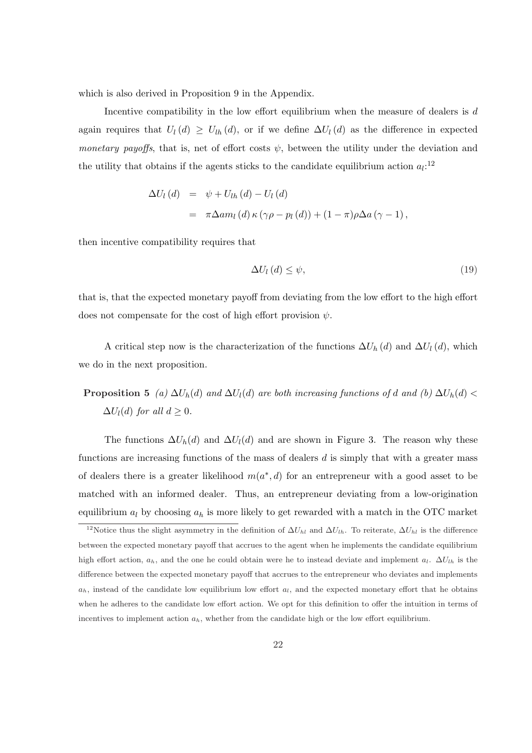which is also derived in Proposition 9 in the Appendix.

Incentive compatibility in the low effort equilibrium when the measure of dealers is $d$ again requires that $U_l(d) \geq U_{lh}(d)$, or if we define $\Delta U_l(d)$ as the difference in expected *monetary payoffs*, that is, net of effort costs $\psi$, between the utility under the deviation and the utility that obtains if the agents sticks to the candidate equilibrium action $a_l$:[12]

$$
\begin{aligned}
\Delta U_l(d) &= \psi + U_{lh}(d) - U_l(d) \\
&= \pi \Delta a m_l(d) \kappa (\gamma\rho - p_l(d)) + (1-\pi)\rho\Delta a(\gamma - 1),
\end{aligned}
$$

then incentive compatibility requires that

$$
\Delta U_l(d) \leq \psi, \tag{19}
$$

that is, that the expected monetary payoff from deviating from the low effort to the high effort does not compensate for the cost of high effort provision $\psi$.

A critical step now is the characterization of the functions $\Delta U_h(d)$ and $\Delta U_l(d)$, which we do in the next proposition.

**Proposition 5** *(a) $\Delta U_h(d)$ and $\Delta U_l(d)$ are both increasing functions of $d$ and (b) $\Delta U_h(d) < \Delta U_l(d)$ for all $d \geq 0$.*

The functions $\Delta U_h(d)$ and $\Delta U_l(d)$ and are shown in Figure 3. The reason why these functions are increasing functions of the mass of dealers $d$ is simply that with a greater mass of dealers there is a greater likelihood $m(a^*, d)$ for an entrepreneur with a good asset to be matched with an informed dealer. Thus, an entrepreneur deviating from a low-origination equilibrium $a_l$ by choosing $a_h$ is more likely to get rewarded with a match in the OTC market

[12] Notice thus the slight asymmetry in the definition of $\Delta U_{hl}$ and $\Delta U_{lh}$. To reiterate, $\Delta U_{hl}$ is the difference between the expected monetary payoff that accrues to the agent when he implements the candidate equilibrium high effort action, $a_h$, and the one he could obtain were he to instead deviate and implement $a_l$. $\Delta U_{lh}$ is the difference between the expected monetary payoff that accrues to the entrepreneur who deviates and implements $a_h$, instead of the candidate low equilibrium low effort $a_l$, and the expected monetary effort that he obtains when he adheres to the candidate low effort action. We opt for this definition to offer the intuition in terms of incentives to implement action $a_h$, whether from the candidate high or the low effort equilibrium.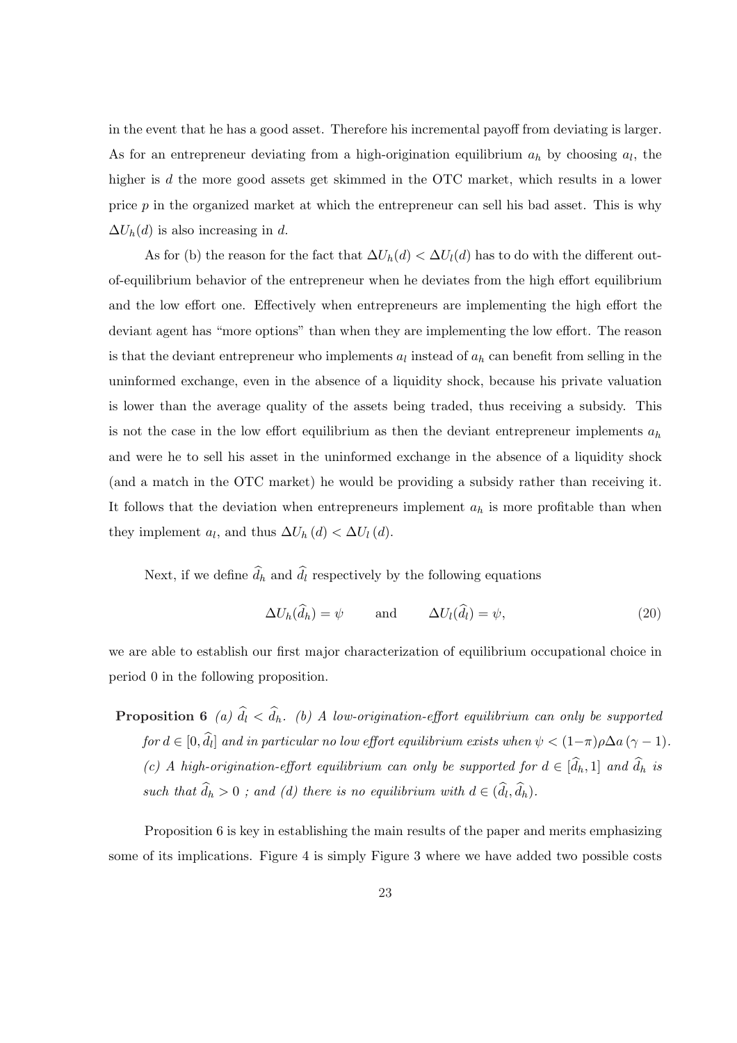in the event that he has a good asset. Therefore his incremental payoff from deviating is larger. As for an entrepreneur deviating from a high-origination equilibrium $a_h$ by choosing $a_l$, the higher is $d$ the more good assets get skimmed in the OTC market, which results in a lower price $p$ in the organized market at which the entrepreneur can sell his bad asset. This is why $\Delta U_h(d)$ is also increasing in $d$.

As for (b) the reason for the fact that $\Delta U_h(d) < \Delta U_l(d)$ has to do with the different out-of-equilibrium behavior of the entrepreneur when he deviates from the high effort equilibrium and the low effort one. Effectively when entrepreneurs are implementing the high effort the deviant agent has "more options" than when they are implementing the low effort. The reason is that the deviant entrepreneur who implements $a_l$ instead of $a_h$ can benefit from selling in the uninformed exchange, even in the absence of a liquidity shock, because his private valuation is lower than the average quality of the assets being traded, thus receiving a subsidy. This is not the case in the low effort equilibrium as then the deviant entrepreneur implements $a_h$ and were he to sell his asset in the uninformed exchange in the absence of a liquidity shock (and a match in the OTC market) he would be providing a subsidy rather than receiving it. It follows that the deviation when entrepreneurs implement $a_h$ is more profitable than when they implement $a_l$, and thus $\Delta U_h(d) < \Delta U_l(d)$.

Next, if we define $\widehat{d}_h$ and $\widehat{d}_l$ respectively by the following equations

$$\Delta U_h(\widehat{d}_h) = \psi \qquad \text{and} \qquad \Delta U_l(\widehat{d}_l) = \psi, \tag{20}$$

we are able to establish our first major characterization of equilibrium occupational choice in period 0 in the following proposition.

**Proposition 6** *(a) $\widehat{d}_l < \widehat{d}_h$. (b) A low-origination-effort equilibrium can only be supported for $d \in [0, \widehat{d}_l]$ and in particular no low effort equilibrium exists when $\psi < (1-\pi)\rho\Delta a\,(\gamma - 1)$. (c) A high-origination-effort equilibrium can only be supported for $d \in [\widehat{d}_h, 1]$ and $\widehat{d}_h$ is such that $\widehat{d}_h > 0$ ; and (d) there is no equilibrium with $d \in (\widehat{d}_l, \widehat{d}_h)$.*

Proposition 6 is key in establishing the main results of the paper and merits emphasizing some of its implications. Figure 4 is simply Figure 3 where we have added two possible costs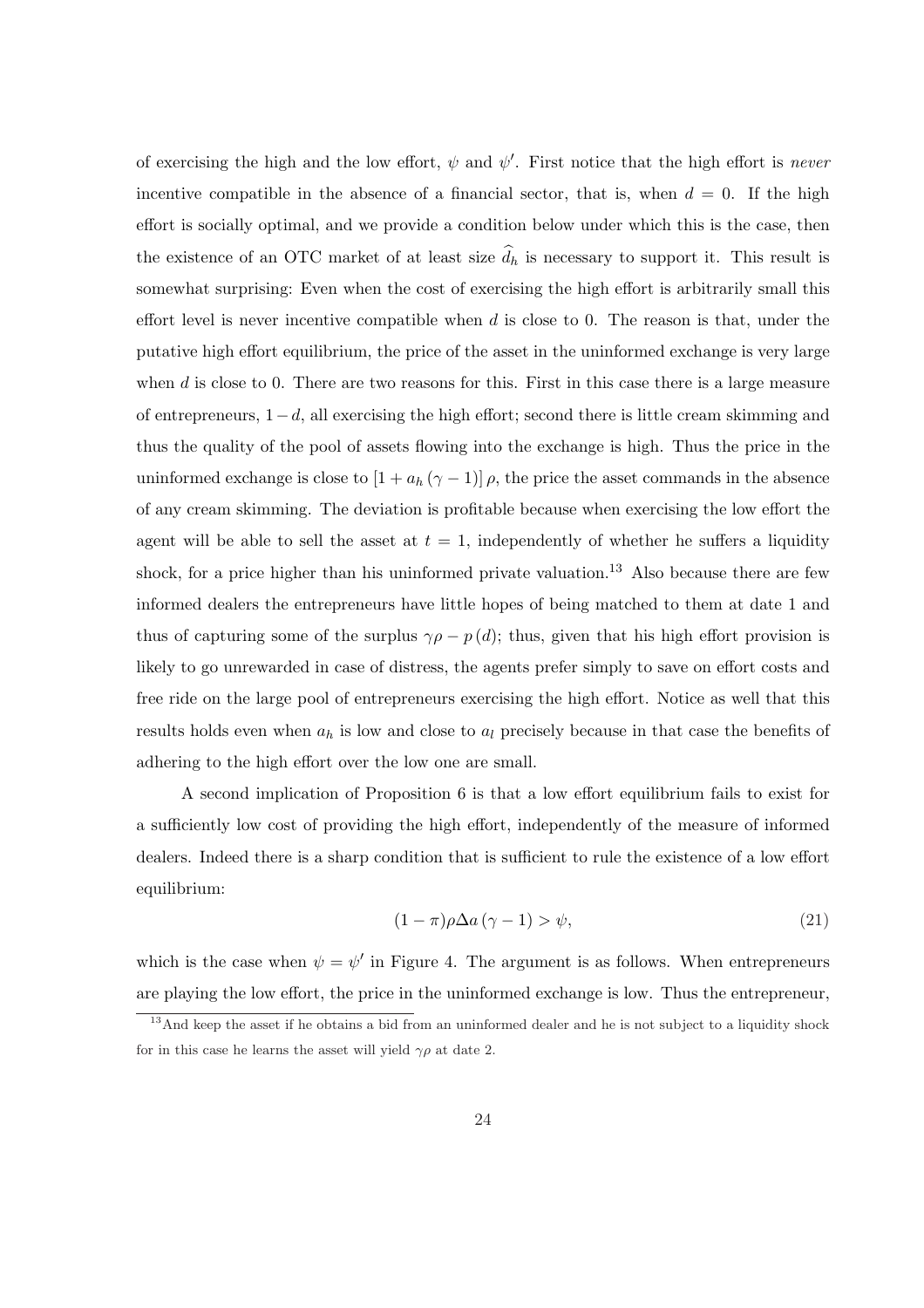of exercising the high and the low effort, $\psi$ and $\psi'$. First notice that the high effort is *never* incentive compatible in the absence of a financial sector, that is, when $d = 0$. If the high effort is socially optimal, and we provide a condition below under which this is the case, then the existence of an OTC market of at least size $\widehat{d}_h$ is necessary to support it. This result is somewhat surprising: Even when the cost of exercising the high effort is arbitrarily small this effort level is never incentive compatible when $d$ is close to 0. The reason is that, under the putative high effort equilibrium, the price of the asset in the uninformed exchange is very large when $d$ is close to 0. There are two reasons for this. First in this case there is a large measure of entrepreneurs, $1-d$, all exercising the high effort; second there is little cream skimming and thus the quality of the pool of assets flowing into the exchange is high. Thus the price in the uninformed exchange is close to $[1 + a_h (\gamma - 1)] \rho$, the price the asset commands in the absence of any cream skimming. The deviation is profitable because when exercising the low effort the agent will be able to sell the asset at $t = 1$, independently of whether he suffers a liquidity shock, for a price higher than his uninformed private valuation.[13] Also because there are few informed dealers the entrepreneurs have little hopes of being matched to them at date 1 and thus of capturing some of the surplus $\gamma\rho - p(d)$; thus, given that his high effort provision is likely to go unrewarded in case of distress, the agents prefer simply to save on effort costs and free ride on the large pool of entrepreneurs exercising the high effort. Notice as well that this results holds even when $a_h$ is low and close to $a_l$ precisely because in that case the benefits of adhering to the high effort over the low one are small.

A second implication of Proposition 6 is that a low effort equilibrium fails to exist for a sufficiently low cost of providing the high effort, independently of the measure of informed dealers. Indeed there is a sharp condition that is sufficient to rule the existence of a low effort equilibrium:

$$(1-\pi)\rho\Delta a (\gamma - 1) > \psi, \tag{21}$$

which is the case when $\psi = \psi'$ in Figure 4. The argument is as follows. When entrepreneurs are playing the low effort, the price in the uninformed exchange is low. Thus the entrepreneur,

[13] And keep the asset if he obtains a bid from an uninformed dealer and he is not subject to a liquidity shock for in this case he learns the asset will yield $\gamma\rho$ at date 2.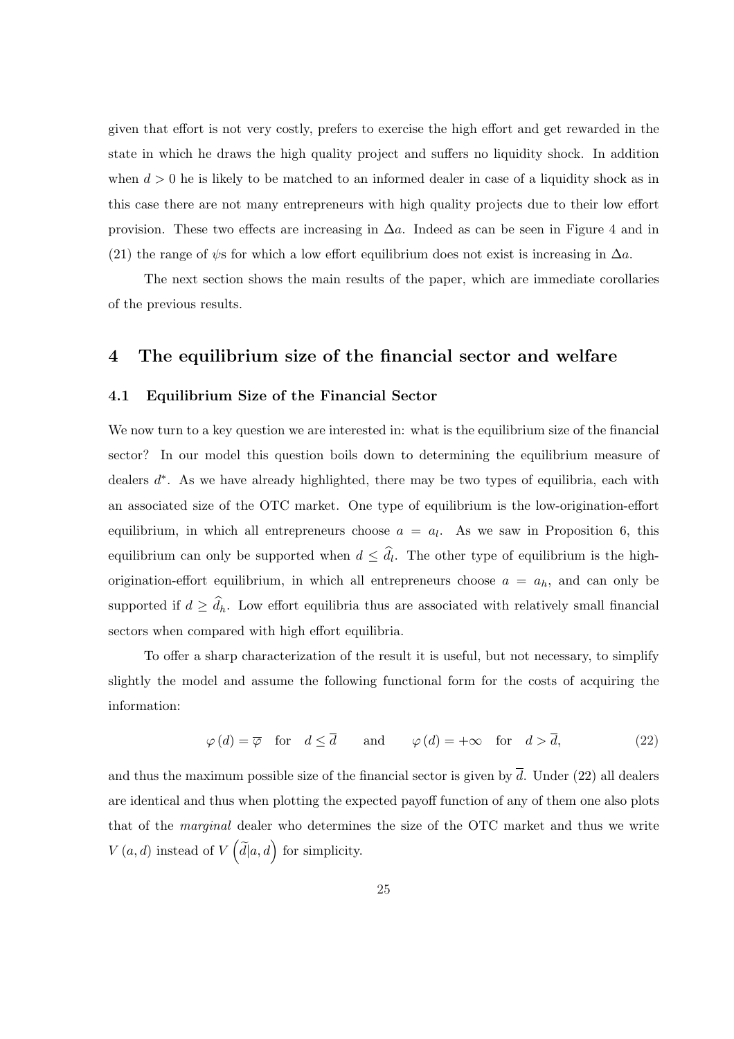given that effort is not very costly, prefers to exercise the high effort and get rewarded in the state in which he draws the high quality project and suffers no liquidity shock. In addition when $d > 0$ he is likely to be matched to an informed dealer in case of a liquidity shock as in this case there are not many entrepreneurs with high quality projects due to their low effort provision. These two effects are increasing in $\Delta a$. Indeed as can be seen in Figure 4 and in (21) the range of $\psi$s for which a low effort equilibrium does not exist is increasing in $\Delta a$.

The next section shows the main results of the paper, which are immediate corollaries of the previous results.

# 4 The equilibrium size of the financial sector and welfare

## 4.1 Equilibrium Size of the Financial Sector

We now turn to a key question we are interested in: what is the equilibrium size of the financial sector? In our model this question boils down to determining the equilibrium measure of dealers $d^*$. As we have already highlighted, there may be two types of equilibria, each with an associated size of the OTC market. One type of equilibrium is the low-origination-effort equilibrium, in which all entrepreneurs choose $a = a_l$. As we saw in Proposition 6, this equilibrium can only be supported when $d \leq \widehat{d}_l$. The other type of equilibrium is the high-origination-effort equilibrium, in which all entrepreneurs choose $a = a_h$, and can only be supported if $d \geq \widehat{d}_h$. Low effort equilibria thus are associated with relatively small financial sectors when compared with high effort equilibria.

To offer a sharp characterization of the result it is useful, but not necessary, to simplify slightly the model and assume the following functional form for the costs of acquiring the information:

$$\varphi(d) = \overline{\varphi} \quad \text{for} \quad d \leq \overline{d} \qquad \text{and} \qquad \varphi(d) = +\infty \quad \text{for} \quad d > \overline{d}, \tag{22}$$

and thus the maximum possible size of the financial sector is given by $\overline{d}$. Under (22) all dealers are identical and thus when plotting the expected payoff function of any of them one also plots that of the *marginal* dealer who determines the size of the OTC market and thus we write $V(a, d)$ instead of $V\left(\widetilde{d}|a, d\right)$ for simplicity.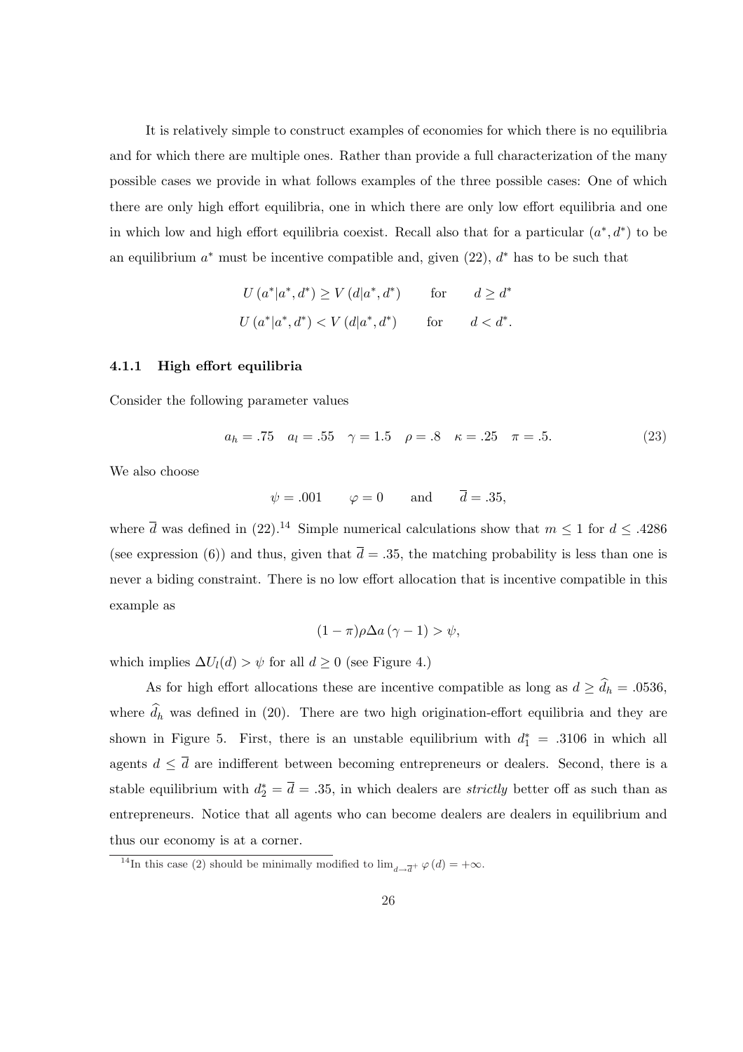It is relatively simple to construct examples of economies for which there is no equilibria and for which there are multiple ones. Rather than provide a full characterization of the many possible cases we provide in what follows examples of the three possible cases: One of which there are only high effort equilibria, one in which there are only low effort equilibria and one in which low and high effort equilibria coexist. Recall also that for a particular $(a^*, d^*)$ to be an equilibrium $a^*$ must be incentive compatible and, given (22), $d^*$ has to be such that

$$U(a^*|a^*, d^*) \geq V(d|a^*, d^*) \qquad \text{for} \qquad d \geq d^*$$
$$U(a^*|a^*, d^*) < V(d|a^*, d^*) \qquad \text{for} \qquad d < d^*.$$

### 4.1.1 High effort equilibria

Consider the following parameter values

$$a_h = .75 \quad a_l = .55 \quad \gamma = 1.5 \quad \rho = .8 \quad \kappa = .25 \quad \pi = .5. \tag{23}$$

We also choose

$$\psi = .001 \qquad \varphi = 0 \qquad \text{and} \qquad \overline{d} = .35,$$

where $\overline{d}$ was defined in (22).[14] Simple numerical calculations show that $m \leq 1$ for $d \leq .4286$ (see expression (6)) and thus, given that $\overline{d} = .35$, the matching probability is less than one is never a biding constraint. There is no low effort allocation that is incentive compatible in this example as

$$(1 - \pi)\rho\Delta a\,(\gamma - 1) > \psi,$$

which implies $\Delta U_l(d) > \psi$ for all $d \geq 0$ (see Figure 4.)

As for high effort allocations these are incentive compatible as long as $d \geq \widehat{d}_h = .0536$, where $\widehat{d}_h$ was defined in (20). There are two high origination-effort equilibria and they are shown in Figure 5. First, there is an unstable equilibrium with $d_1^* = .3106$ in which all agents $d \leq \overline{d}$ are indifferent between becoming entrepreneurs or dealers. Second, there is a stable equilibrium with $d_2^* = \overline{d} = .35$, in which dealers are *strictly* better off as such than as entrepreneurs. Notice that all agents who can become dealers are dealers in equilibrium and thus our economy is at a corner.

[14] In this case (2) should be minimally modified to $\lim_{d \to \overline{d}^+} \varphi(d) = +\infty$.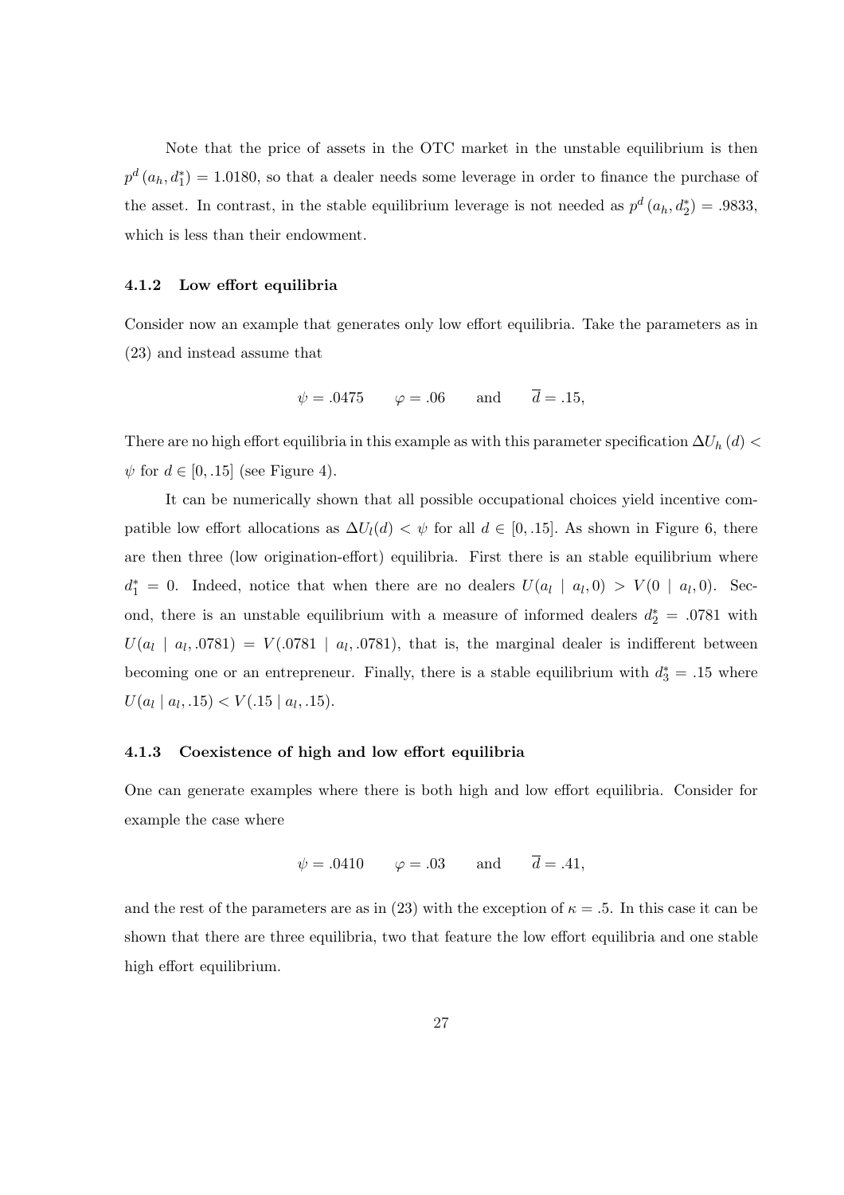Note that the price of assets in the OTC market in the unstable equilibrium is then $p^d(a_h, d_1^*) = 1.0180$, so that a dealer needs some leverage in order to finance the purchase of the asset. In contrast, in the stable equilibrium leverage is not needed as $p^d(a_h, d_2^*) = .9833$, which is less than their endowment.

### 4.1.2 Low effort equilibria

Consider now an example that generates only low effort equilibria. Take the parameters as in (23) and instead assume that

$$\psi = .0475 \qquad \varphi = .06 \qquad \text{and} \qquad \overline{d} = .15,$$

There are no high effort equilibria in this example as with this parameter specification $\Delta U_h(d) < \psi$ for $d \in [0, .15]$ (see Figure 4).

It can be numerically shown that all possible occupational choices yield incentive compatible low effort allocations as $\Delta U_l(d) < \psi$ for all $d \in [0, .15]$. As shown in Figure 6, there are then three (low origination-effort) equilibria. First there is an stable equilibrium where $d_1^* = 0$. Indeed, notice that when there are no dealers $U(a_l \mid a_l, 0) > V(0 \mid a_l, 0)$. Second, there is an unstable equilibrium with a measure of informed dealers $d_2^* = .0781$ with $U(a_l \mid a_l, .0781) = V(.0781 \mid a_l, .0781)$, that is, the marginal dealer is indifferent between becoming one or an entrepreneur. Finally, there is a stable equilibrium with $d_3^* = .15$ where $U(a_l \mid a_l, .15) < V(.15 \mid a_l, .15)$.

### 4.1.3 Coexistence of high and low effort equilibria

One can generate examples where there is both high and low effort equilibria. Consider for example the case where

$$\psi = .0410 \qquad \varphi = .03 \qquad \text{and} \qquad \overline{d} = .41,$$

and the rest of the parameters are as in (23) with the exception of $\kappa = .5$. In this case it can be shown that there are three equilibria, two that feature the low effort equilibria and one stable high effort equilibrium.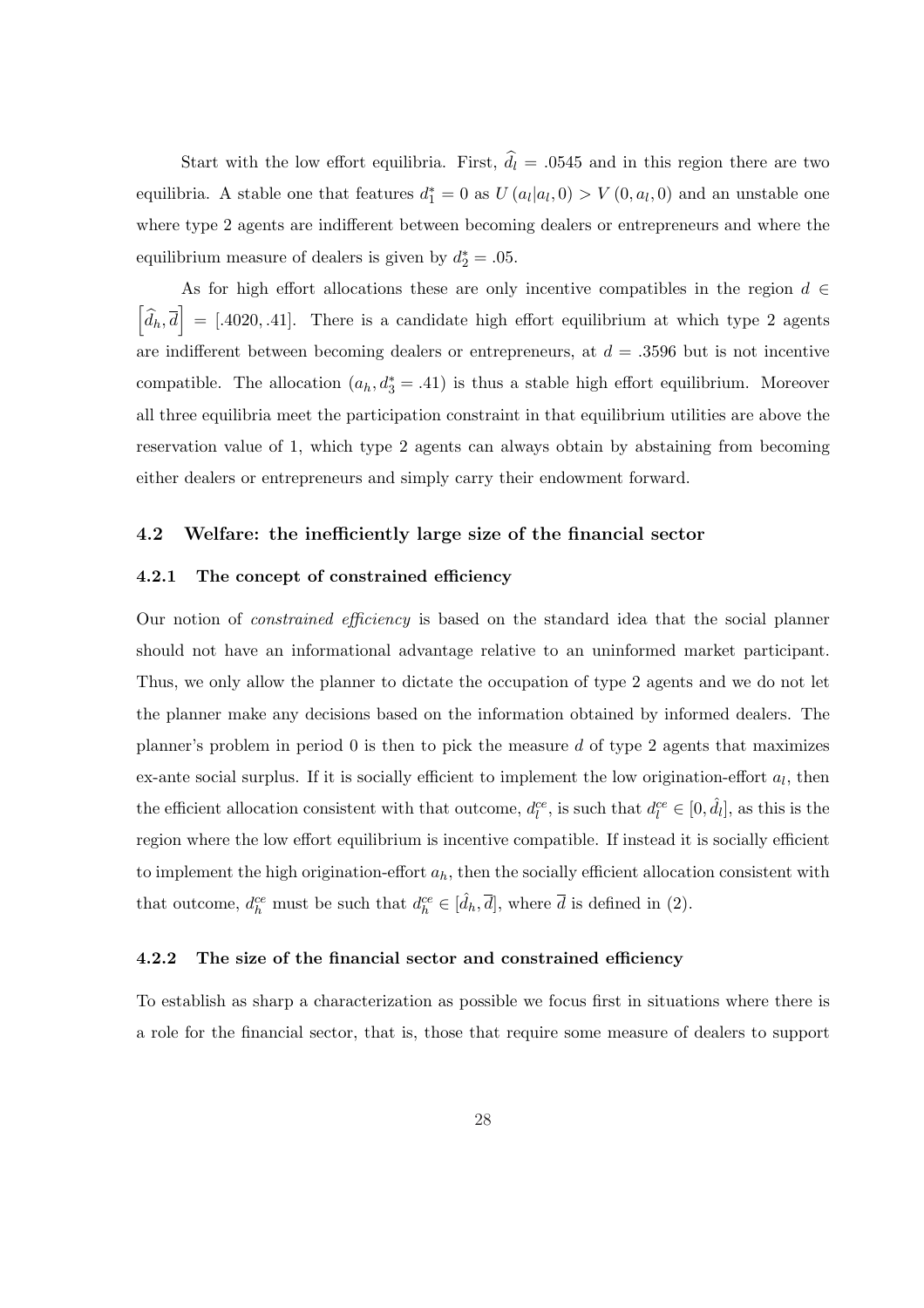Start with the low effort equilibria. First, $\widehat{d}_l = .0545$ and in this region there are two equilibria. A stable one that features $d_1^* = 0$ as $U(a_l|a_l, 0) > V(0, a_l, 0)$ and an unstable one where type 2 agents are indifferent between becoming dealers or entrepreneurs and where the equilibrium measure of dealers is given by $d_2^* = .05$.

As for high effort allocations these are only incentive compatibles in the region $d \in \left[\widehat{d}_h, \overline{d}\right] = [.4020, .41]$. There is a candidate high effort equilibrium at which type 2 agents are indifferent between becoming dealers or entrepreneurs, at $d = .3596$ but is not incentive compatible. The allocation $(a_h, d_3^* = .41)$ is thus a stable high effort equilibrium. Moreover all three equilibria meet the participation constraint in that equilibrium utilities are above the reservation value of 1, which type 2 agents can always obtain by abstaining from becoming either dealers or entrepreneurs and simply carry their endowment forward.

## 4.2 Welfare: the inefficiently large size of the financial sector

### 4.2.1 The concept of constrained efficiency

Our notion of *constrained efficiency* is based on the standard idea that the social planner should not have an informational advantage relative to an uninformed market participant. Thus, we only allow the planner to dictate the occupation of type 2 agents and we do not let the planner make any decisions based on the information obtained by informed dealers. The planner's problem in period 0 is then to pick the measure $d$ of type 2 agents that maximizes ex-ante social surplus. If it is socially efficient to implement the low origination-effort $a_l$, then the efficient allocation consistent with that outcome, $d_l^{ce}$, is such that $d_l^{ce} \in [0, \hat{d}_l]$, as this is the region where the low effort equilibrium is incentive compatible. If instead it is socially efficient to implement the high origination-effort $a_h$, then the socially efficient allocation consistent with that outcome, $d_h^{ce}$ must be such that $d_h^{ce} \in [\hat{d}_h, \overline{d}]$, where $\overline{d}$ is defined in (2).

### 4.2.2 The size of the financial sector and constrained efficiency

To establish as sharp a characterization as possible we focus first in situations where there is a role for the financial sector, that is, those that require some measure of dealers to support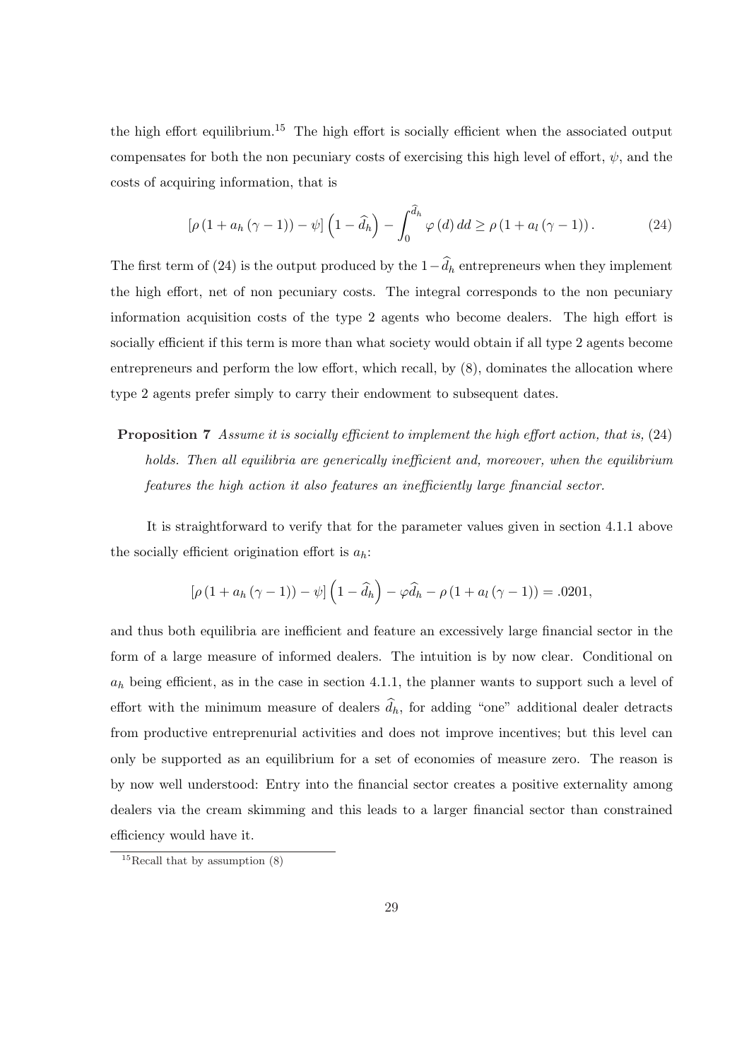the high effort equilibrium.[15] The high effort is socially efficient when the associated output compensates for both the non pecuniary costs of exercising this high level of effort, $\psi$, and the costs of acquiring information, that is

$$\left[\rho\left(1+a_h\left(\gamma-1\right)\right)-\psi\right]\left(1-\widehat{d}_h\right)-\int_0^{\widehat{d}_h}\varphi\left(d\right)dd\geq\rho\left(1+a_l\left(\gamma-1\right)\right). \tag{24}$$

The first term of (24) is the output produced by the $1-\widehat{d}_h$ entrepreneurs when they implement the high effort, net of non pecuniary costs. The integral corresponds to the non pecuniary information acquisition costs of the type 2 agents who become dealers. The high effort is socially efficient if this term is more than what society would obtain if all type 2 agents become entrepreneurs and perform the low effort, which recall, by (8), dominates the allocation where type 2 agents prefer simply to carry their endowment to subsequent dates.

**Proposition 7** *Assume it is socially efficient to implement the high effort action, that is,* (24) *holds. Then all equilibria are generically inefficient and, moreover, when the equilibrium features the high action it also features an inefficiently large financial sector.*

It is straightforward to verify that for the parameter values given in section 4.1.1 above the socially efficient origination effort is $a_h$:

$$\left[\rho\left(1+a_h\left(\gamma-1\right)\right)-\psi\right]\left(1-\widehat{d}_h\right)-\varphi\widehat{d}_h-\rho\left(1+a_l\left(\gamma-1\right)\right)=.0201,$$

and thus both equilibria are inefficient and feature an excessively large financial sector in the form of a large measure of informed dealers. The intuition is by now clear. Conditional on $a_h$ being efficient, as in the case in section 4.1.1, the planner wants to support such a level of effort with the minimum measure of dealers $\widehat{d}_h$, for adding "one" additional dealer detracts from productive entreprenurial activities and does not improve incentives; but this level can only be supported as an equilibrium for a set of economies of measure zero. The reason is by now well understood: Entry into the financial sector creates a positive externality among dealers via the cream skimming and this leads to a larger financial sector than constrained efficiency would have it.

[15] Recall that by assumption (8)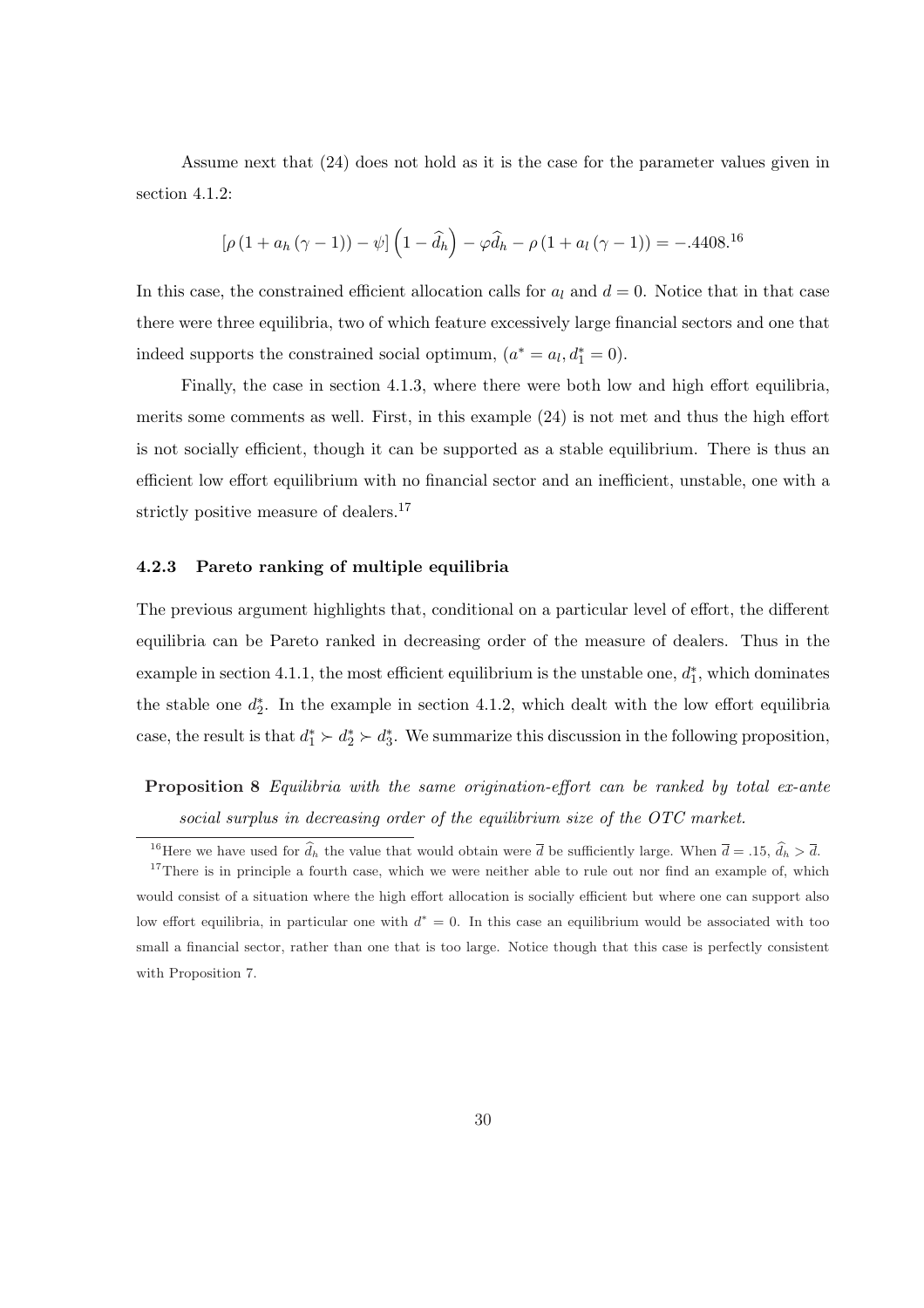Assume next that (24) does not hold as it is the case for the parameter values given in section 4.1.2:

$$\left[\rho\left(1+a_h\left(\gamma-1\right)\right)-\psi\right]\left(1-\widehat{d}_h\right)-\varphi\widehat{d}_h-\rho\left(1+a_l\left(\gamma-1\right)\right)=-.4408.^{16}$$

In this case, the constrained efficient allocation calls for $a_l$ and $d=0$. Notice that in that case there were three equilibria, two of which feature excessively large financial sectors and one that indeed supports the constrained social optimum, $(a^*=a_l, d_1^*=0)$.

Finally, the case in section 4.1.3, where there were both low and high effort equilibria, merits some comments as well. First, in this example (24) is not met and thus the high effort is not socially efficient, though it can be supported as a stable equilibrium. There is thus an efficient low effort equilibrium with no financial sector and an inefficient, unstable, one with a strictly positive measure of dealers.[17]

### 4.2.3 Pareto ranking of multiple equilibria

The previous argument highlights that, conditional on a particular level of effort, the different equilibria can be Pareto ranked in decreasing order of the measure of dealers. Thus in the example in section 4.1.1, the most efficient equilibrium is the unstable one, $d_1^*$, which dominates the stable one $d_2^*$. In the example in section 4.1.2, which dealt with the low effort equilibria case, the result is that $d_1^* \succ d_2^* \succ d_3^*$. We summarize this discussion in the following proposition,

**Proposition 8** *Equilibria with the same origination-effort can be ranked by total ex-ante social surplus in decreasing order of the equilibrium size of the OTC market.*

[16] Here we have used for $\widehat{d}_h$ the value that would obtain were $\overline{d}$ be sufficiently large. When $\overline{d}=.15$, $\widehat{d}_h>\overline{d}$.

[17] There is in principle a fourth case, which we were neither able to rule out nor find an example of, which would consist of a situation where the high effort allocation is socially efficient but where one can support also low effort equilibria, in particular one with $d^*=0$. In this case an equilibrium would be associated with too small a financial sector, rather than one that is too large. Notice though that this case is perfectly consistent with Proposition 7.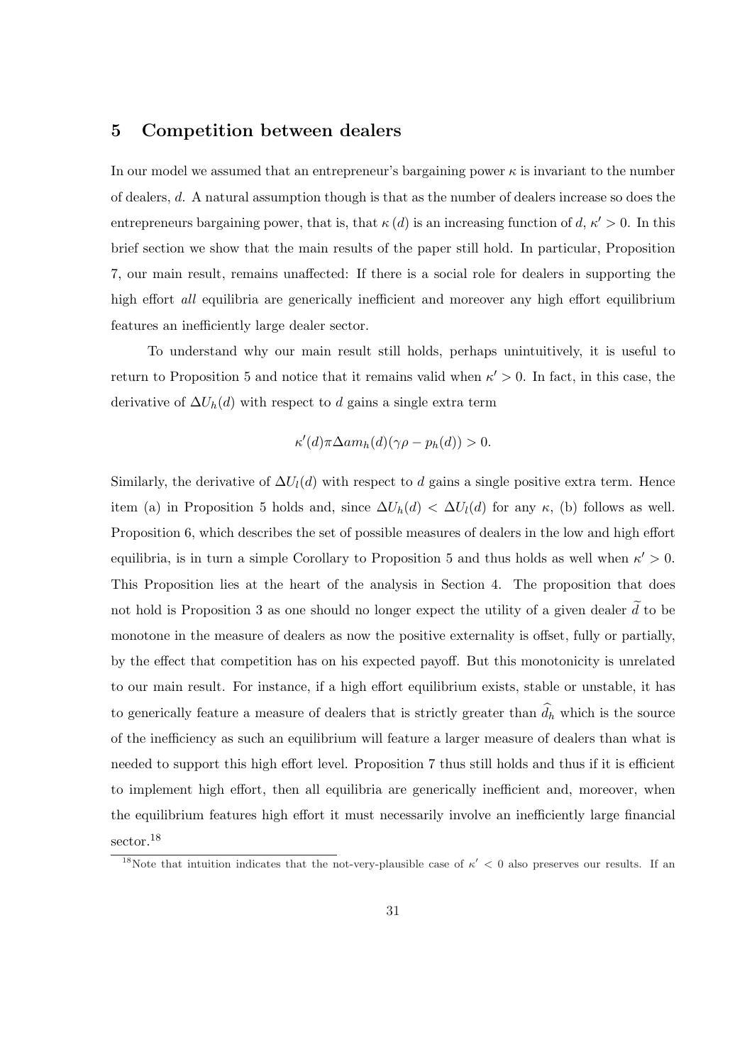## 5 Competition between dealers

In our model we assumed that an entrepreneur's bargaining power $\kappa$ is invariant to the number of dealers, $d$. A natural assumption though is that as the number of dealers increase so does the entrepreneurs bargaining power, that is, that $\kappa(d)$ is an increasing function of $d$, $\kappa' > 0$. In this brief section we show that the main results of the paper still hold. In particular, Proposition 7, our main result, remains unaffected: If there is a social role for dealers in supporting the high effort *all* equilibria are generically inefficient and moreover any high effort equilibrium features an inefficiently large dealer sector.

To understand why our main result still holds, perhaps unintuitively, it is useful to return to Proposition 5 and notice that it remains valid when $\kappa' > 0$. In fact, in this case, the derivative of $\Delta U_h(d)$ with respect to $d$ gains a single extra term

$$\kappa'(d)\pi\Delta am_h(d)(\gamma\rho - p_h(d)) > 0.$$

Similarly, the derivative of $\Delta U_l(d)$ with respect to $d$ gains a single positive extra term. Hence item (a) in Proposition 5 holds and, since $\Delta U_h(d) < \Delta U_l(d)$ for any $\kappa$, (b) follows as well. Proposition 6, which describes the set of possible measures of dealers in the low and high effort equilibria, is in turn a simple Corollary to Proposition 5 and thus holds as well when $\kappa' > 0$. This Proposition lies at the heart of the analysis in Section 4. The proposition that does not hold is Proposition 3 as one should no longer expect the utility of a given dealer $\widetilde{d}$ to be monotone in the measure of dealers as now the positive externality is offset, fully or partially, by the effect that competition has on his expected payoff. But this monotonicity is unrelated to our main result. For instance, if a high effort equilibrium exists, stable or unstable, it has to generically feature a measure of dealers that is strictly greater than $\widehat{d}_h$ which is the source of the inefficiency as such an equilibrium will feature a larger measure of dealers than what is needed to support this high effort level. Proposition 7 thus still holds and thus if it is efficient to implement high effort, then all equilibria are generically inefficient and, moreover, when the equilibrium features high effort it must necessarily involve an inefficiently large financial sector.[18]

[18]Note that intuition indicates that the not-very-plausible case of $\kappa' < 0$ also preserves our results. If an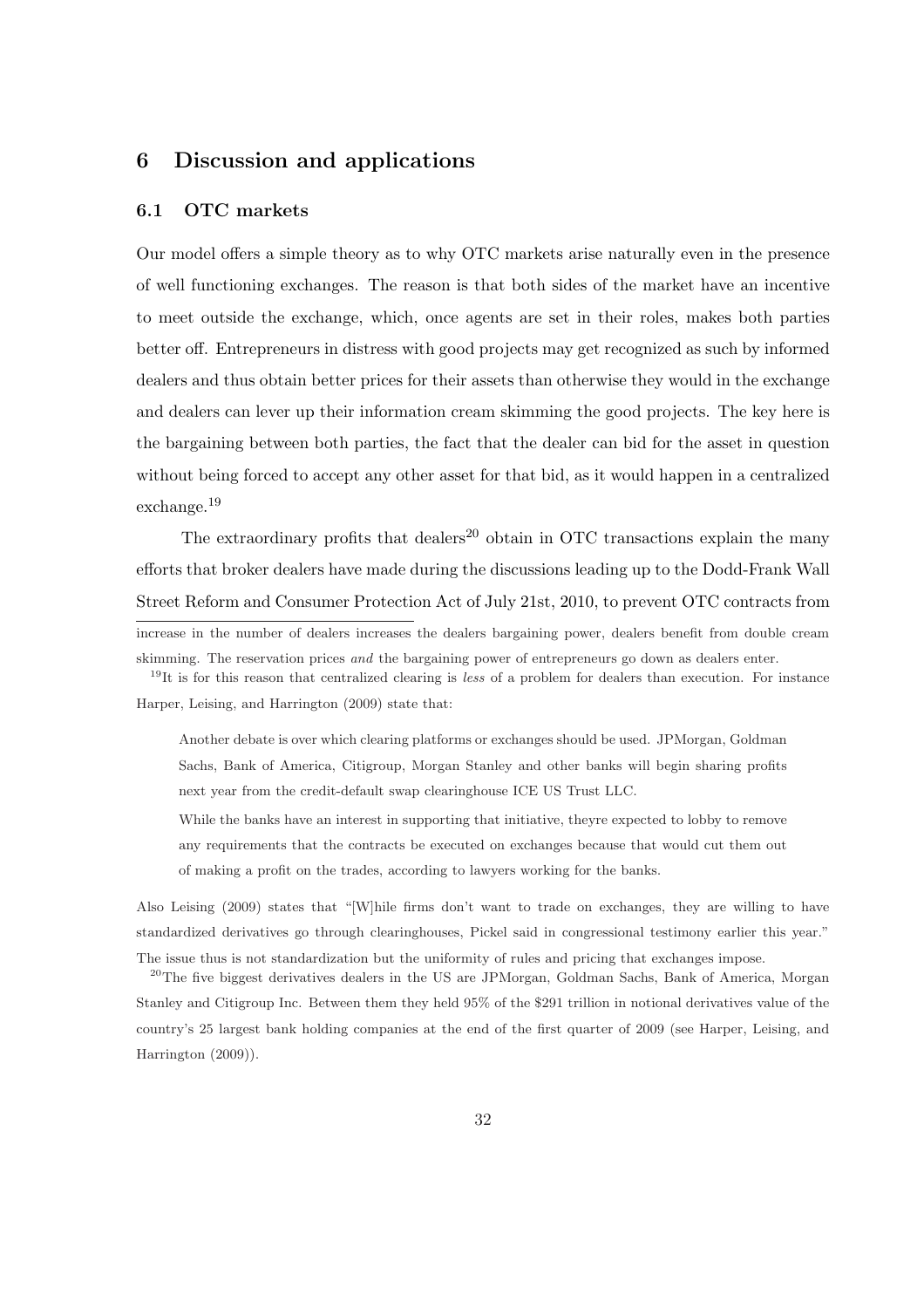## 6 Discussion and applications

### 6.1 OTC markets

Our model offers a simple theory as to why OTC markets arise naturally even in the presence of well functioning exchanges. The reason is that both sides of the market have an incentive to meet outside the exchange, which, once agents are set in their roles, makes both parties better off. Entrepreneurs in distress with good projects may get recognized as such by informed dealers and thus obtain better prices for their assets than otherwise they would in the exchange and dealers can lever up their information cream skimming the good projects. The key here is the bargaining between both parties, the fact that the dealer can bid for the asset in question without being forced to accept any other asset for that bid, as it would happen in a centralized exchange.[19]

The extraordinary profits that dealers[20] obtain in OTC transactions explain the many efforts that broker dealers have made during the discussions leading up to the Dodd-Frank Wall Street Reform and Consumer Protection Act of July 21st, 2010, to prevent OTC contracts from

---

increase in the number of dealers increases the dealers bargaining power, dealers benefit from double cream skimming. The reservation prices *and* the bargaining power of entrepreneurs go down as dealers enter.

[19] It is for this reason that centralized clearing is *less* of a problem for dealers than execution. For instance Harper, Leising, and Harrington (2009) state that:

> Another debate is over which clearing platforms or exchanges should be used. JPMorgan, Goldman Sachs, Bank of America, Citigroup, Morgan Stanley and other banks will begin sharing profits next year from the credit-default swap clearinghouse ICE US Trust LLC.
>
> While the banks have an interest in supporting that initiative, theyre expected to lobby to remove any requirements that the contracts be executed on exchanges because that would cut them out of making a profit on the trades, according to lawyers working for the banks.

Also Leising (2009) states that "[W]hile firms don't want to trade on exchanges, they are willing to have standardized derivatives go through clearinghouses, Pickel said in congressional testimony earlier this year." The issue thus is not standardization but the uniformity of rules and pricing that exchanges impose.

[20] The five biggest derivatives dealers in the US are JPMorgan, Goldman Sachs, Bank of America, Morgan Stanley and Citigroup Inc. Between them they held 95% of the $291 trillion in notional derivatives value of the country's 25 largest bank holding companies at the end of the first quarter of 2009 (see Harper, Leising, and Harrington (2009)).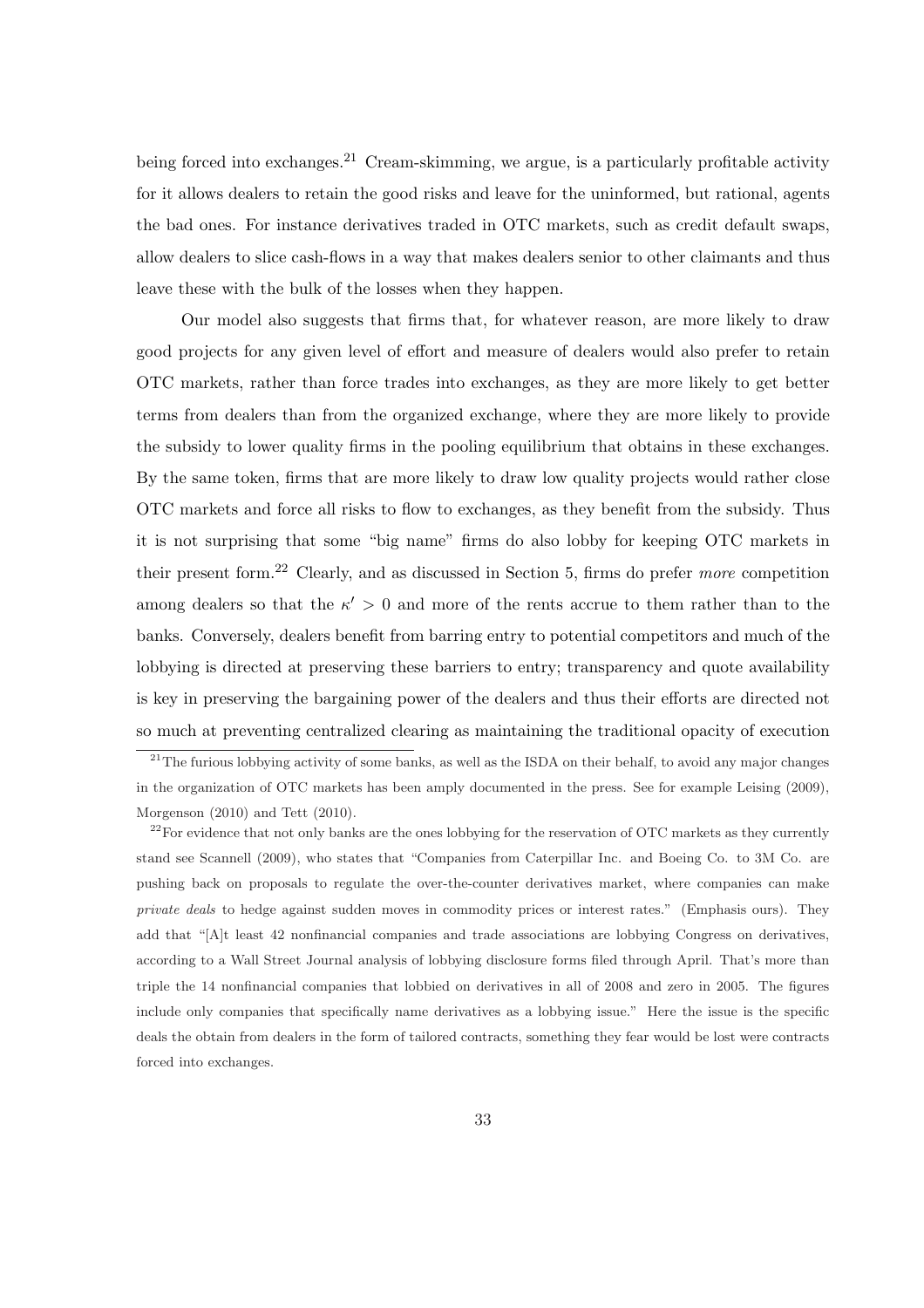being forced into exchanges.[21] Cream-skimming, we argue, is a particularly profitable activity for it allows dealers to retain the good risks and leave for the uninformed, but rational, agents the bad ones. For instance derivatives traded in OTC markets, such as credit default swaps, allow dealers to slice cash-flows in a way that makes dealers senior to other claimants and thus leave these with the bulk of the losses when they happen.

Our model also suggests that firms that, for whatever reason, are more likely to draw good projects for any given level of effort and measure of dealers would also prefer to retain OTC markets, rather than force trades into exchanges, as they are more likely to get better terms from dealers than from the organized exchange, where they are more likely to provide the subsidy to lower quality firms in the pooling equilibrium that obtains in these exchanges. By the same token, firms that are more likely to draw low quality projects would rather close OTC markets and force all risks to flow to exchanges, as they benefit from the subsidy. Thus it is not surprising that some "big name" firms do also lobby for keeping OTC markets in their present form.[22] Clearly, and as discussed in Section 5, firms do prefer *more* competition among dealers so that the $\kappa' > 0$ and more of the rents accrue to them rather than to the banks. Conversely, dealers benefit from barring entry to potential competitors and much of the lobbying is directed at preserving these barriers to entry; transparency and quote availability is key in preserving the bargaining power of the dealers and thus their efforts are directed not so much at preventing centralized clearing as maintaining the traditional opacity of execution

[21] The furious lobbying activity of some banks, as well as the ISDA on their behalf, to avoid any major changes in the organization of OTC markets has been amply documented in the press. See for example Leising (2009), Morgenson (2010) and Tett (2010).

[22] For evidence that not only banks are the ones lobbying for the reservation of OTC markets as they currently stand see Scannell (2009), who states that "Companies from Caterpillar Inc. and Boeing Co. to 3M Co. are pushing back on proposals to regulate the over-the-counter derivatives market, where companies can make *private deals* to hedge against sudden moves in commodity prices or interest rates." (Emphasis ours). They add that "[A]t least 42 nonfinancial companies and trade associations are lobbying Congress on derivatives, according to a Wall Street Journal analysis of lobbying disclosure forms filed through April. That's more than triple the 14 nonfinancial companies that lobbied on derivatives in all of 2008 and zero in 2005. The figures include only companies that specifically name derivatives as a lobbying issue." Here the issue is the specific deals the obtain from dealers in the form of tailored contracts, something they fear would be lost were contracts forced into exchanges.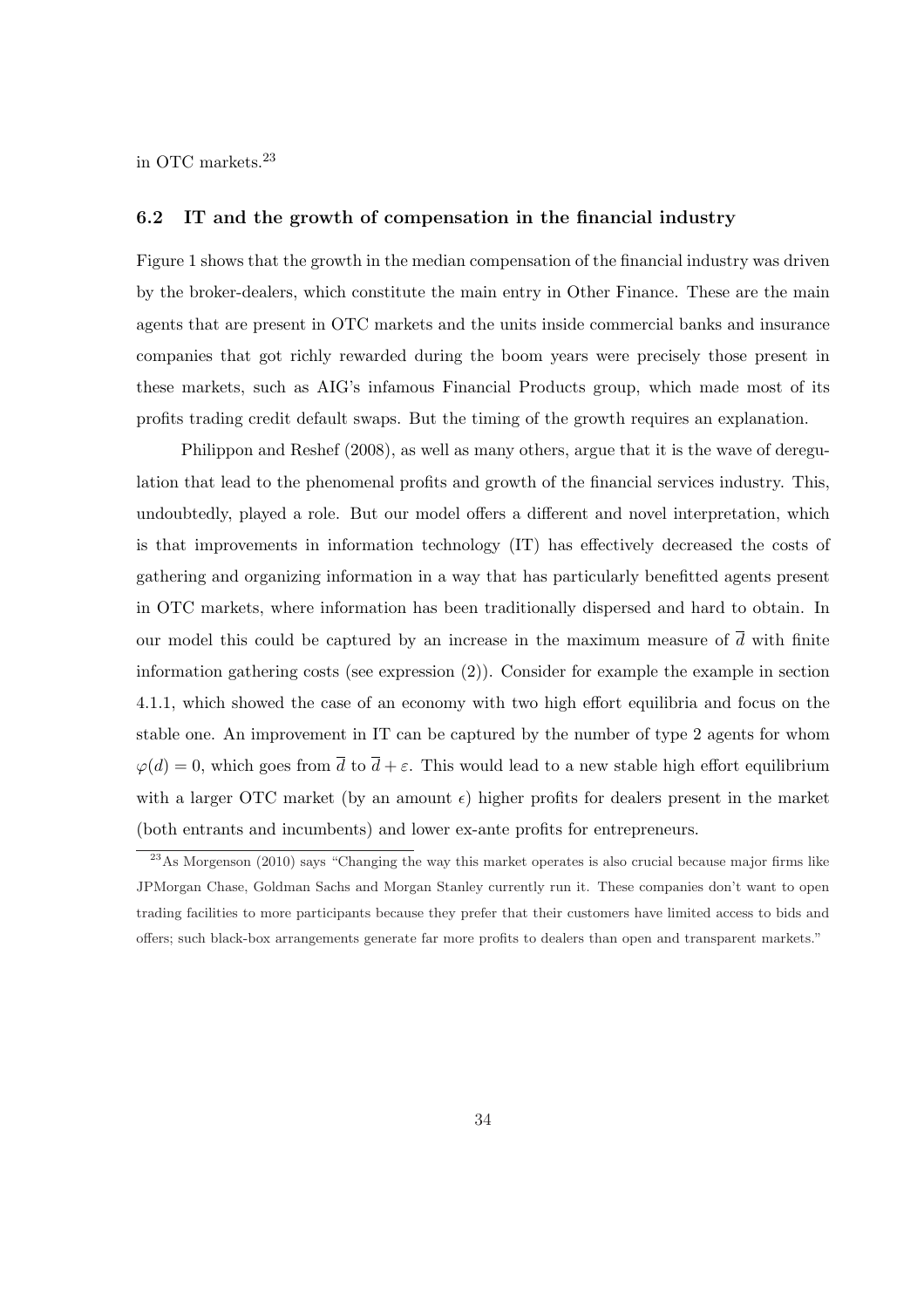in OTC markets.[23]

### 6.2 IT and the growth of compensation in the financial industry

Figure 1 shows that the growth in the median compensation of the financial industry was driven by the broker-dealers, which constitute the main entry in Other Finance. These are the main agents that are present in OTC markets and the units inside commercial banks and insurance companies that got richly rewarded during the boom years were precisely those present in these markets, such as AIG's infamous Financial Products group, which made most of its profits trading credit default swaps. But the timing of the growth requires an explanation.

Philippon and Reshef (2008), as well as many others, argue that it is the wave of deregulation that lead to the phenomenal profits and growth of the financial services industry. This, undoubtedly, played a role. But our model offers a different and novel interpretation, which is that improvements in information technology (IT) has effectively decreased the costs of gathering and organizing information in a way that has particularly benefitted agents present in OTC markets, where information has been traditionally dispersed and hard to obtain. In our model this could be captured by an increase in the maximum measure of $\overline{d}$ with finite information gathering costs (see expression (2)). Consider for example the example in section 4.1.1, which showed the case of an economy with two high effort equilibria and focus on the stable one. An improvement in IT can be captured by the number of type 2 agents for whom $\varphi(d) = 0$, which goes from $\overline{d}$ to $\overline{d} + \varepsilon$. This would lead to a new stable high effort equilibrium with a larger OTC market (by an amount $\epsilon$) higher profits for dealers present in the market (both entrants and incumbents) and lower ex-ante profits for entrepreneurs.

[23] As Morgenson (2010) says "Changing the way this market operates is also crucial because major firms like JPMorgan Chase, Goldman Sachs and Morgan Stanley currently run it. These companies don't want to open trading facilities to more participants because they prefer that their customers have limited access to bids and offers; such black-box arrangements generate far more profits to dealers than open and transparent markets."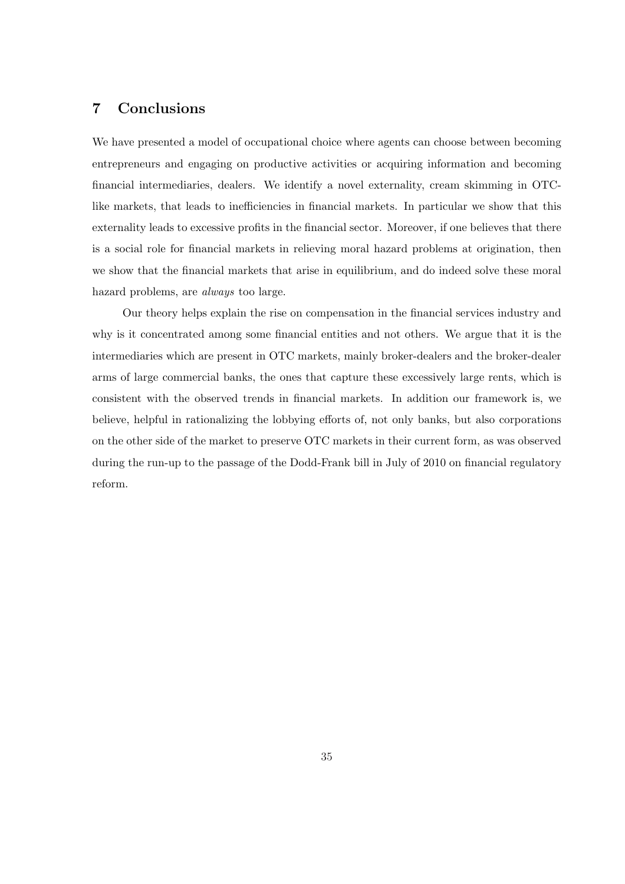## 7 Conclusions

We have presented a model of occupational choice where agents can choose between becoming entrepreneurs and engaging on productive activities or acquiring information and becoming financial intermediaries, dealers. We identify a novel externality, cream skimming in OTC-like markets, that leads to inefficiencies in financial markets. In particular we show that this externality leads to excessive profits in the financial sector. Moreover, if one believes that there is a social role for financial markets in relieving moral hazard problems at origination, then we show that the financial markets that arise in equilibrium, and do indeed solve these moral hazard problems, are *always* too large.

Our theory helps explain the rise on compensation in the financial services industry and why is it concentrated among some financial entities and not others. We argue that it is the intermediaries which are present in OTC markets, mainly broker-dealers and the broker-dealer arms of large commercial banks, the ones that capture these excessively large rents, which is consistent with the observed trends in financial markets. In addition our framework is, we believe, helpful in rationalizing the lobbying efforts of, not only banks, but also corporations on the other side of the market to preserve OTC markets in their current form, as was observed during the run-up to the passage of the Dodd-Frank bill in July of 2010 on financial regulatory reform.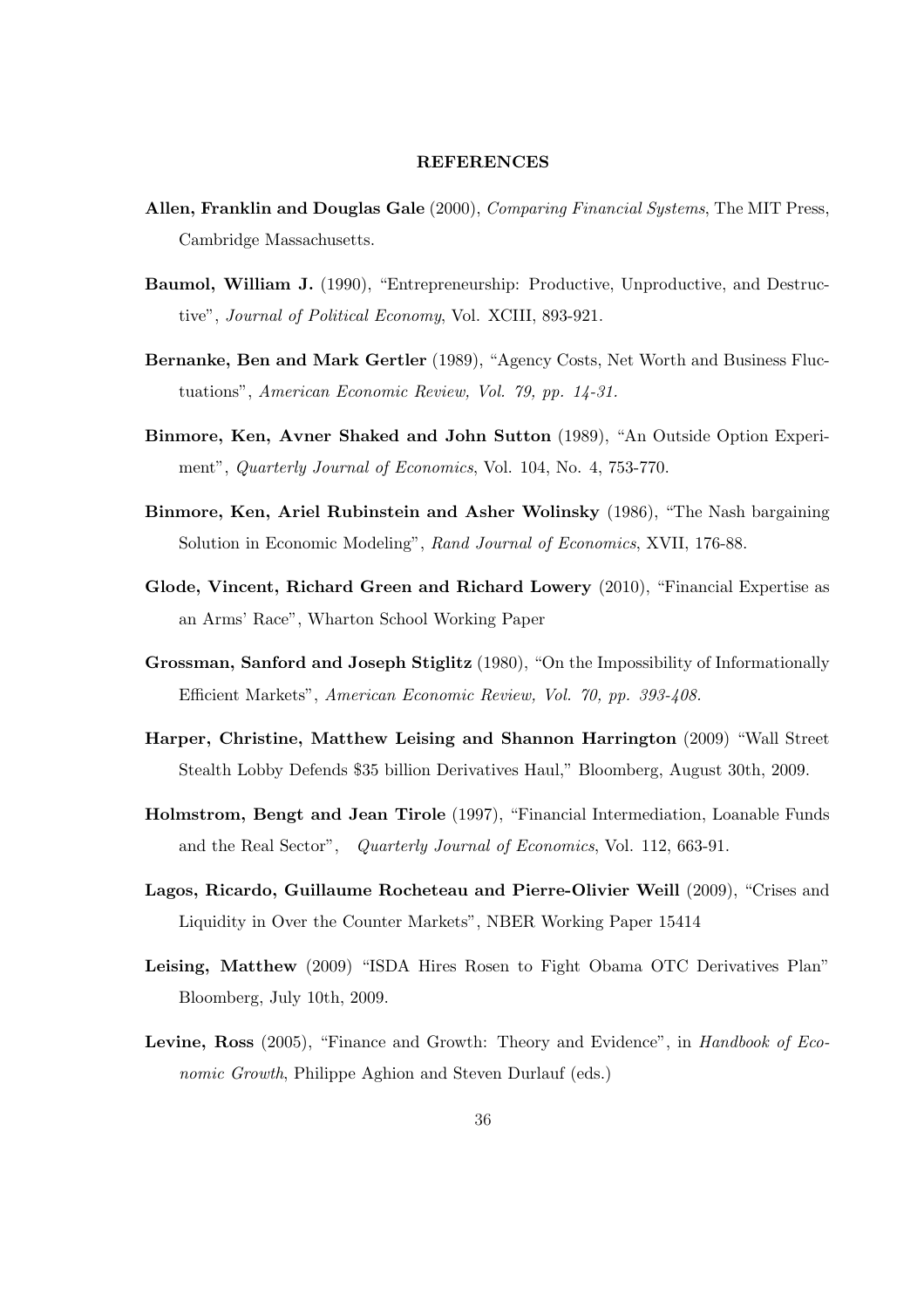## REFERENCES

**Allen, Franklin and Douglas Gale** (2000), *Comparing Financial Systems*, The MIT Press, Cambridge Massachusetts.

**Baumol, William J.** (1990), "Entrepreneurship: Productive, Unproductive, and Destructive", *Journal of Political Economy*, Vol. XCIII, 893-921.

**Bernanke, Ben and Mark Gertler** (1989), "Agency Costs, Net Worth and Business Fluctuations", *American Economic Review, Vol. 79, pp. 14-31.*

**Binmore, Ken, Avner Shaked and John Sutton** (1989), "An Outside Option Experiment", *Quarterly Journal of Economics*, Vol. 104, No. 4, 753-770.

**Binmore, Ken, Ariel Rubinstein and Asher Wolinsky** (1986), "The Nash bargaining Solution in Economic Modeling", *Rand Journal of Economics*, XVII, 176-88.

**Glode, Vincent, Richard Green and Richard Lowery** (2010), "Financial Expertise as an Arms' Race", Wharton School Working Paper

**Grossman, Sanford and Joseph Stiglitz** (1980), "On the Impossibility of Informationally Efficient Markets", *American Economic Review, Vol. 70, pp. 393-408.*

**Harper, Christine, Matthew Leising and Shannon Harrington** (2009) "Wall Street Stealth Lobby Defends $35 billion Derivatives Haul," Bloomberg, August 30th, 2009.

**Holmstrom, Bengt and Jean Tirole** (1997), "Financial Intermediation, Loanable Funds and the Real Sector", *Quarterly Journal of Economics*, Vol. 112, 663-91.

**Lagos, Ricardo, Guillaume Rocheteau and Pierre-Olivier Weill** (2009), "Crises and Liquidity in Over the Counter Markets", NBER Working Paper 15414

**Leising, Matthew** (2009) "ISDA Hires Rosen to Fight Obama OTC Derivatives Plan" Bloomberg, July 10th, 2009.

**Levine, Ross** (2005), "Finance and Growth: Theory and Evidence", in *Handbook of Economic Growth*, Philippe Aghion and Steven Durlauf (eds.)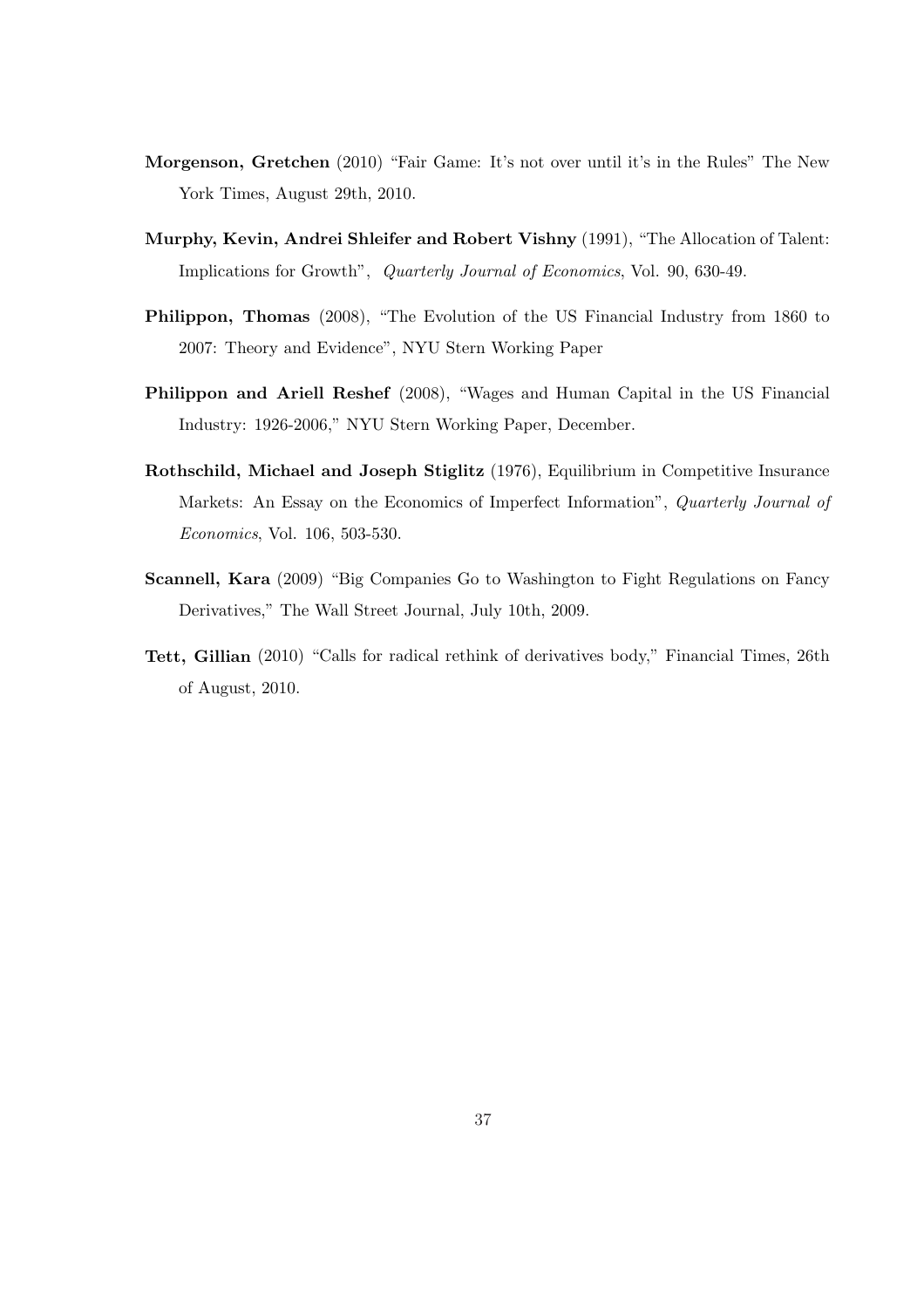**Morgenson, Gretchen** (2010) "Fair Game: It's not over until it's in the Rules" The New York Times, August 29th, 2010.

**Murphy, Kevin, Andrei Shleifer and Robert Vishny** (1991), "The Allocation of Talent: Implications for Growth", *Quarterly Journal of Economics*, Vol. 90, 630-49.

**Philippon, Thomas** (2008), "The Evolution of the US Financial Industry from 1860 to 2007: Theory and Evidence", NYU Stern Working Paper

**Philippon and Ariell Reshef** (2008), "Wages and Human Capital in the US Financial Industry: 1926-2006," NYU Stern Working Paper, December.

**Rothschild, Michael and Joseph Stiglitz** (1976), Equilibrium in Competitive Insurance Markets: An Essay on the Economics of Imperfect Information", *Quarterly Journal of Economics*, Vol. 106, 503-530.

**Scannell, Kara** (2009) "Big Companies Go to Washington to Fight Regulations on Fancy Derivatives," The Wall Street Journal, July 10th, 2009.

**Tett, Gillian** (2010) "Calls for radical rethink of derivatives body," Financial Times, 26th of August, 2010.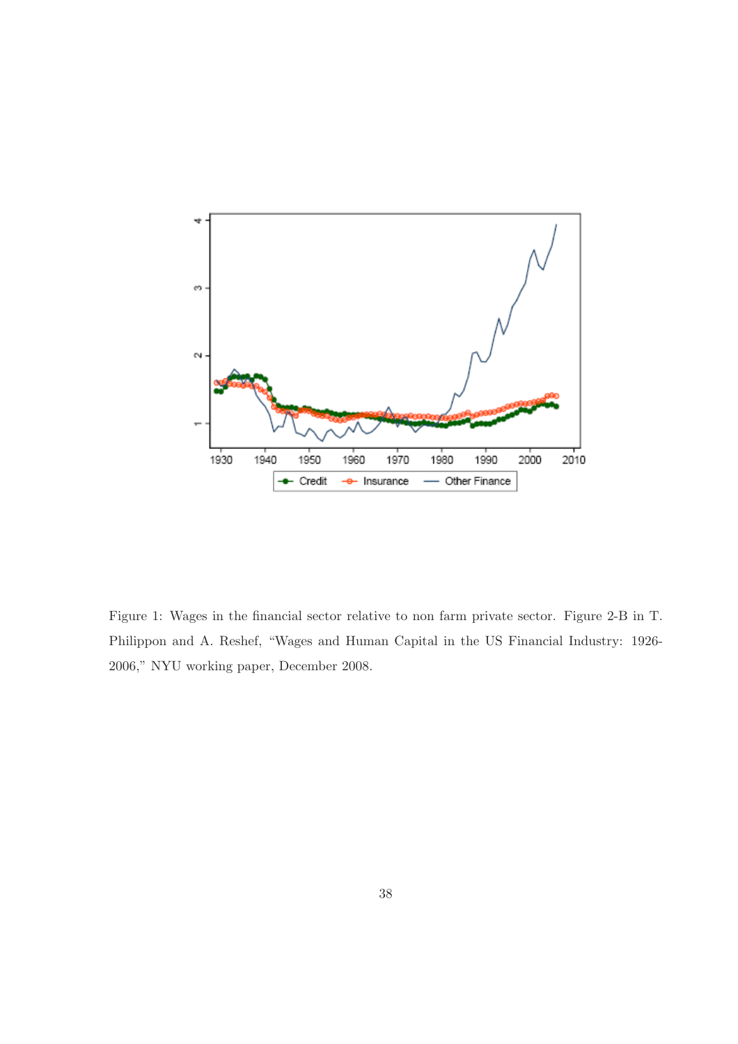Figure 1: Wages in the financial sector relative to non farm private sector. Figure 2-B in T. Philippon and A. Reshef, "Wages and Human Capital in the US Financial Industry: 1926-2006," NYU working paper, December 2008.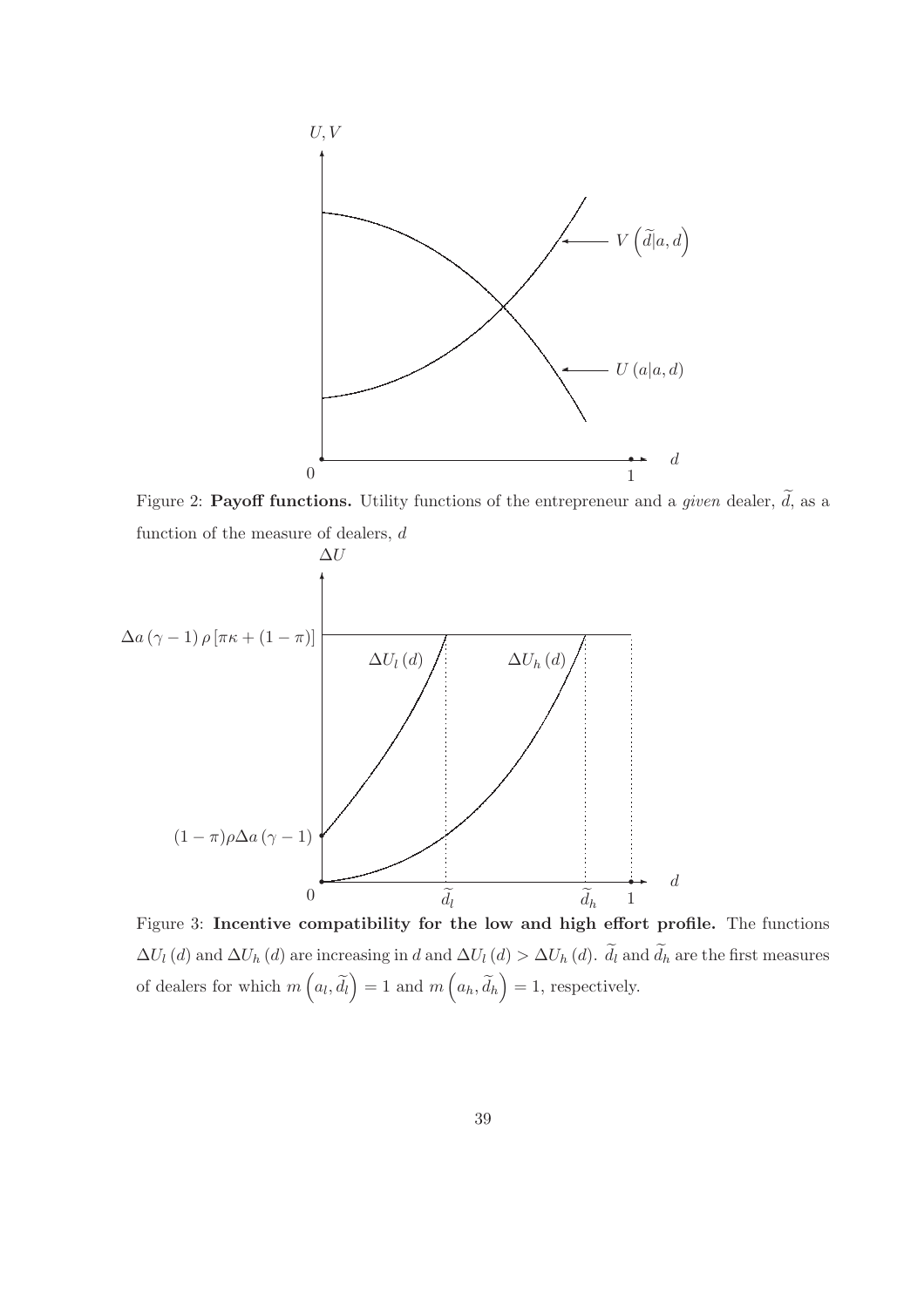Figure 2: **Payoff functions.** Utility functions of the entrepreneur and a *given* dealer, $\widetilde{d}$, as a function of the measure of dealers, $d$

Figure 3: **Incentive compatibility for the low and high effort profile.** The functions $\Delta U_l(d)$ and $\Delta U_h(d)$ are increasing in $d$ and $\Delta U_l(d) > \Delta U_h(d)$. $\widetilde{d}_l$ and $\widetilde{d}_h$ are the first measures of dealers for which $m\left(a_l, \widetilde{d}_l\right) = 1$ and $m\left(a_h, \widetilde{d}_h\right) = 1$, respectively.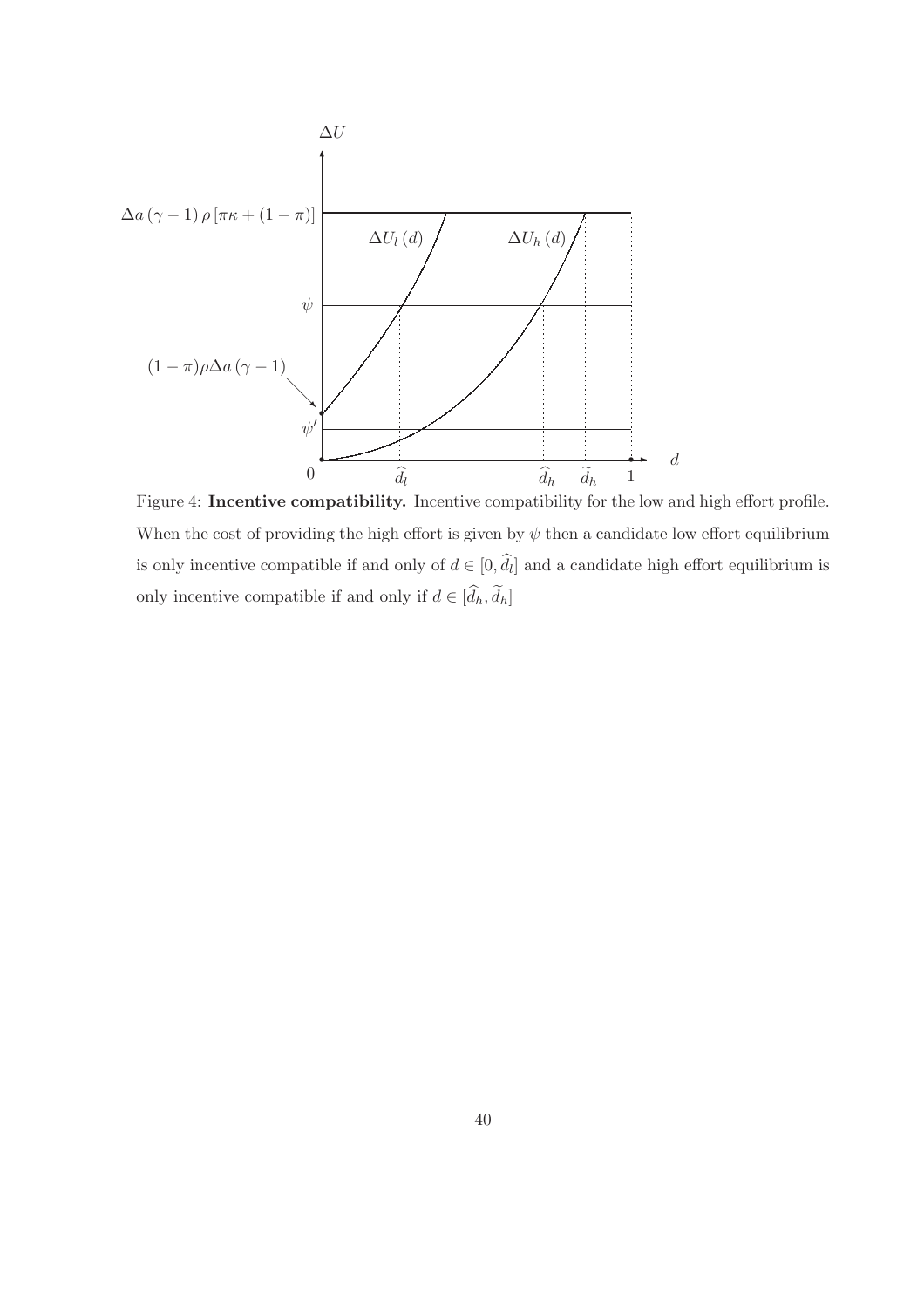Figure 4: **Incentive compatibility.** Incentive compatibility for the low and high effort profile. When the cost of providing the high effort is given by $\psi$ then a candidate low effort equilibrium is only incentive compatible if and only of $d \in [0, \widehat{d}_l]$ and a candidate high effort equilibrium is only incentive compatible if and only if $d \in [\widehat{d}_h, \widetilde{d}_h]$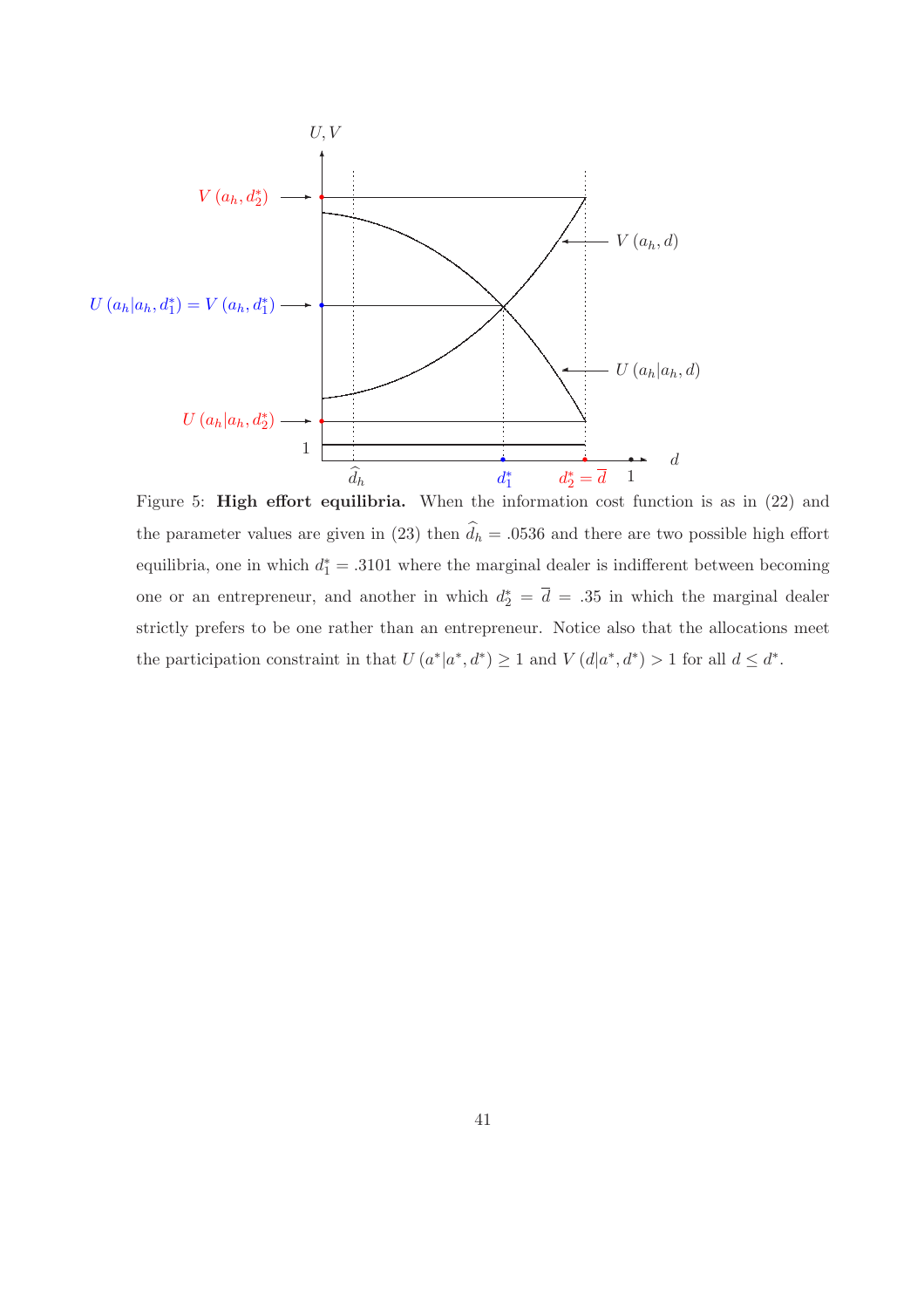Figure 5: **High effort equilibria.** When the information cost function is as in (22) and the parameter values are given in (23) then $\widehat{d}_h = .0536$ and there are two possible high effort equilibria, one in which $d_1^* = .3101$ where the marginal dealer is indifferent between becoming one or an entrepreneur, and another in which $d_2^* = \overline{d} = .35$ in which the marginal dealer strictly prefers to be one rather than an entrepreneur. Notice also that the allocations meet the participation constraint in that $U(a^*|a^*, d^*) \geq 1$ and $V(d|a^*, d^*) > 1$ for all $d \leq d^*$.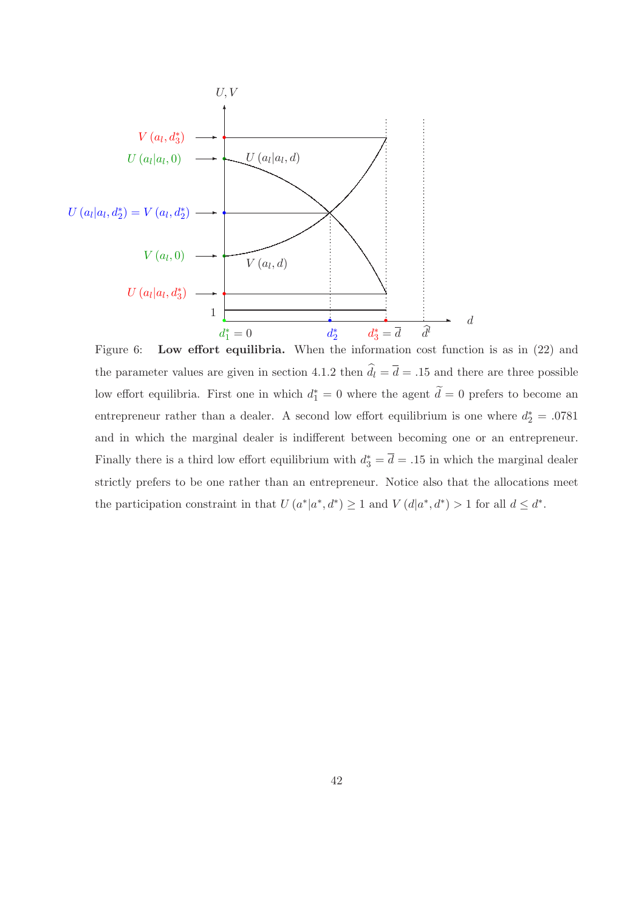Figure 6: **Low effort equilibria.** When the information cost function is as in (22) and the parameter values are given in section 4.1.2 then $\widehat{d}_l = \overline{d} = .15$ and there are three possible low effort equilibria. First one in which $d_1^* = 0$ where the agent $\widetilde{d} = 0$ prefers to become an entrepreneur rather than a dealer. A second low effort equilibrium is one where $d_2^* = .0781$ and in which the marginal dealer is indifferent between becoming one or an entrepreneur. Finally there is a third low effort equilibrium with $d_3^* = \overline{d} = .15$ in which the marginal dealer strictly prefers to be one rather than an entrepreneur. Notice also that the allocations meet the participation constraint in that $U(a^*|a^*, d^*) \geq 1$ and $V(d|a^*, d^*) > 1$ for all $d \leq d^*$.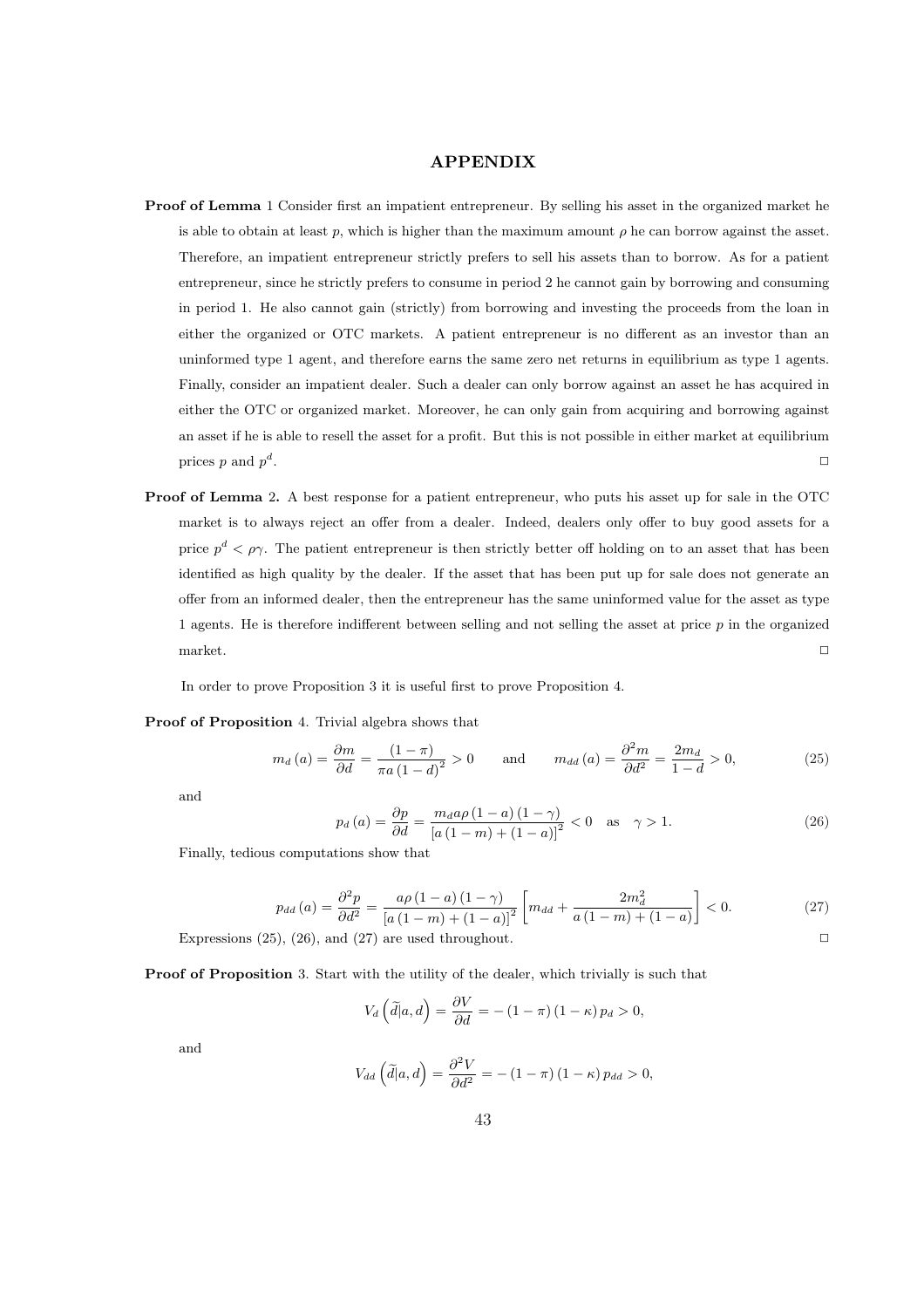## APPENDIX

**Proof of Lemma** 1 Consider first an impatient entrepreneur. By selling his asset in the organized market he is able to obtain at least $p$, which is higher than the maximum amount $\rho$ he can borrow against the asset. Therefore, an impatient entrepreneur strictly prefers to sell his assets than to borrow. As for a patient entrepreneur, since he strictly prefers to consume in period 2 he cannot gain by borrowing and consuming in period 1. He also cannot gain (strictly) from borrowing and investing the proceeds from the loan in either the organized or OTC markets. A patient entrepreneur is no different as an investor than an uninformed type 1 agent, and therefore earns the same zero net returns in equilibrium as type 1 agents. Finally, consider an impatient dealer. Such a dealer can only borrow against an asset he has acquired in either the OTC or organized market. Moreover, he can only gain from acquiring and borrowing against an asset if he is able to resell the asset for a profit. But this is not possible in either market at equilibrium prices $p$ and $p^d$. □

**Proof of Lemma 2.** A best response for a patient entrepreneur, who puts his asset up for sale in the OTC market is to always reject an offer from a dealer. Indeed, dealers only offer to buy good assets for a price $p^d < \rho\gamma$. The patient entrepreneur is then strictly better off holding on to an asset that has been identified as high quality by the dealer. If the asset that has been put up for sale does not generate an offer from an informed dealer, then the entrepreneur has the same uninformed value for the asset as type 1 agents. He is therefore indifferent between selling and not selling the asset at price $p$ in the organized market. □

In order to prove Proposition 3 it is useful first to prove Proposition 4.

**Proof of Proposition** 4. Trivial algebra shows that

$$m_d(a) = \frac{\partial m}{\partial d} = \frac{(1-\pi)}{\pi a (1-d)^2} > 0 \qquad \text{and} \qquad m_{dd}(a) = \frac{\partial^2 m}{\partial d^2} = \frac{2m_d}{1-d} > 0, \tag{25}$$

and

$$p_d(a) = \frac{\partial p}{\partial d} = \frac{m_d a \rho (1-a)(1-\gamma)}{[a(1-m)+(1-a)]^2} < 0 \quad \text{as} \quad \gamma > 1. \tag{26}$$

Finally, tedious computations show that

$$p_{dd}(a) = \frac{\partial^2 p}{\partial d^2} = \frac{a\rho(1-a)(1-\gamma)}{[a(1-m)+(1-a)]^2}\left[m_{dd} + \frac{2m_d^2}{a(1-m)+(1-a)}\right] < 0. \tag{27}$$

Expressions (25), (26), and (27) are used throughout. □

**Proof of Proposition** 3. Start with the utility of the dealer, which trivially is such that

$$V_d\left(\widetilde{d}|a,d\right) = \frac{\partial V}{\partial d} = -(1-\pi)(1-\kappa)\,p_d > 0,$$

and

$$V_{dd}\left(\widetilde{d}|a,d\right) = \frac{\partial^2 V}{\partial d^2} = -(1-\pi)(1-\kappa)\,p_{dd} > 0,$$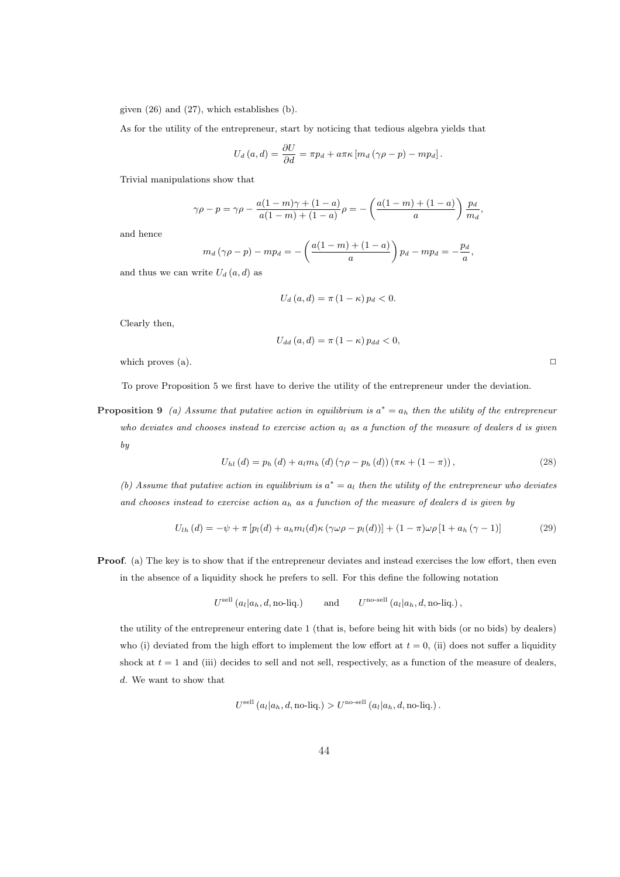given (26) and (27), which establishes (b).

As for the utility of the entrepreneur, start by noticing that tedious algebra yields that

$$U_d(a,d) = \frac{\partial U}{\partial d} = \pi p_d + a\pi\kappa \left[m_d(\gamma\rho - p) - m p_d\right].$$

Trivial manipulations show that

$$\gamma\rho - p = \gamma\rho - \frac{a(1-m)\gamma + (1-a)}{a(1-m) + (1-a)}\rho = -\left(\frac{a(1-m)+(1-a)}{a}\right)\frac{p_d}{m_d},$$

and hence

$$m_d(\gamma\rho - p) - m p_d = -\left(\frac{a(1-m)+(1-a)}{a}\right)p_d - m p_d = -\frac{p_d}{a},$$

and thus we can write $U_d(a,d)$ as

$$U_d(a,d) = \pi(1-\kappa)p_d < 0.$$

Clearly then,

$$U_{dd}(a,d) = \pi(1-\kappa)p_{dd} < 0,$$

which proves (a). □

To prove Proposition 5 we first have to derive the utility of the entrepreneur under the deviation.

**Proposition 9** *(a) Assume that putative action in equilibrium is $a^* = a_h$ then the utility of the entrepreneur who deviates and chooses instead to exercise action $a_l$ as a function of the measure of dealers $d$ is given by*

$$U_{hl}(d) = p_h(d) + a_l m_h(d)(\gamma\rho - p_h(d))(\pi\kappa + (1-\pi)), \tag{28}$$

*(b) Assume that putative action in equilibrium is $a^* = a_l$ then the utility of the entrepreneur who deviates and chooses instead to exercise action $a_h$ as a function of the measure of dealers $d$ is given by*

$$U_{lh}(d) = -\psi + \pi\left[p_l(d) + a_h m_l(d)\kappa(\gamma\omega\rho - p_l(d))\right] + (1-\pi)\omega\rho\left[1 + a_h(\gamma - 1)\right] \tag{29}$$

**Proof**. (a) The key is to show that if the entrepreneur deviates and instead exercises the low effort, then even in the absence of a liquidity shock he prefers to sell. For this define the following notation

$$U^{\text{sell}}(a_l|a_h, d, \text{no-liq.}) \qquad \text{and} \qquad U^{\text{no-sell}}(a_l|a_h, d, \text{no-liq.}),$$

the utility of the entrepreneur entering date 1 (that is, before being hit with bids (or no bids) by dealers) who (i) deviated from the high effort to implement the low effort at $t = 0$, (ii) does not suffer a liquidity shock at $t = 1$ and (iii) decides to sell and not sell, respectively, as a function of the measure of dealers, $d$. We want to show that

$$U^{\text{sell}}(a_l|a_h, d, \text{no-liq.}) > U^{\text{no-sell}}(a_l|a_h, d, \text{no-liq.}).$$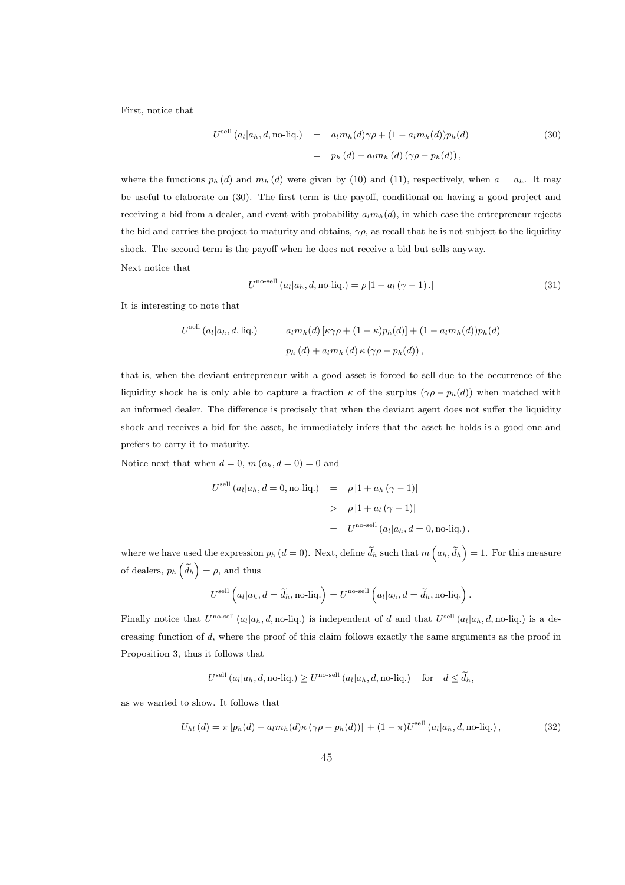First, notice that

$$
\begin{aligned}
U^{\text{sell}}\left(a_l|a_h,d,\text{no-liq.}\right) &= a_l m_h(d)\gamma\rho + (1-a_l m_h(d))p_h(d) \\
&= p_h\left(d\right) + a_l m_h\left(d\right)\left(\gamma\rho - p_h(d)\right),
\end{aligned}
\tag{30}
$$

where the functions $p_h\left(d\right)$ and $m_h\left(d\right)$ were given by (10) and (11), respectively, when $a = a_h$. It may be useful to elaborate on (30). The first term is the payoff, conditional on having a good project and receiving a bid from a dealer, and event with probability $a_l m_h(d)$, in which case the entrepreneur rejects the bid and carries the project to maturity and obtains, $\gamma\rho$, as recall that he is not subject to the liquidity shock. The second term is the payoff when he does not receive a bid but sells anyway.

Next notice that

$$
U^{\text{no-sell}}\left(a_l|a_h,d,\text{no-liq.}\right) = \rho\left[1 + a_l\left(\gamma - 1\right).\right]
\tag{31}
$$

It is interesting to note that

$$
\begin{aligned}
U^{\text{sell}}\left(a_l|a_h,d,\text{liq.}\right) &= a_l m_h(d)\left[\kappa\gamma\rho + (1-\kappa)p_h(d)\right] + (1-a_l m_h(d))p_h(d) \\
&= p_h\left(d\right) + a_l m_h\left(d\right)\kappa\left(\gamma\rho - p_h(d)\right),
\end{aligned}
$$

that is, when the deviant entrepreneur with a good asset is forced to sell due to the occurrence of the liquidity shock he is only able to capture a fraction $\kappa$ of the surplus $(\gamma\rho - p_h(d))$ when matched with an informed dealer. The difference is precisely that when the deviant agent does not suffer the liquidity shock and receives a bid for the asset, he immediately infers that the asset he holds is a good one and prefers to carry it to maturity.

Notice next that when $d = 0$, $m\left(a_h, d = 0\right) = 0$ and

$$
\begin{aligned}
U^{\text{sell}}\left(a_l|a_h,d=0,\text{no-liq.}\right) &= \rho\left[1 + a_h\left(\gamma - 1\right)\right] \\
&> \rho\left[1 + a_l\left(\gamma - 1\right)\right] \\
&= U^{\text{no-sell}}\left(a_l|a_h,d=0,\text{no-liq.}\right),
\end{aligned}
$$

where we have used the expression $p_h\left(d = 0\right)$. Next, define $\widetilde{d}_h$ such that $m\left(a_h, \widetilde{d}_h\right) = 1$. For this measure of dealers, $p_h\left(\widetilde{d}_h\right) = \rho$, and thus

$$
U^{\text{sell}}\left(a_l|a_h,d=\widetilde{d}_h,\text{no-liq.}\right) = U^{\text{no-sell}}\left(a_l|a_h,d=\widetilde{d}_h,\text{no-liq.}\right).
$$

Finally notice that $U^{\text{no-sell}}\left(a_l|a_h,d,\text{no-liq.}\right)$ is independent of $d$ and that $U^{\text{sell}}\left(a_l|a_h,d,\text{no-liq.}\right)$ is a decreasing function of $d$, where the proof of this claim follows exactly the same arguments as the proof in Proposition 3, thus it follows that

$$
U^{\text{sell}}\left(a_l|a_h,d,\text{no-liq.}\right) \geq U^{\text{no-sell}}\left(a_l|a_h,d,\text{no-liq.}\right) \quad \text{for} \quad d \leq \widetilde{d}_h,
$$

as we wanted to show. It follows that

$$
U_{hl}\left(d\right) = \pi\left[p_h(d) + a_l m_h(d)\kappa\left(\gamma\rho - p_h(d)\right)\right] + (1-\pi)U^{\text{sell}}\left(a_l|a_h,d,\text{no-liq.}\right),
\tag{32}
$$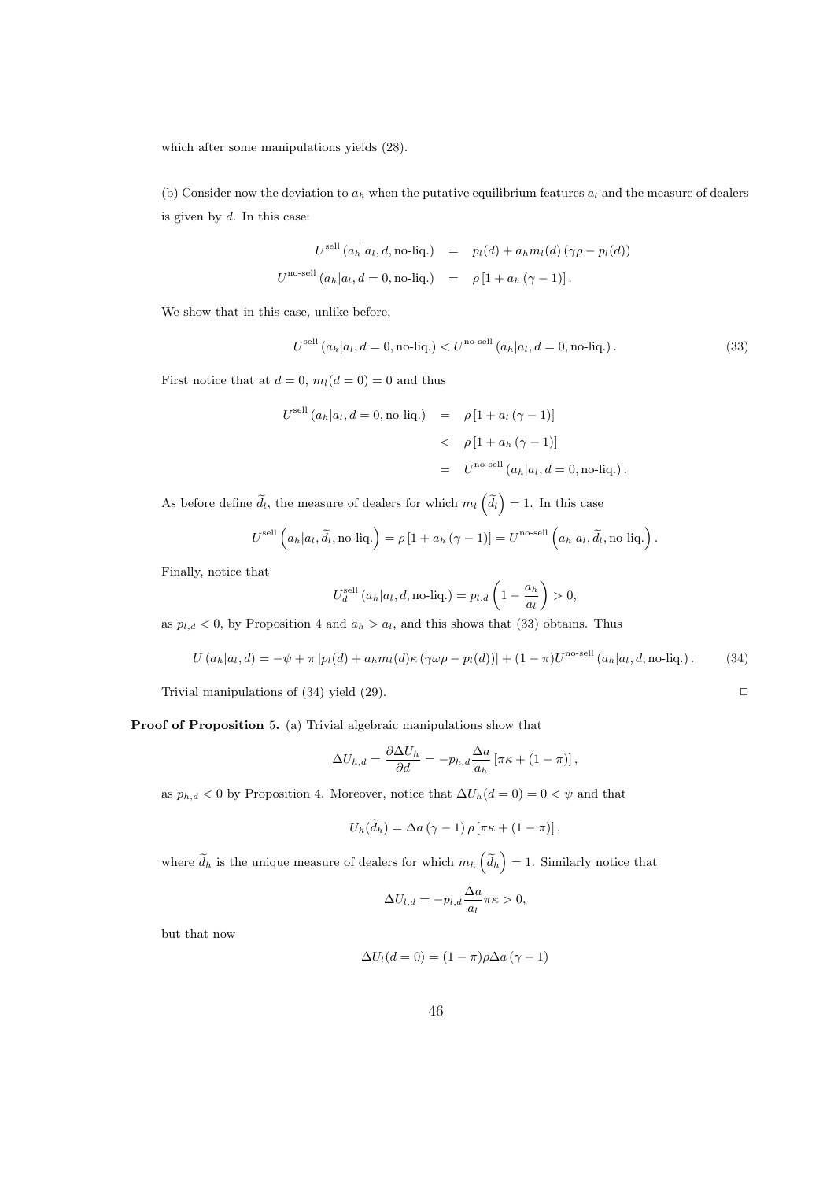which after some manipulations yields (28).

(b) Consider now the deviation to $a_h$ when the putative equilibrium features $a_l$ and the measure of dealers is given by $d$. In this case:

$$
\begin{aligned}
U^{\text{sell}}\left(a_h|a_l, d, \text{no-liq.}\right) &= p_l(d) + a_h m_l(d)\left(\gamma\rho - p_l(d)\right) \\
U^{\text{no-sell}}\left(a_h|a_l, d=0, \text{no-liq.}\right) &= \rho\left[1 + a_h\left(\gamma - 1\right)\right].
\end{aligned}
$$

We show that in this case, unlike before,

$$
U^{\text{sell}}\left(a_h|a_l, d=0, \text{no-liq.}\right) < U^{\text{no-sell}}\left(a_h|a_l, d=0, \text{no-liq.}\right). \tag{33}
$$

First notice that at $d = 0$, $m_l(d = 0) = 0$ and thus

$$
\begin{aligned}
U^{\text{sell}}\left(a_h|a_l, d=0, \text{no-liq.}\right) &= \rho\left[1 + a_l\left(\gamma - 1\right)\right] \\
&< \rho\left[1 + a_h\left(\gamma - 1\right)\right] \\
&= U^{\text{no-sell}}\left(a_h|a_l, d=0, \text{no-liq.}\right).
\end{aligned}
$$

As before define $\widetilde{d}_l$, the measure of dealers for which $m_l\left(\widetilde{d}_l\right) = 1$. In this case

$$
U^{\text{sell}}\left(a_h|a_l, \widetilde{d}_l, \text{no-liq.}\right) = \rho\left[1 + a_h\left(\gamma - 1\right)\right] = U^{\text{no-sell}}\left(a_h|a_l, \widetilde{d}_l, \text{no-liq.}\right).
$$

Finally, notice that

$$
U_d^{\text{sell}}\left(a_h|a_l, d, \text{no-liq.}\right) = p_{l,d}\left(1 - \frac{a_h}{a_l}\right) > 0,
$$

as $p_{l,d} < 0$, by Proposition 4 and $a_h > a_l$, and this shows that (33) obtains. Thus

$$
U\left(a_h|a_l, d\right) = -\psi + \pi\left[p_l(d) + a_h m_l(d)\kappa\left(\gamma\omega\rho - p_l(d)\right)\right] + (1-\pi)U^{\text{no-sell}}\left(a_h|a_l, d, \text{no-liq.}\right). \tag{34}
$$

Trivial manipulations of (34) yield (29). $\square$

**Proof of Proposition** 5. (a) Trivial algebraic manipulations show that

$$
\Delta U_{h,d} = \frac{\partial \Delta U_h}{\partial d} = -p_{h,d}\frac{\Delta a}{a_h}\left[\pi\kappa + (1-\pi)\right],
$$

as $p_{h,d} < 0$ by Proposition 4. Moreover, notice that $\Delta U_h(d = 0) = 0 < \psi$ and that

$$
U_h(\widetilde{d}_h) = \Delta a\left(\gamma - 1\right)\rho\left[\pi\kappa + (1-\pi)\right],
$$

where $\widetilde{d}_h$ is the unique measure of dealers for which $m_h\left(\widetilde{d}_h\right) = 1$. Similarly notice that

$$
\Delta U_{l,d} = -p_{l,d}\frac{\Delta a}{a_l}\pi\kappa > 0,
$$

but that now

$$
\Delta U_l(d = 0) = (1-\pi)\rho\Delta a\left(\gamma - 1\right)
$$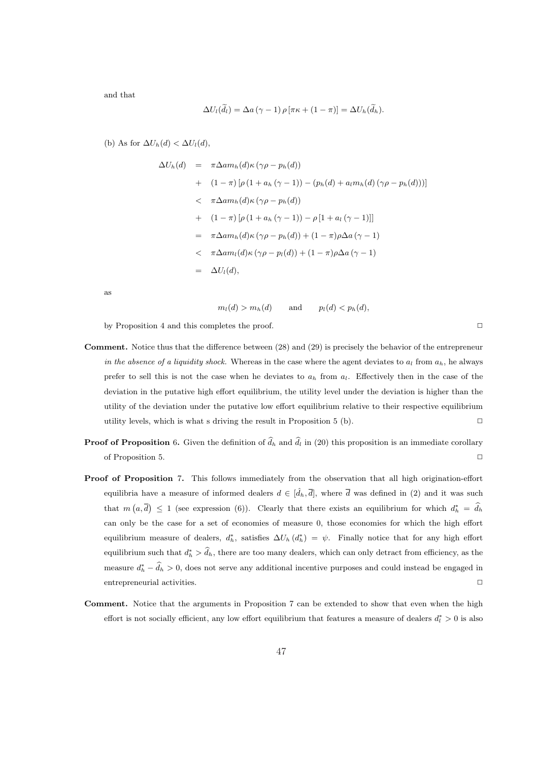and that

$$\Delta U_l(\widetilde{d}_l) = \Delta a\,(\gamma - 1)\,\rho\,[\pi\kappa + (1-\pi)] = \Delta U_h(\widetilde{d}_h).$$

(b) As for $\Delta U_h(d) < \Delta U_l(d)$,

$$\begin{aligned}
\Delta U_h(d) &= \pi \Delta a m_h(d) \kappa \left(\gamma\rho - p_h(d)\right) \\
&+ (1-\pi)\left[\rho\left(1 + a_h\left(\gamma - 1\right)\right) - \left(p_h(d) + a_l m_h(d)\left(\gamma\rho - p_h(d)\right)\right)\right] \\
&< \pi \Delta a m_h(d) \kappa \left(\gamma\rho - p_h(d)\right) \\
&+ (1-\pi)\left[\rho\left(1 + a_h\left(\gamma - 1\right)\right) - \rho\left[1 + a_l\left(\gamma - 1\right)\right]\right] \\
&= \pi \Delta a m_h(d) \kappa \left(\gamma\rho - p_h(d)\right) + (1-\pi)\rho\Delta a\left(\gamma - 1\right) \\
&< \pi \Delta a m_l(d) \kappa \left(\gamma\rho - p_l(d)\right) + (1-\pi)\rho\Delta a\left(\gamma - 1\right) \\
&= \Delta U_l(d),
\end{aligned}$$

as

$$m_l(d) > m_h(d) \qquad \text{and} \qquad p_l(d) < p_h(d),$$

by Proposition 4 and this completes the proof. □

**Comment.** Notice thus that the difference between (28) and (29) is precisely the behavior of the entrepreneur *in the absence of a liquidity shock.* Whereas in the case where the agent deviates to $a_l$ from $a_h$, he always prefer to sell this is not the case when he deviates to $a_h$ from $a_l$. Effectively then in the case of the deviation in the putative high effort equilibrium, the utility level under the deviation is higher than the utility of the deviation under the putative low effort equilibrium relative to their respective equilibrium utility levels, which is what s driving the result in Proposition 5 (b). □

**Proof of Proposition** 6. Given the definition of $\widehat{d}_h$ and $\widehat{d}_l$ in (20) this proposition is an immediate corollary of Proposition 5. □

**Proof of Proposition 7.** This follows immediately from the observation that all high origination-effort equilibria have a measure of informed dealers $d \in [\hat{d}_h, \overline{d}]$, where $\overline{d}$ was defined in (2) and it was such that $m\left(a, \overline{d}\right) \leq 1$ (see expression (6)). Clearly that there exists an equilibrium for which $d_h^* = \widehat{d}_h$ can only be the case for a set of economies of measure 0, those economies for which the high effort equilibrium measure of dealers, $d_h^*$, satisfies $\Delta U_h\left(d_h^*\right) = \psi$. Finally notice that for any high effort equilibrium such that $d_h^* > \widehat{d}_h$, there are too many dealers, which can only detract from efficiency, as the measure $d_h^* - \widehat{d}_h > 0$, does not serve any additional incentive purposes and could instead be engaged in entrepreneurial activities. □

**Comment.** Notice that the arguments in Proposition 7 can be extended to show that even when the high effort is not socially efficient, any low effort equilibrium that features a measure of dealers $d_l^* > 0$ is also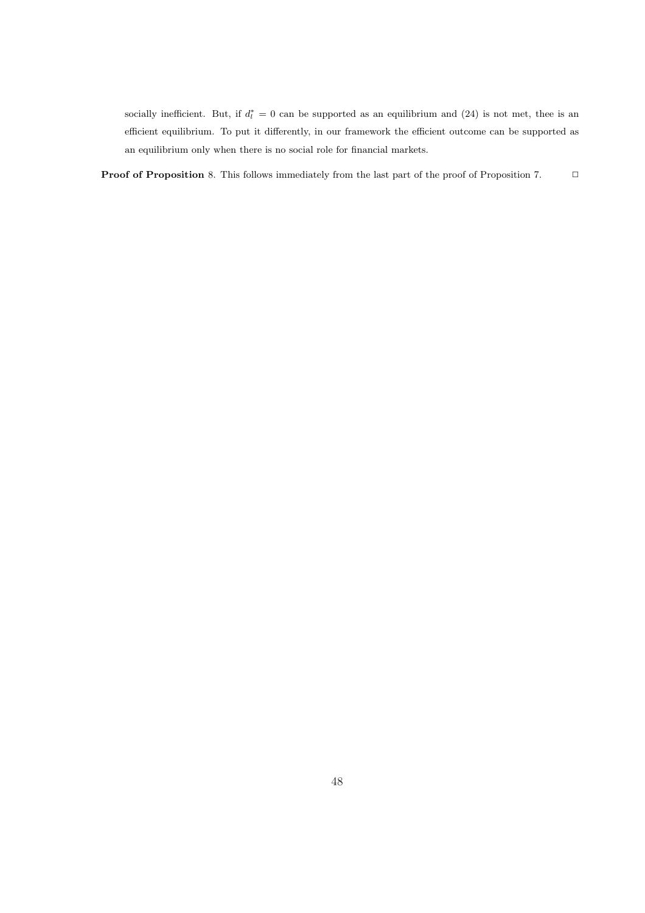socially inefficient. But, if $d_l^* = 0$ can be supported as an equilibrium and (24) is not met, thee is an efficient equilibrium. To put it differently, in our framework the efficient outcome can be supported as an equilibrium only when there is no social role for financial markets.

**Proof of Proposition** 8. This follows immediately from the last part of the proof of Proposition 7. □